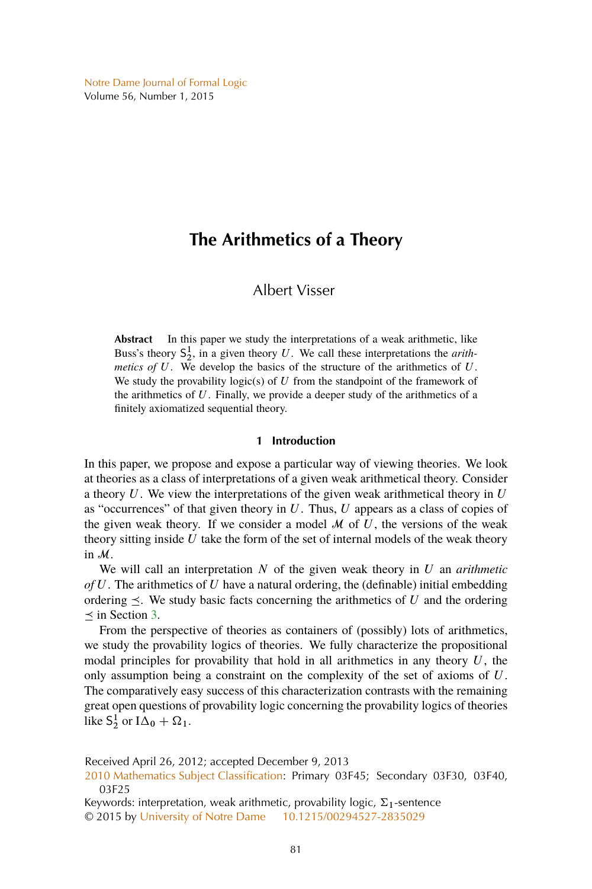# The Arithmetics of a Theory

Albert Visser

**Abstract** In this paper we study the interpretations of a weak arithmetic, like Buss's theory $\mathsf{S}^1_2$, in a given theory $U$. We call these interpretations the *arithmetics of $U$*. We develop the basics of the structure of the arithmetics of $U$. We study the provability logic(s) of $U$ from the standpoint of the framework of the arithmetics of $U$. Finally, we provide a deeper study of the arithmetics of a finitely axiomatized sequential theory.

## 1 Introduction

In this paper, we propose and expose a particular way of viewing theories. We look at theories as a class of interpretations of a given weak arithmetical theory. Consider a theory $U$. We view the interpretations of the given weak arithmetical theory in $U$ as "occurrences" of that given theory in $U$. Thus, $U$ appears as a class of copies of the given weak theory. If we consider a model $\mathcal{M}$ of $U$, the versions of the weak theory sitting inside $U$ take the form of the set of internal models of the weak theory in $\mathcal{M}$.

We will call an interpretation $N$ of the given weak theory in $U$ an *arithmetic of $U$*. The arithmetics of $U$ have a natural ordering, the (definable) initial embedding ordering $\preceq$. We study basic facts concerning the arithmetics of $U$ and the ordering $\preceq$ in Section 3.

From the perspective of theories as containers of (possibly) lots of arithmetics, we study the provability logics of theories. We fully characterize the propositional modal principles for provability that hold in all arithmetics in any theory $U$, the only assumption being a constraint on the complexity of the set of axioms of $U$. The comparatively easy success of this characterization contrasts with the remaining great open questions of provability logic concerning the provability logics of theories like $\mathsf{S}^1_2$ or $\mathrm{I}\Delta_0 + \Omega_1$.

Received April 26, 2012; accepted December 9, 2013
2010 Mathematics Subject Classification: Primary 03F45; Secondary 03F30, 03F40, 03F25
Keywords: interpretation, weak arithmetic, provability logic, $\Sigma_1$-sentence
© 2015 by University of Notre Dame 10.1215/00294527-2835029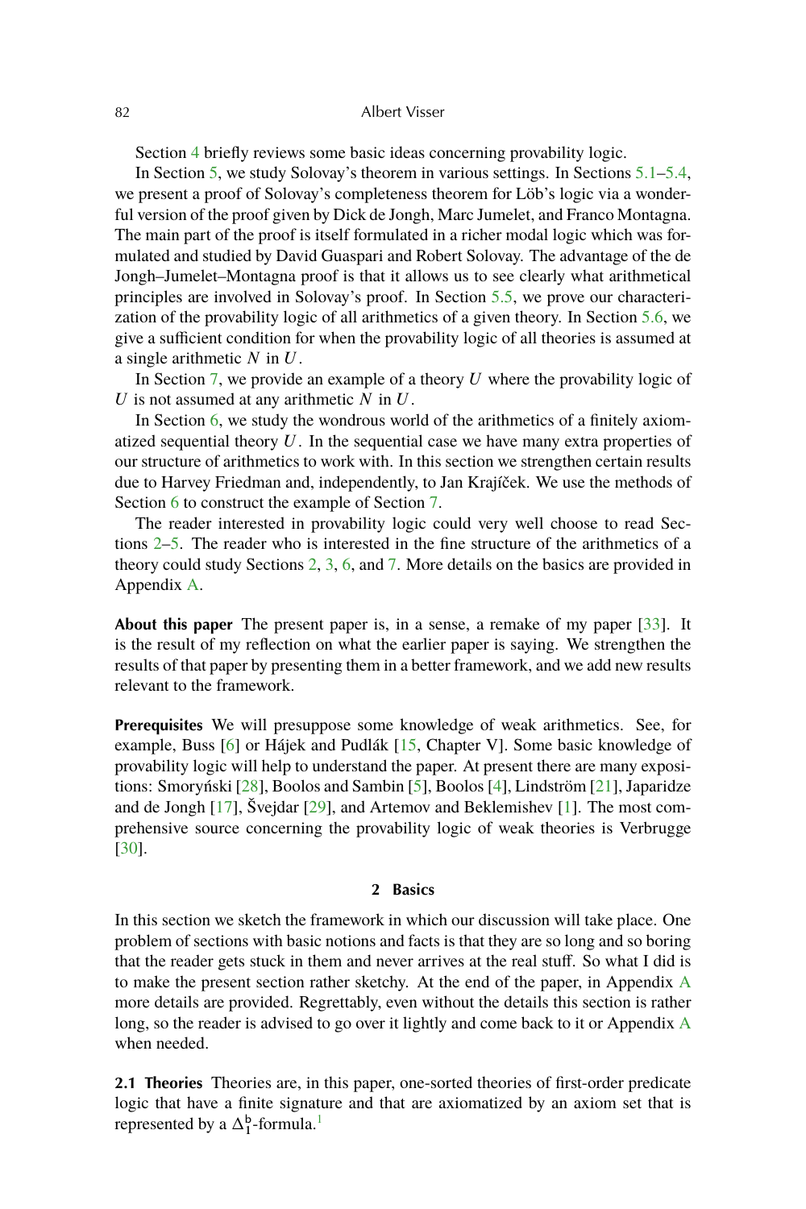Section 4 briefly reviews some basic ideas concerning provability logic.

In Section 5, we study Solovay's theorem in various settings. In Sections 5.1–5.4, we present a proof of Solovay's completeness theorem for Löb's logic via a wonderful version of the proof given by Dick de Jongh, Marc Jumelet, and Franco Montagna. The main part of the proof is itself formulated in a richer modal logic which was formulated and studied by David Guaspari and Robert Solovay. The advantage of the de Jongh–Jumelet–Montagna proof is that it allows us to see clearly what arithmetical principles are involved in Solovay's proof. In Section 5.5, we prove our characterization of the provability logic of all arithmetics of a given theory. In Section 5.6, we give a sufficient condition for when the provability logic of all theories is assumed at a single arithmetic $N$ in $U$.

In Section 7, we provide an example of a theory $U$ where the provability logic of $U$ is not assumed at any arithmetic $N$ in $U$.

In Section 6, we study the wondrous world of the arithmetics of a finitely axiomatized sequential theory $U$. In the sequential case we have many extra properties of our structure of arithmetics to work with. In this section we strengthen certain results due to Harvey Friedman and, independently, to Jan Krajíček. We use the methods of Section 6 to construct the example of Section 7.

The reader interested in provability logic could very well choose to read Sections 2–5. The reader who is interested in the fine structure of the arithmetics of a theory could study Sections 2, 3, 6, and 7. More details on the basics are provided in Appendix A.

**About this paper** The present paper is, in a sense, a remake of my paper [33]. It is the result of my reflection on what the earlier paper is saying. We strengthen the results of that paper by presenting them in a better framework, and we add new results relevant to the framework.

**Prerequisites** We will presuppose some knowledge of weak arithmetics. See, for example, Buss [6] or Hájek and Pudlák [15, Chapter V]. Some basic knowledge of provability logic will help to understand the paper. At present there are many expositions: Smoryński [28], Boolos and Sambin [5], Boolos [4], Lindström [21], Japaridze and de Jongh [17], Švejdar [29], and Artemov and Beklemishev [1]. The most comprehensive source concerning the provability logic of weak theories is Verbrugge [30].

## 2 Basics

In this section we sketch the framework in which our discussion will take place. One problem of sections with basic notions and facts is that they are so long and so boring that the reader gets stuck in them and never arrives at the real stuff. So what I did is to make the present section rather sketchy. At the end of the paper, in Appendix A more details are provided. Regrettably, even without the details this section is rather long, so the reader is advised to go over it lightly and come back to it or Appendix A when needed.

**2.1 Theories** Theories are, in this paper, one-sorted theories of first-order predicate logic that have a finite signature and that are axiomatized by an axiom set that is represented by a $\Delta_1^{\mathsf{b}}$-formula.[1]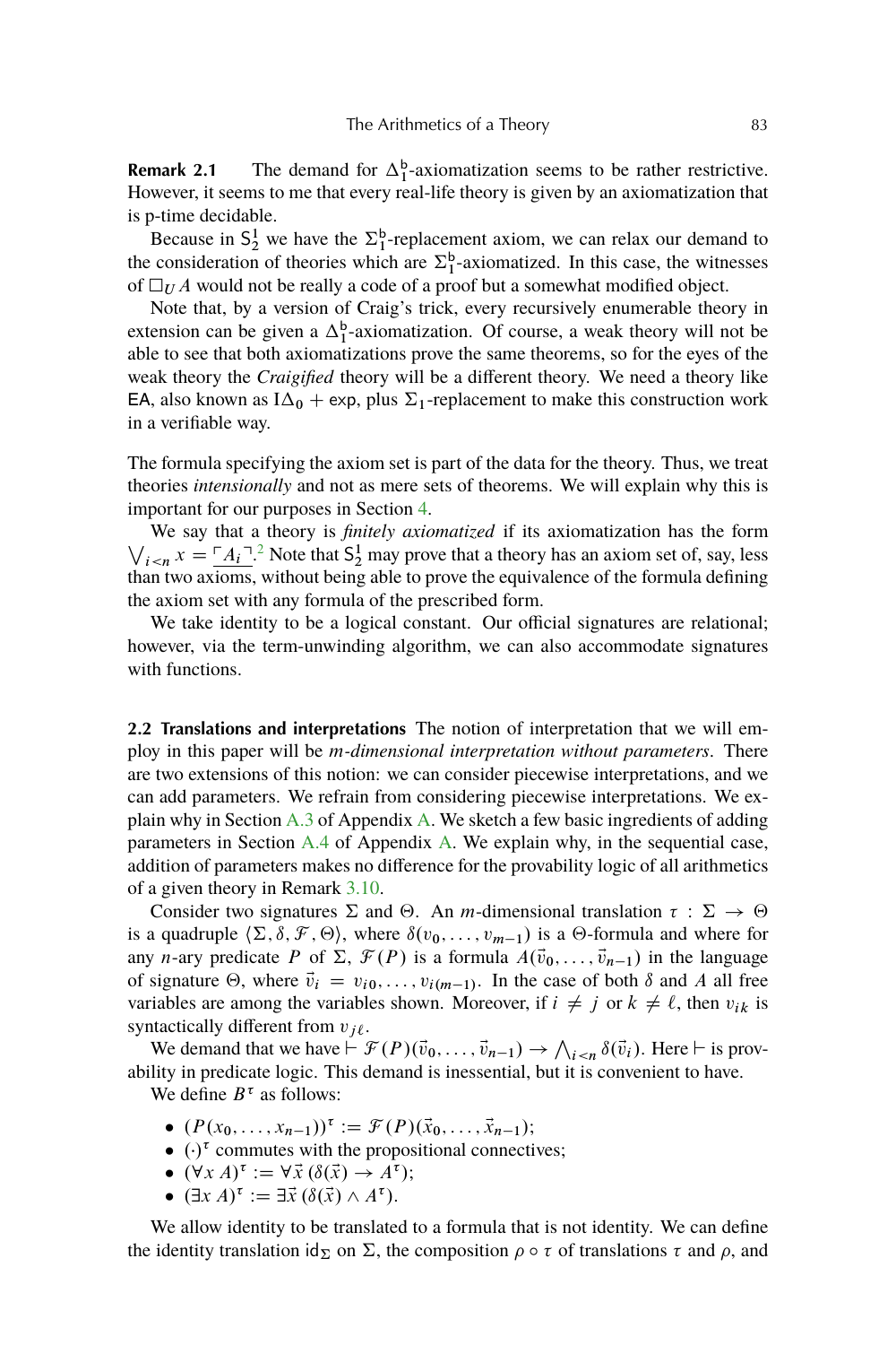**Remark 2.1** The demand for $\Delta_1^{\mathsf{b}}$-axiomatization seems to be rather restrictive. However, it seems to me that every real-life theory is given by an axiomatization that is p-time decidable.

Because in $\mathsf{S}_2^1$ we have the $\Sigma_1^{\mathsf{b}}$-replacement axiom, we can relax our demand to the consideration of theories which are $\Sigma_1^{\mathsf{b}}$-axiomatized. In this case, the witnesses of $\Box_U A$ would not be really a code of a proof but a somewhat modified object.

Note that, by a version of Craig's trick, every recursively enumerable theory in extension can be given a $\Delta_1^{\mathsf{b}}$-axiomatization. Of course, a weak theory will not be able to see that both axiomatizations prove the same theorems, so for the eyes of the weak theory the *Craigified* theory will be a different theory. We need a theory like $\mathsf{EA}$, also known as $\mathrm{I}\Delta_0 + \mathsf{exp}$, plus $\Sigma_1$-replacement to make this construction work in a verifiable way.

The formula specifying the axiom set is part of the data for the theory. Thus, we treat theories *intensionally* and not as mere sets of theorems. We will explain why this is important for our purposes in Section 4.

We say that a theory is *finitely axiomatized* if its axiomatization has the form $\bigvee_{i<n} x = \underline{\ulcorner A_i \urcorner}$.[2] Note that $\mathsf{S}_2^1$ may prove that a theory has an axiom set of, say, less than two axioms, without being able to prove the equivalence of the formula defining the axiom set with any formula of the prescribed form.

We take identity to be a logical constant. Our official signatures are relational; however, via the term-unwinding algorithm, we can also accommodate signatures with functions.

**2.2 Translations and interpretations** The notion of interpretation that we will employ in this paper will be *m-dimensional interpretation without parameters*. There are two extensions of this notion: we can consider piecewise interpretations, and we can add parameters. We refrain from considering piecewise interpretations. We explain why in Section A.3 of Appendix A. We sketch a few basic ingredients of adding parameters in Section A.4 of Appendix A. We explain why, in the sequential case, addition of parameters makes no difference for the provability logic of all arithmetics of a given theory in Remark 3.10.

Consider two signatures $\Sigma$ and $\Theta$. An $m$-dimensional translation $\tau : \Sigma \to \Theta$ is a quadruple $\langle \Sigma, \delta, \mathscr{F}, \Theta \rangle$, where $\delta(v_0, \ldots, v_{m-1})$ is a $\Theta$-formula and where for any $n$-ary predicate $P$ of $\Sigma$, $\mathscr{F}(P)$ is a formula $A(\vec{v}_0, \ldots, \vec{v}_{n-1})$ in the language of signature $\Theta$, where $\vec{v}_i = v_{i0}, \ldots, v_{i(m-1)}$. In the case of both $\delta$ and $A$ all free variables are among the variables shown. Moreover, if $i \neq j$ or $k \neq \ell$, then $v_{ik}$ is syntactically different from $v_{j\ell}$.

We demand that we have $\vdash \mathscr{F}(P)(\vec{v}_0, \ldots, \vec{v}_{n-1}) \to \bigwedge_{i<n} \delta(\vec{v}_i)$. Here $\vdash$ is provability in predicate logic. This demand is inessential, but it is convenient to have.

We define $B^\tau$ as follows:

- $(P(x_0, \ldots, x_{n-1}))^\tau := \mathscr{F}(P)(\vec{x}_0, \ldots, \vec{x}_{n-1})$;
- $(\cdot)^\tau$ commutes with the propositional connectives;
- $(\forall x\, A)^\tau := \forall \vec{x}\, (\delta(\vec{x}) \to A^\tau)$;
- $(\exists x\, A)^\tau := \exists \vec{x}\, (\delta(\vec{x}) \wedge A^\tau)$.

We allow identity to be translated to a formula that is not identity. We can define the identity translation $\mathsf{id}_\Sigma$ on $\Sigma$, the composition $\rho \circ \tau$ of translations $\tau$ and $\rho$, and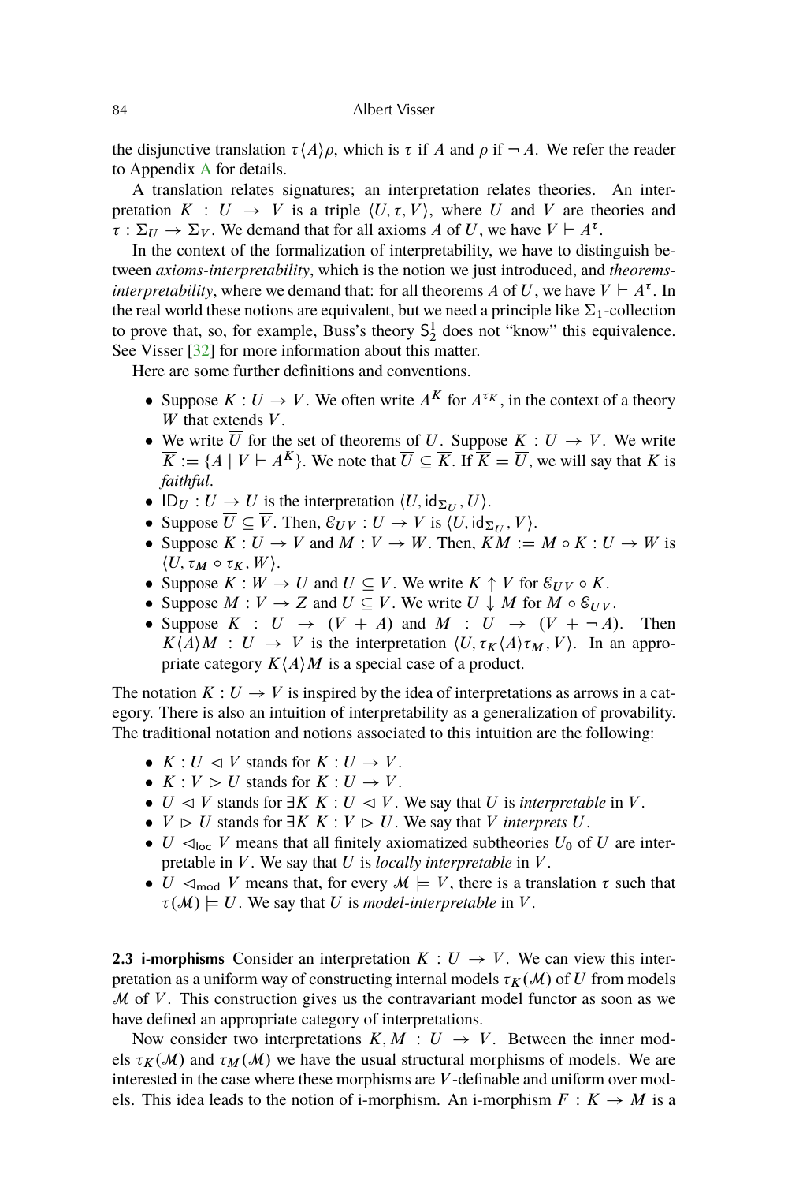the disjunctive translation $\tau\langle A\rangle\rho$, which is $\tau$ if $A$ and $\rho$ if $\neg A$. We refer the reader to Appendix A for details.

A translation relates signatures; an interpretation relates theories. An interpretation $K : U \to V$ is a triple $\langle U, \tau, V\rangle$, where $U$ and $V$ are theories and $\tau : \Sigma_U \to \Sigma_V$. We demand that for all axioms $A$ of $U$, we have $V \vdash A^\tau$.

In the context of the formalization of interpretability, we have to distinguish between *axioms-interpretability*, which is the notion we just introduced, and *theorems-interpretability*, where we demand that: for all theorems $A$ of $U$, we have $V \vdash A^\tau$. In the real world these notions are equivalent, but we need a principle like $\Sigma_1$-collection to prove that, so, for example, Buss's theory $\mathsf{S}^1_2$ does not "know" this equivalence. See Visser [32] for more information about this matter.

Here are some further definitions and conventions.

- Suppose $K : U \to V$. We often write $A^K$ for $A^{\tau_K}$, in the context of a theory $W$ that extends $V$.
- We write $\overline{U}$ for the set of theorems of $U$. Suppose $K : U \to V$. We write $\overline{K} := \{A \mid V \vdash A^K\}$. We note that $\overline{U} \subseteq \overline{K}$. If $\overline{K} = \overline{U}$, we will say that $K$ is *faithful*.
- $\mathsf{ID}_U : U \to U$ is the interpretation $\langle U, \mathsf{id}_{\Sigma_U}, U\rangle$.
- Suppose $\overline{U} \subseteq \overline{V}$. Then, $\mathcal{E}_{UV} : U \to V$ is $\langle U, \mathsf{id}_{\Sigma_U}, V\rangle$.
- Suppose $K : U \to V$ and $M : V \to W$. Then, $KM := M \circ K : U \to W$ is $\langle U, \tau_M \circ \tau_K, W\rangle$.
- Suppose $K : W \to U$ and $U \subseteq V$. We write $K \uparrow V$ for $\mathcal{E}_{UV} \circ K$.
- Suppose $M : V \to Z$ and $U \subseteq V$. We write $U \downarrow M$ for $M \circ \mathcal{E}_{UV}$.
- Suppose $K : U \to (V + A)$ and $M : U \to (V + \neg A)$. Then $K\langle A\rangle M : U \to V$ is the interpretation $\langle U, \tau_K\langle A\rangle\tau_M, V\rangle$. In an appropriate category $K\langle A\rangle M$ is a special case of a product.

The notation $K : U \to V$ is inspired by the idea of interpretations as arrows in a category. There is also an intuition of interpretability as a generalization of provability. The traditional notation and notions associated to this intuition are the following:

- $K : U \lhd V$ stands for $K : U \to V$.
- $K : V \rhd U$ stands for $K : U \to V$.
- $U \lhd V$ stands for $\exists K\ K : U \lhd V$. We say that $U$ is *interpretable* in $V$.
- $V \rhd U$ stands for $\exists K\ K : V \rhd U$. We say that $V$ *interprets* $U$.
- $U \lhd_{\mathsf{loc}} V$ means that all finitely axiomatized subtheories $U_0$ of $U$ are interpretable in $V$. We say that $U$ is *locally interpretable* in $V$.
- $U \lhd_{\mathsf{mod}} V$ means that, for every $\mathcal{M} \models V$, there is a translation $\tau$ such that $\tau(\mathcal{M}) \models U$. We say that $U$ is *model-interpretable* in $V$.

**2.3 i-morphisms** Consider an interpretation $K : U \to V$. We can view this interpretation as a uniform way of constructing internal models $\tau_K(\mathcal{M})$ of $U$ from models $\mathcal{M}$ of $V$. This construction gives us the contravariant model functor as soon as we have defined an appropriate category of interpretations.

Now consider two interpretations $K, M : U \to V$. Between the inner models $\tau_K(\mathcal{M})$ and $\tau_M(\mathcal{M})$ we have the usual structural morphisms of models. We are interested in the case where these morphisms are $V$-definable and uniform over models. This idea leads to the notion of i-morphism. An i-morphism $F : K \to M$ is a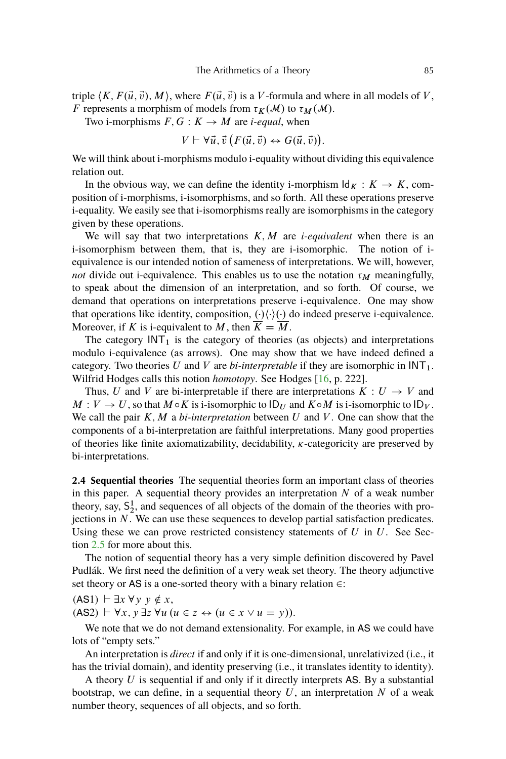triple $\langle K, F(\vec{u}, \vec{v}), M \rangle$, where $F(\vec{u}, \vec{v})$ is a $V$-formula and where in all models of $V$, $F$ represents a morphism of models from $\tau_K(\mathcal{M})$ to $\tau_M(\mathcal{M})$.

Two i-morphisms $F, G : K \to M$ are *i-equal*, when

$$V \vdash \forall \vec{u}, \vec{v} \left( F(\vec{u}, \vec{v}) \leftrightarrow G(\vec{u}, \vec{v}) \right).$$

We will think about i-morphisms modulo i-equality without dividing this equivalence relation out.

In the obvious way, we can define the identity i-morphism $\mathsf{Id}_K : K \to K$, composition of i-morphisms, i-isomorphisms, and so forth. All these operations preserve i-equality. We easily see that i-isomorphisms really are isomorphisms in the category given by these operations.

We will say that two interpretations $K, M$ are *i-equivalent* when there is an i-isomorphism between them, that is, they are i-isomorphic. The notion of i-equivalence is our intended notion of sameness of interpretations. We will, however, *not* divide out i-equivalence. This enables us to use the notation $\tau_M$ meaningfully, to speak about the dimension of an interpretation, and so forth. Of course, we demand that operations on interpretations preserve i-equivalence. One may show that operations like identity, composition, $(\cdot)\langle\cdot\rangle(\cdot)$ do indeed preserve i-equivalence. Moreover, if $K$ is i-equivalent to $M$, then $\overline{K} = \overline{M}$.

The category $\mathsf{INT}_1$ is the category of theories (as objects) and interpretations modulo i-equivalence (as arrows). One may show that we have indeed defined a category. Two theories $U$ and $V$ are *bi-interpretable* if they are isomorphic in $\mathsf{INT}_1$. Wilfrid Hodges calls this notion *homotopy*. See Hodges [16, p. 222].

Thus, $U$ and $V$ are bi-interpretable if there are interpretations $K : U \to V$ and $M : V \to U$, so that $M \circ K$ is i-isomorphic to $\mathsf{ID}_U$ and $K \circ M$ is i-isomorphic to $\mathsf{ID}_V$. We call the pair $K, M$ a *bi-interpretation* between $U$ and $V$. One can show that the components of a bi-interpretation are faithful interpretations. Many good properties of theories like finite axiomatizability, decidability, $\kappa$-categoricity are preserved by bi-interpretations.

**2.4 Sequential theories** The sequential theories form an important class of theories in this paper. A sequential theory provides an interpretation $N$ of a weak number theory, say, $\mathsf{S}^1_2$, and sequences of all objects of the domain of the theories with projections in $N$. We can use these sequences to develop partial satisfaction predicates. Using these we can prove restricted consistency statements of $U$ in $U$. See Section 2.5 for more about this.

The notion of sequential theory has a very simple definition discovered by Pavel Pudlák. We first need the definition of a very weak set theory. The theory adjunctive set theory or $\mathsf{AS}$ is a one-sorted theory with a binary relation $\in$:

($\mathsf{AS1}$) $\vdash \exists x \, \forall y \; y \notin x$,

($\mathsf{AS2}$) $\vdash \forall x, y \, \exists z \, \forall u \, (u \in z \leftrightarrow (u \in x \vee u = y))$.

We note that we do not demand extensionality. For example, in $\mathsf{AS}$ we could have lots of "empty sets."

An interpretation is *direct* if and only if it is one-dimensional, unrelativized (i.e., it has the trivial domain), and identity preserving (i.e., it translates identity to identity).

A theory $U$ is sequential if and only if it directly interprets $\mathsf{AS}$. By a substantial bootstrap, we can define, in a sequential theory $U$, an interpretation $N$ of a weak number theory, sequences of all objects, and so forth.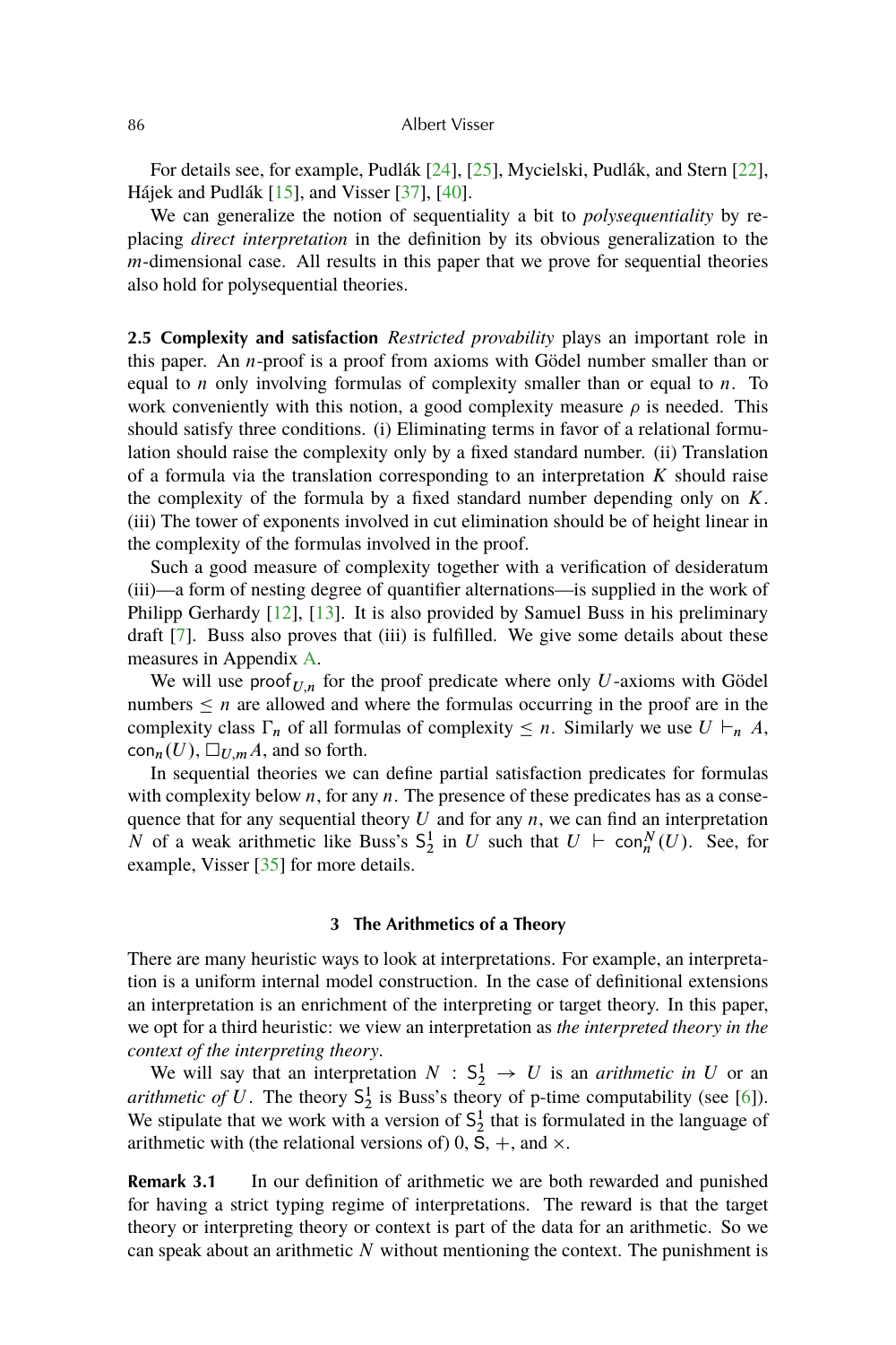For details see, for example, Pudlák [24], [25], Mycielski, Pudlák, and Stern [22], Hájek and Pudlák [15], and Visser [37], [40].

We can generalize the notion of sequentiality a bit to *polysequentiality* by replacing *direct interpretation* in the definition by its obvious generalization to the $m$-dimensional case. All results in this paper that we prove for sequential theories also hold for polysequential theories.

**2.5 Complexity and satisfaction** *Restricted provability* plays an important role in this paper. An $n$-proof is a proof from axioms with Gödel number smaller than or equal to $n$ only involving formulas of complexity smaller than or equal to $n$. To work conveniently with this notion, a good complexity measure $\rho$ is needed. This should satisfy three conditions. (i) Eliminating terms in favor of a relational formulation should raise the complexity only by a fixed standard number. (ii) Translation of a formula via the translation corresponding to an interpretation $K$ should raise the complexity of the formula by a fixed standard number depending only on $K$. (iii) The tower of exponents involved in cut elimination should be of height linear in the complexity of the formulas involved in the proof.

Such a good measure of complexity together with a verification of desideratum (iii)—a form of nesting degree of quantifier alternations—is supplied in the work of Philipp Gerhardy [12], [13]. It is also provided by Samuel Buss in his preliminary draft [7]. Buss also proves that (iii) is fulfilled. We give some details about these measures in Appendix A.

We will use $\mathsf{proof}_{U,n}$ for the proof predicate where only $U$-axioms with Gödel numbers $\leq n$ are allowed and where the formulas occurring in the proof are in the complexity class $\Gamma_n$ of all formulas of complexity $\leq n$. Similarly we use $U \vdash_n A$, $\mathsf{con}_n(U)$, $\Box_{U,m} A$, and so forth.

In sequential theories we can define partial satisfaction predicates for formulas with complexity below $n$, for any $n$. The presence of these predicates has as a consequence that for any sequential theory $U$ and for any $n$, we can find an interpretation $N$ of a weak arithmetic like Buss's $\mathsf{S}^1_2$ in $U$ such that $U \vdash \mathsf{con}^N_n(U)$. See, for example, Visser [35] for more details.

## 3 The Arithmetics of a Theory

There are many heuristic ways to look at interpretations. For example, an interpretation is a uniform internal model construction. In the case of definitional extensions an interpretation is an enrichment of the interpreting or target theory. In this paper, we opt for a third heuristic: we view an interpretation as *the interpreted theory in the context of the interpreting theory*.

We will say that an interpretation $N : \mathsf{S}^1_2 \to U$ is an *arithmetic in* $U$ or an *arithmetic of* $U$. The theory $\mathsf{S}^1_2$ is Buss's theory of p-time computability (see [6]). We stipulate that we work with a version of $\mathsf{S}^1_2$ that is formulated in the language of arithmetic with (the relational versions of) 0, $\mathsf{S}$, $+$, and $\times$.

**Remark 3.1** In our definition of arithmetic we are both rewarded and punished for having a strict typing regime of interpretations. The reward is that the target theory or interpreting theory or context is part of the data for an arithmetic. So we can speak about an arithmetic $N$ without mentioning the context. The punishment is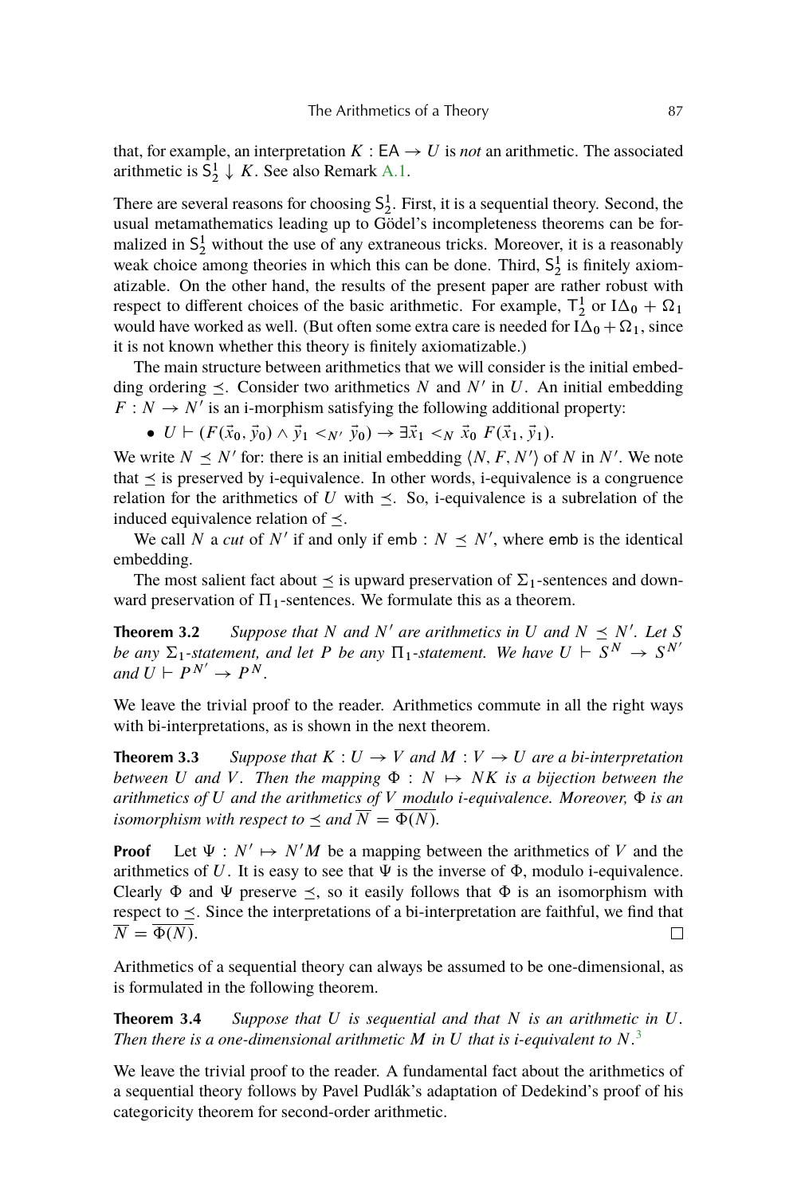that, for example, an interpretation $K : \mathsf{EA} \to U$ is *not* an arithmetic. The associated arithmetic is $\mathsf{S}^1_2 \downarrow K$. See also Remark A.1.

There are several reasons for choosing $\mathsf{S}^1_2$. First, it is a sequential theory. Second, the usual metamathematics leading up to Gödel's incompleteness theorems can be formalized in $\mathsf{S}^1_2$ without the use of any extraneous tricks. Moreover, it is a reasonably weak choice among theories in which this can be done. Third, $\mathsf{S}^1_2$ is finitely axiomatizable. On the other hand, the results of the present paper are rather robust with respect to different choices of the basic arithmetic. For example, $\mathsf{T}^1_2$ or $\mathrm{I}\Delta_0 + \Omega_1$ would have worked as well. (But often some extra care is needed for $\mathrm{I}\Delta_0 + \Omega_1$, since it is not known whether this theory is finitely axiomatizable.)

The main structure between arithmetics that we will consider is the initial embedding ordering $\preceq$. Consider two arithmetics $N$ and $N'$ in $U$. An initial embedding $F : N \to N'$ is an i-morphism satisfying the following additional property:

- $U \vdash (F(\vec{x}_0, \vec{y}_0) \wedge \vec{y}_1 <_{N'} \vec{y}_0) \to \exists \vec{x}_1 <_N \vec{x}_0 \; F(\vec{x}_1, \vec{y}_1)$.

We write $N \preceq N'$ for: there is an initial embedding $\langle N, F, N' \rangle$ of $N$ in $N'$. We note that $\preceq$ is preserved by i-equivalence. In other words, i-equivalence is a congruence relation for the arithmetics of $U$ with $\preceq$. So, i-equivalence is a subrelation of the induced equivalence relation of $\preceq$.

We call $N$ a *cut* of $N'$ if and only if $\mathsf{emb} : N \preceq N'$, where $\mathsf{emb}$ is the identical embedding.

The most salient fact about $\preceq$ is upward preservation of $\Sigma_1$-sentences and downward preservation of $\Pi_1$-sentences. We formulate this as a theorem.

**Theorem 3.2** *Suppose that $N$ and $N'$ are arithmetics in $U$ and $N \preceq N'$. Let $S$ be any $\Sigma_1$-statement, and let $P$ be any $\Pi_1$-statement. We have $U \vdash S^N \to S^{N'}$ and $U \vdash P^{N'} \to P^N$.*

We leave the trivial proof to the reader. Arithmetics commute in all the right ways with bi-interpretations, as is shown in the next theorem.

**Theorem 3.3** *Suppose that $K : U \to V$ and $M : V \to U$ are a bi-interpretation between $U$ and $V$. Then the mapping $\Phi : N \mapsto NK$ is a bijection between the arithmetics of $U$ and the arithmetics of $V$ modulo i-equivalence. Moreover, $\Phi$ is an isomorphism with respect to $\preceq$ and $\overline{N} = \overline{\Phi(N)}$.*

**Proof** Let $\Psi : N' \mapsto N'M$ be a mapping between the arithmetics of $V$ and the arithmetics of $U$. It is easy to see that $\Psi$ is the inverse of $\Phi$, modulo i-equivalence. Clearly $\Phi$ and $\Psi$ preserve $\preceq$, so it easily follows that $\Phi$ is an isomorphism with respect to $\preceq$. Since the interpretations of a bi-interpretation are faithful, we find that $\overline{N} = \overline{\Phi(N)}$. □

Arithmetics of a sequential theory can always be assumed to be one-dimensional, as is formulated in the following theorem.

**Theorem 3.4** *Suppose that $U$ is sequential and that $N$ is an arithmetic in $U$. Then there is a one-dimensional arithmetic $M$ in $U$ that is i-equivalent to $N$.*[3]

We leave the trivial proof to the reader. A fundamental fact about the arithmetics of a sequential theory follows by Pavel Pudlák's adaptation of Dedekind's proof of his categoricity theorem for second-order arithmetic.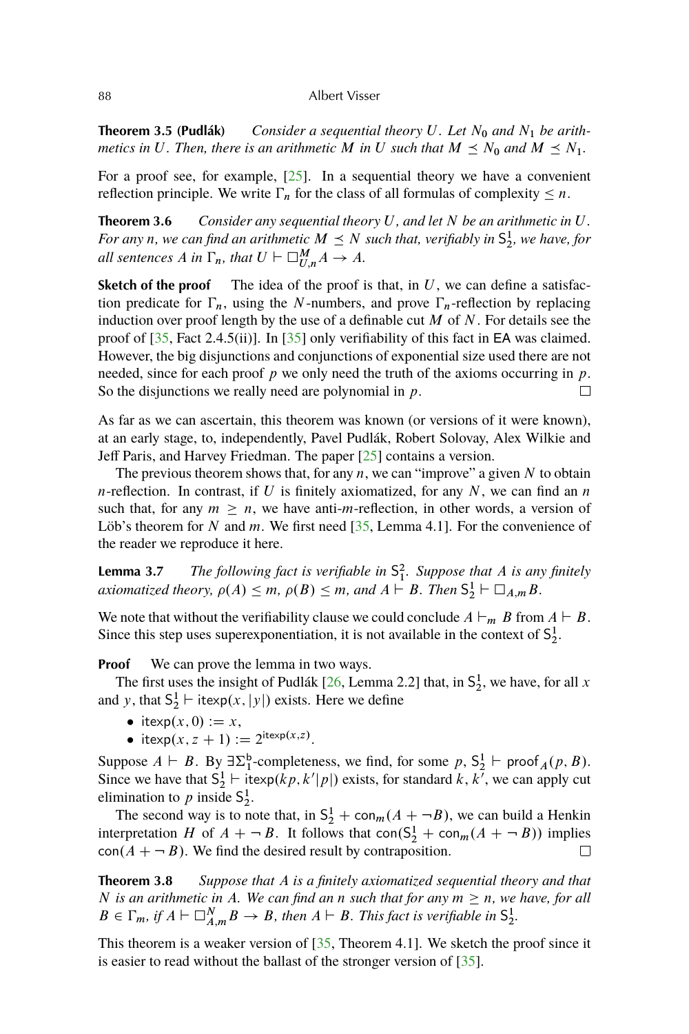**Theorem 3.5 (Pudlák)** *Consider a sequential theory $U$. Let $N_0$ and $N_1$ be arithmetics in $U$. Then, there is an arithmetic $M$ in $U$ such that $M \preceq N_0$ and $M \preceq N_1$.*

For a proof see, for example, [25]. In a sequential theory we have a convenient reflection principle. We write $\Gamma_n$ for the class of all formulas of complexity $\leq n$.

**Theorem 3.6** *Consider any sequential theory $U$, and let $N$ be an arithmetic in $U$. For any $n$, we can find an arithmetic $M \preceq N$ such that, verifiably in $\mathsf{S}^1_2$, we have, for all sentences $A$ in $\Gamma_n$, that $U \vdash \Box^M_{U,n} A \to A$.*

**Sketch of the proof** The idea of the proof is that, in $U$, we can define a satisfaction predicate for $\Gamma_n$, using the $N$-numbers, and prove $\Gamma_n$-reflection by replacing induction over proof length by the use of a definable cut $M$ of $N$. For details see the proof of [35, Fact 2.4.5(ii)]. In [35] only verifiability of this fact in $\mathsf{EA}$ was claimed. However, the big disjunctions and conjunctions of exponential size used there are not needed, since for each proof $p$ we only need the truth of the axioms occurring in $p$. So the disjunctions we really need are polynomial in $p$. □

As far as we can ascertain, this theorem was known (or versions of it were known), at an early stage, to, independently, Pavel Pudlák, Robert Solovay, Alex Wilkie and Jeff Paris, and Harvey Friedman. The paper [25] contains a version.

The previous theorem shows that, for any $n$, we can "improve" a given $N$ to obtain $n$-reflection. In contrast, if $U$ is finitely axiomatized, for any $N$, we can find an $n$ such that, for any $m \geq n$, we have anti-$m$-reflection, in other words, a version of Löb's theorem for $N$ and $m$. We first need [35, Lemma 4.1]. For the convenience of the reader we reproduce it here.

**Lemma 3.7** *The following fact is verifiable in $\mathsf{S}^2_1$. Suppose that $A$ is any finitely axiomatized theory, $\rho(A) \leq m$, $\rho(B) \leq m$, and $A \vdash B$. Then $\mathsf{S}^1_2 \vdash \Box_{A,m} B$.*

We note that without the verifiability clause we could conclude $A \vdash_m B$ from $A \vdash B$. Since this step uses superexponentiation, it is not available in the context of $\mathsf{S}^1_2$.

**Proof** We can prove the lemma in two ways.

The first uses the insight of Pudlák [26, Lemma 2.2] that, in $\mathsf{S}^1_2$, we have, for all $x$ and $y$, that $\mathsf{S}^1_2 \vdash \mathsf{itexp}(x, |y|)$ exists. Here we define

- $\mathsf{itexp}(x, 0) := x$,
- $\mathsf{itexp}(x, z+1) := 2^{\mathsf{itexp}(x,z)}$.

Suppose $A \vdash B$. By $\exists\Sigma^{\mathsf{b}}_1$-completeness, we find, for some $p$, $\mathsf{S}^1_2 \vdash \mathsf{proof}_A(p, B)$. Since we have that $\mathsf{S}^1_2 \vdash \mathsf{itexp}(kp, k'|p|)$ exists, for standard $k$, $k'$, we can apply cut elimination to $p$ inside $\mathsf{S}^1_2$.

The second way is to note that, in $\mathsf{S}^1_2 + \mathsf{con}_m(A + \neg B)$, we can build a Henkin interpretation $H$ of $A + \neg B$. It follows that $\mathsf{con}(\mathsf{S}^1_2 + \mathsf{con}_m(A + \neg B))$ implies $\mathsf{con}(A + \neg B)$. We find the desired result by contraposition. □

**Theorem 3.8** *Suppose that $A$ is a finitely axiomatized sequential theory and that $N$ is an arithmetic in $A$. We can find an $n$ such that for any $m \geq n$, we have, for all $B \in \Gamma_m$, if $A \vdash \Box^N_{A,m} B \to B$, then $A \vdash B$. This fact is verifiable in $\mathsf{S}^1_2$.*

This theorem is a weaker version of [35, Theorem 4.1]. We sketch the proof since it is easier to read without the ballast of the stronger version of [35].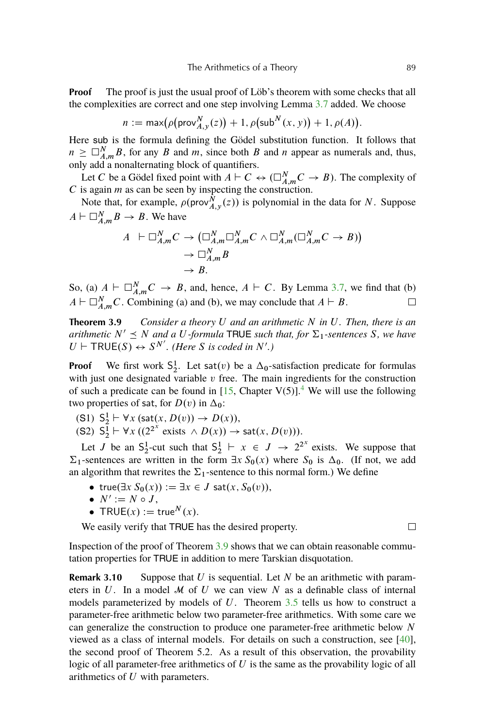**Proof** The proof is just the usual proof of Löb's theorem with some checks that all the complexities are correct and one step involving Lemma 3.7 added. We choose

$$n := \max\big(\rho\big(\mathsf{prov}^N_{A,y}(z)\big) + 1, \rho\big(\mathsf{sub}^N(x, y)\big) + 1, \rho(A)\big).$$

Here sub is the formula defining the Gödel substitution function. It follows that $n \geq \Box^N_{A,m} B$, for any $B$ and $m$, since both $B$ and $n$ appear as numerals and, thus, only add a nonalternating block of quantifiers.

Let $C$ be a Gödel fixed point with $A \vdash C \leftrightarrow (\Box^N_{A,m} C \to B)$. The complexity of $C$ is again $m$ as can be seen by inspecting the construction.

Note that, for example, $\rho(\mathsf{prov}^N_{A,y}(z))$ is polynomial in the data for $N$. Suppose $A \vdash \Box^N_{A,m} B \to B$. We have

$$\begin{aligned} A \ \vdash \Box^N_{A,m} C &\to \big(\Box^N_{A,m} \Box^N_{A,m} C \wedge \Box^N_{A,m}(\Box^N_{A,m} C \to B)\big) \\ &\to \Box^N_{A,m} B \\ &\to B. \end{aligned}$$

So, (a) $A \vdash \Box^N_{A,m} C \to B$, and, hence, $A \vdash C$. By Lemma 3.7, we find that (b) $A \vdash \Box^N_{A,m} C$. Combining (a) and (b), we may conclude that $A \vdash B$. □

**Theorem 3.9** *Consider a theory $U$ and an arithmetic $N$ in $U$. Then, there is an arithmetic $N' \preceq N$ and a $U$-formula* TRUE *such that, for $\Sigma_1$-sentences $S$, we have $U \vdash \mathsf{TRUE}(S) \leftrightarrow S^{N'}$. (Here $S$ is coded in $N'$.)*

**Proof** We first work $\mathsf{S}^1_2$. Let $\mathsf{sat}(v)$ be a $\Delta_0$-satisfaction predicate for formulas with just one designated variable $v$ free. The main ingredients for the construction of such a predicate can be found in [15, Chapter V(5)].[4] We will use the following two properties of sat, for $D(v)$ in $\Delta_0$:

(S1) $\mathsf{S}^1_2 \vdash \forall x\,(\mathsf{sat}(x, D(v)) \to D(x))$,

(S2) $\mathsf{S}^1_2 \vdash \forall x\,((2^{2^x} \text{ exists } \wedge D(x)) \to \mathsf{sat}(x, D(v)))$.

Let $J$ be an $\mathsf{S}^1_2$-cut such that $\mathsf{S}^1_2 \vdash x \in J \to 2^{2^x}$ exists. We suppose that $\Sigma_1$-sentences are written in the form $\exists x\, S_0(x)$ where $S_0$ is $\Delta_0$. (If not, we add an algorithm that rewrites the $\Sigma_1$-sentence to this normal form.) We define

- $\mathsf{true}(\exists x\, S_0(x)) := \exists x \in J\ \mathsf{sat}(x, S_0(v))$,
- $N' := N \circ J$,
- $\mathsf{TRUE}(x) := \mathsf{true}^N(x)$.

We easily verify that TRUE has the desired property. □

Inspection of the proof of Theorem 3.9 shows that we can obtain reasonable commutation properties for TRUE in addition to mere Tarskian disquotation.

**Remark 3.10** Suppose that $U$ is sequential. Let $N$ be an arithmetic with parameters in $U$. In a model $\mathcal{M}$ of $U$ we can view $N$ as a definable class of internal models parameterized by models of $U$. Theorem 3.5 tells us how to construct a parameter-free arithmetic below two parameter-free arithmetics. With some care we can generalize the construction to produce one parameter-free arithmetic below $N$ viewed as a class of internal models. For details on such a construction, see [40], the second proof of Theorem 5.2. As a result of this observation, the provability logic of all parameter-free arithmetics of $U$ is the same as the provability logic of all arithmetics of $U$ with parameters.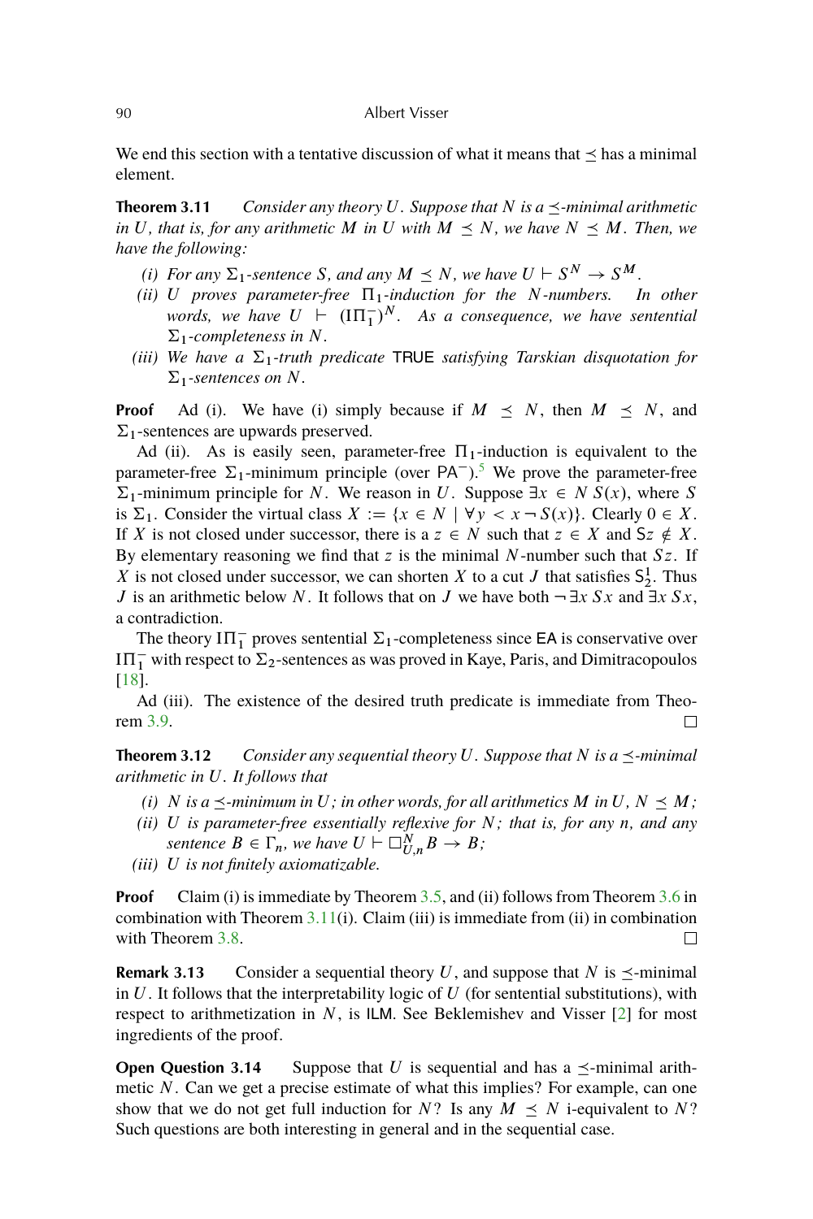We end this section with a tentative discussion of what it means that $\preceq$ has a minimal element.

**Theorem 3.11** *Consider any theory $U$. Suppose that $N$ is a $\preceq$-minimal arithmetic in $U$, that is, for any arithmetic $M$ in $U$ with $M \preceq N$, we have $N \preceq M$. Then, we have the following:*

*(i) For any $\Sigma_1$-sentence $S$, and any $M \preceq N$, we have $U \vdash S^N \to S^M$.*

*(ii) $U$ proves parameter-free $\Pi_1$-induction for the $N$-numbers. In other words, we have $U \vdash (\mathrm{I}\Pi_1^-)^N$. As a consequence, we have sentential $\Sigma_1$-completeness in $N$.*

*(iii) We have a $\Sigma_1$-truth predicate $\mathsf{TRUE}$ satisfying Tarskian disquotation for $\Sigma_1$-sentences on $N$.*

**Proof** Ad (i). We have (i) simply because if $M \preceq N$, then $M \preceq N$, and $\Sigma_1$-sentences are upwards preserved.

Ad (ii). As is easily seen, parameter-free $\Pi_1$-induction is equivalent to the parameter-free $\Sigma_1$-minimum principle (over $\mathsf{PA}^-$).[5] We prove the parameter-free $\Sigma_1$-minimum principle for $N$. We reason in $U$. Suppose $\exists x \in N\, S(x)$, where $S$ is $\Sigma_1$. Consider the virtual class $X := \{x \in N \mid \forall y < x \neg S(x)\}$. Clearly $0 \in X$. If $X$ is not closed under successor, there is a $z \in N$ such that $z \in X$ and $\mathsf{S}z \notin X$. By elementary reasoning we find that $z$ is the minimal $N$-number such that $Sz$. If $X$ is not closed under successor, we can shorten $X$ to a cut $J$ that satisfies $\mathsf{S}^1_2$. Thus $J$ is an arithmetic below $N$. It follows that on $J$ we have both $\neg \exists x\, Sx$ and $\exists x\, Sx$, a contradiction.

The theory $\mathrm{I}\Pi_1^-$ proves sentential $\Sigma_1$-completeness since $\mathsf{EA}$ is conservative over $\mathrm{I}\Pi_1^-$ with respect to $\Sigma_2$-sentences as was proved in Kaye, Paris, and Dimitracopoulos [18].

Ad (iii). The existence of the desired truth predicate is immediate from Theorem 3.9. □

**Theorem 3.12** *Consider any sequential theory $U$. Suppose that $N$ is a $\preceq$-minimal arithmetic in $U$. It follows that*

*(i) $N$ is a $\preceq$-minimum in $U$; in other words, for all arithmetics $M$ in $U$, $N \preceq M$;*

*(ii) $U$ is parameter-free essentially reflexive for $N$; that is, for any $n$, and any sentence $B \in \Gamma_n$, we have $U \vdash \Box^N_{U,n} B \to B$;*

*(iii) $U$ is not finitely axiomatizable.*

**Proof** Claim (i) is immediate by Theorem 3.5, and (ii) follows from Theorem 3.6 in combination with Theorem 3.11(i). Claim (iii) is immediate from (ii) in combination with Theorem 3.8. □

**Remark 3.13** Consider a sequential theory $U$, and suppose that $N$ is $\preceq$-minimal in $U$. It follows that the interpretability logic of $U$ (for sentential substitutions), with respect to arithmetization in $N$, is $\mathsf{ILM}$. See Beklemishev and Visser [2] for most ingredients of the proof.

**Open Question 3.14** Suppose that $U$ is sequential and has a $\preceq$-minimal arithmetic $N$. Can we get a precise estimate of what this implies? For example, can one show that we do not get full induction for $N$? Is any $M \preceq N$ i-equivalent to $N$? Such questions are both interesting in general and in the sequential case.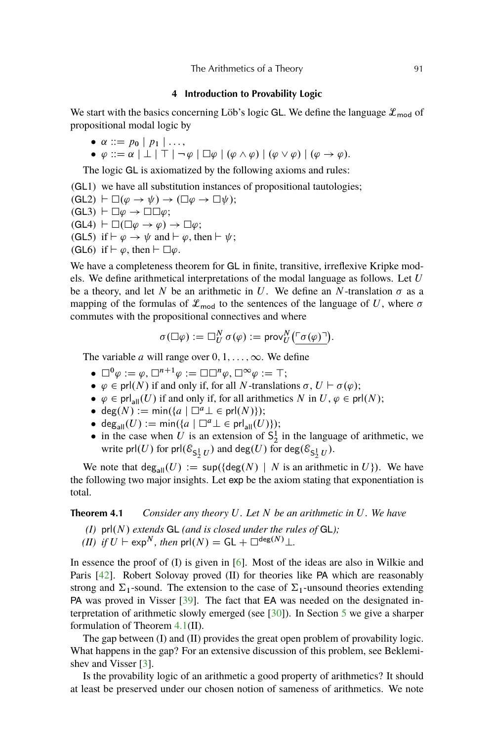## 4 Introduction to Provability Logic

We start with the basics concerning Löb's logic $\mathsf{GL}$. We define the language $\mathcal{L}_{\mathsf{mod}}$ of propositional modal logic by

- $\alpha ::= p_0 \mid p_1 \mid \ldots,$
- $\varphi ::= \alpha \mid \bot \mid \top \mid \neg\varphi \mid \Box\varphi \mid (\varphi \wedge \varphi) \mid (\varphi \vee \varphi) \mid (\varphi \to \varphi).$

The logic $\mathsf{GL}$ is axiomatized by the following axioms and rules:

(GL1) we have all substitution instances of propositional tautologies;
(GL2) $\vdash \Box(\varphi \to \psi) \to (\Box\varphi \to \Box\psi)$;
(GL3) $\vdash \Box\varphi \to \Box\Box\varphi$;
(GL4) $\vdash \Box(\Box\varphi \to \varphi) \to \Box\varphi$;
(GL5) if $\vdash \varphi \to \psi$ and $\vdash \varphi$, then $\vdash \psi$;
(GL6) if $\vdash \varphi$, then $\vdash \Box\varphi$.

We have a completeness theorem for $\mathsf{GL}$ in finite, transitive, irreflexive Kripke models. We define arithmetical interpretations of the modal language as follows. Let $U$ be a theory, and let $N$ be an arithmetic in $U$. We define an $N$-translation $\sigma$ as a mapping of the formulas of $\mathcal{L}_{\mathsf{mod}}$ to the sentences of the language of $U$, where $\sigma$ commutes with the propositional connectives and where

$$\sigma(\Box\varphi) := \Box_U^N \sigma(\varphi) := \mathsf{prov}_U^N\big(\underline{\ulcorner \sigma(\varphi) \urcorner}\big).$$

The variable $a$ will range over $0, 1, \ldots, \infty$. We define

- $\Box^0\varphi := \varphi$, $\Box^{n+1}\varphi := \Box\Box^n\varphi$, $\Box^\infty\varphi := \top$;
- $\varphi \in \mathsf{prl}(N)$ if and only if, for all $N$-translations $\sigma$, $U \vdash \sigma(\varphi)$;
- $\varphi \in \mathsf{prl}_{\mathsf{all}}(U)$ if and only if, for all arithmetics $N$ in $U$, $\varphi \in \mathsf{prl}(N)$;
- $\mathsf{deg}(N) := \mathsf{min}(\{a \mid \Box^a\bot \in \mathsf{prl}(N)\})$;
- $\mathsf{deg}_{\mathsf{all}}(U) := \mathsf{min}(\{a \mid \Box^a\bot \in \mathsf{prl}_{\mathsf{all}}(U)\})$;
- in the case when $U$ is an extension of $\mathsf{S}^1_2$ in the language of arithmetic, we write $\mathsf{prl}(U)$ for $\mathsf{prl}(\mathcal{E}_{\mathsf{S}^1_2\, U})$ and $\mathsf{deg}(U)$ for $\mathsf{deg}(\mathcal{E}_{\mathsf{S}^1_2\, U})$.

We note that $\mathsf{deg}_{\mathsf{all}}(U) := \mathsf{sup}(\{\mathsf{deg}(N) \mid N \text{ is an arithmetic in } U\})$. We have the following two major insights. Let $\mathsf{exp}$ be the axiom stating that exponentiation is total.

**Theorem 4.1** *Consider any theory $U$. Let $N$ be an arithmetic in $U$. We have*

*(I)* $\mathsf{prl}(N)$ *extends* $\mathsf{GL}$ *(and is closed under the rules of* $\mathsf{GL}$*);*
*(II) if* $U \vdash \mathsf{exp}^N$*, then* $\mathsf{prl}(N) = \mathsf{GL} + \Box^{\mathsf{deg}(N)}\bot$.

In essence the proof of (I) is given in [6]. Most of the ideas are also in Wilkie and Paris [42]. Robert Solovay proved (II) for theories like $\mathsf{PA}$ which are reasonably strong and $\Sigma_1$-sound. The extension to the case of $\Sigma_1$-unsound theories extending $\mathsf{PA}$ was proved in Visser [39]. The fact that $\mathsf{EA}$ was needed on the designated interpretation of arithmetic slowly emerged (see [30]). In Section 5 we give a sharper formulation of Theorem 4.1(II).

The gap between (I) and (II) provides the great open problem of provability logic. What happens in the gap? For an extensive discussion of this problem, see Beklemishev and Visser [3].

Is the provability logic of an arithmetic a good property of arithmetics? It should at least be preserved under our chosen notion of sameness of arithmetics. We note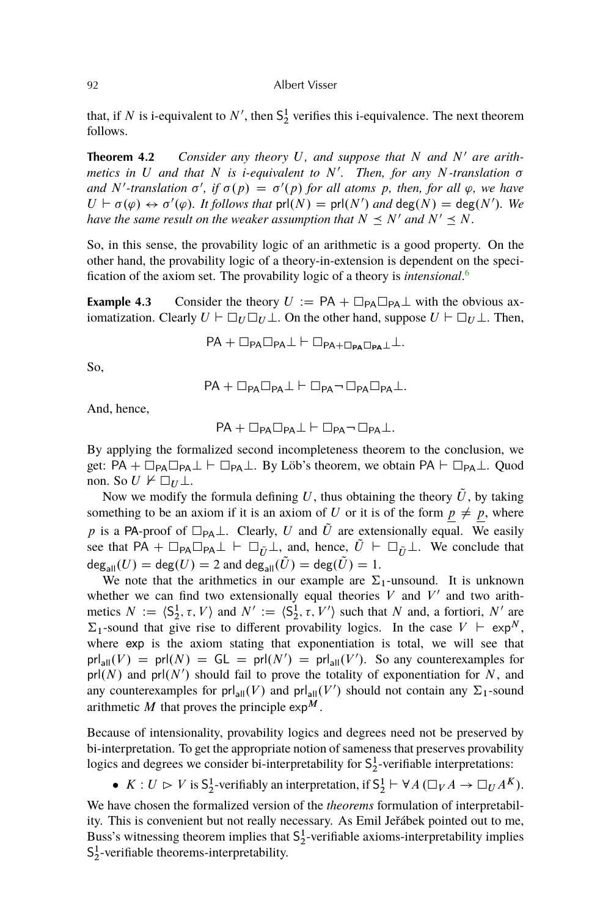that, if $N$ is i-equivalent to $N'$, then $\mathsf{S}^1_2$ verifies this i-equivalence. The next theorem follows.

**Theorem 4.2** *Consider any theory $U$, and suppose that $N$ and $N'$ are arithmetics in $U$ and that $N$ is i-equivalent to $N'$. Then, for any $N$-translation $\sigma$ and $N'$-translation $\sigma'$, if $\sigma(p) = \sigma'(p)$ for all atoms $p$, then, for all $\varphi$, we have $U \vdash \sigma(\varphi) \leftrightarrow \sigma'(\varphi)$. It follows that $\mathsf{prl}(N) = \mathsf{prl}(N')$ and $\mathsf{deg}(N) = \mathsf{deg}(N')$. We have the same result on the weaker assumption that $N \preceq N'$ and $N' \preceq N$.*

So, in this sense, the provability logic of an arithmetic is a good property. On the other hand, the provability logic of a theory-in-extension is dependent on the specification of the axiom set. The provability logic of a theory is *intensional*.[6]

**Example 4.3** Consider the theory $U := \mathsf{PA} + \Box_{\mathsf{PA}}\Box_{\mathsf{PA}}\bot$ with the obvious axiomatization. Clearly $U \vdash \Box_U\Box_U\bot$. On the other hand, suppose $U \vdash \Box_U\bot$. Then,

$$\mathsf{PA} + \Box_{\mathsf{PA}}\Box_{\mathsf{PA}}\bot \vdash \Box_{\mathsf{PA}+\Box_{\mathsf{PA}}\Box_{\mathsf{PA}}\bot}\bot.$$

So,

$$\mathsf{PA} + \Box_{\mathsf{PA}}\Box_{\mathsf{PA}}\bot \vdash \Box_{\mathsf{PA}}\neg\Box_{\mathsf{PA}}\Box_{\mathsf{PA}}\bot.$$

And, hence,

$$\mathsf{PA} + \Box_{\mathsf{PA}}\Box_{\mathsf{PA}}\bot \vdash \Box_{\mathsf{PA}}\neg\Box_{\mathsf{PA}}\bot.$$

By applying the formalized second incompleteness theorem to the conclusion, we get: $\mathsf{PA} + \Box_{\mathsf{PA}}\Box_{\mathsf{PA}}\bot \vdash \Box_{\mathsf{PA}}\bot$. By Löb's theorem, we obtain $\mathsf{PA} \vdash \Box_{\mathsf{PA}}\bot$. Quod non. So $U \nvdash \Box_U\bot$.

Now we modify the formula defining $U$, thus obtaining the theory $\tilde{U}$, by taking something to be an axiom if it is an axiom of $U$ or it is of the form $\underline{p} \neq \underline{p}$, where $p$ is a $\mathsf{PA}$-proof of $\Box_{\mathsf{PA}}\bot$. Clearly, $U$ and $\tilde{U}$ are extensionally equal. We easily see that $\mathsf{PA} + \Box_{\mathsf{PA}}\Box_{\mathsf{PA}}\bot \vdash \Box_{\tilde{U}}\bot$, and, hence, $\tilde{U} \vdash \Box_{\tilde{U}}\bot$. We conclude that $\mathsf{deg}_{\mathsf{all}}(U) = \mathsf{deg}(U) = 2$ and $\mathsf{deg}_{\mathsf{all}}(\tilde{U}) = \mathsf{deg}(\tilde{U}) = 1$.

We note that the arithmetics in our example are $\Sigma_1$-unsound. It is unknown whether we can find two extensionally equal theories $V$ and $V'$ and two arithmetics $N := \langle \mathsf{S}^1_2, \tau, V\rangle$ and $N' := \langle \mathsf{S}^1_2, \tau, V'\rangle$ such that $N$ and, a fortiori, $N'$ are $\Sigma_1$-sound that give rise to different provability logics. In the case $V \vdash \mathsf{exp}^N$, where $\mathsf{exp}$ is the axiom stating that exponentiation is total, we will see that $\mathsf{prl}_{\mathsf{all}}(V) = \mathsf{prl}(N) = \mathsf{GL} = \mathsf{prl}(N') = \mathsf{prl}_{\mathsf{all}}(V')$. So any counterexamples for $\mathsf{prl}(N)$ and $\mathsf{prl}(N')$ should fail to prove the totality of exponentiation for $N$, and any counterexamples for $\mathsf{prl}_{\mathsf{all}}(V)$ and $\mathsf{prl}_{\mathsf{all}}(V')$ should not contain any $\Sigma_1$-sound arithmetic $M$ that proves the principle $\mathsf{exp}^M$.

Because of intensionality, provability logics and degrees need not be preserved by bi-interpretation. To get the appropriate notion of sameness that preserves provability logics and degrees we consider bi-interpretability for $\mathsf{S}^1_2$-verifiable interpretations:

- $K : U \rhd V$ is $\mathsf{S}^1_2$-verifiably an interpretation, if $\mathsf{S}^1_2 \vdash \forall A\,(\Box_V A \to \Box_U A^K)$.

We have chosen the formalized version of the *theorems* formulation of interpretability. This is convenient but not really necessary. As Emil Jeřábek pointed out to me, Buss's witnessing theorem implies that $\mathsf{S}^1_2$-verifiable axioms-interpretability implies $\mathsf{S}^1_2$-verifiable theorems-interpretability.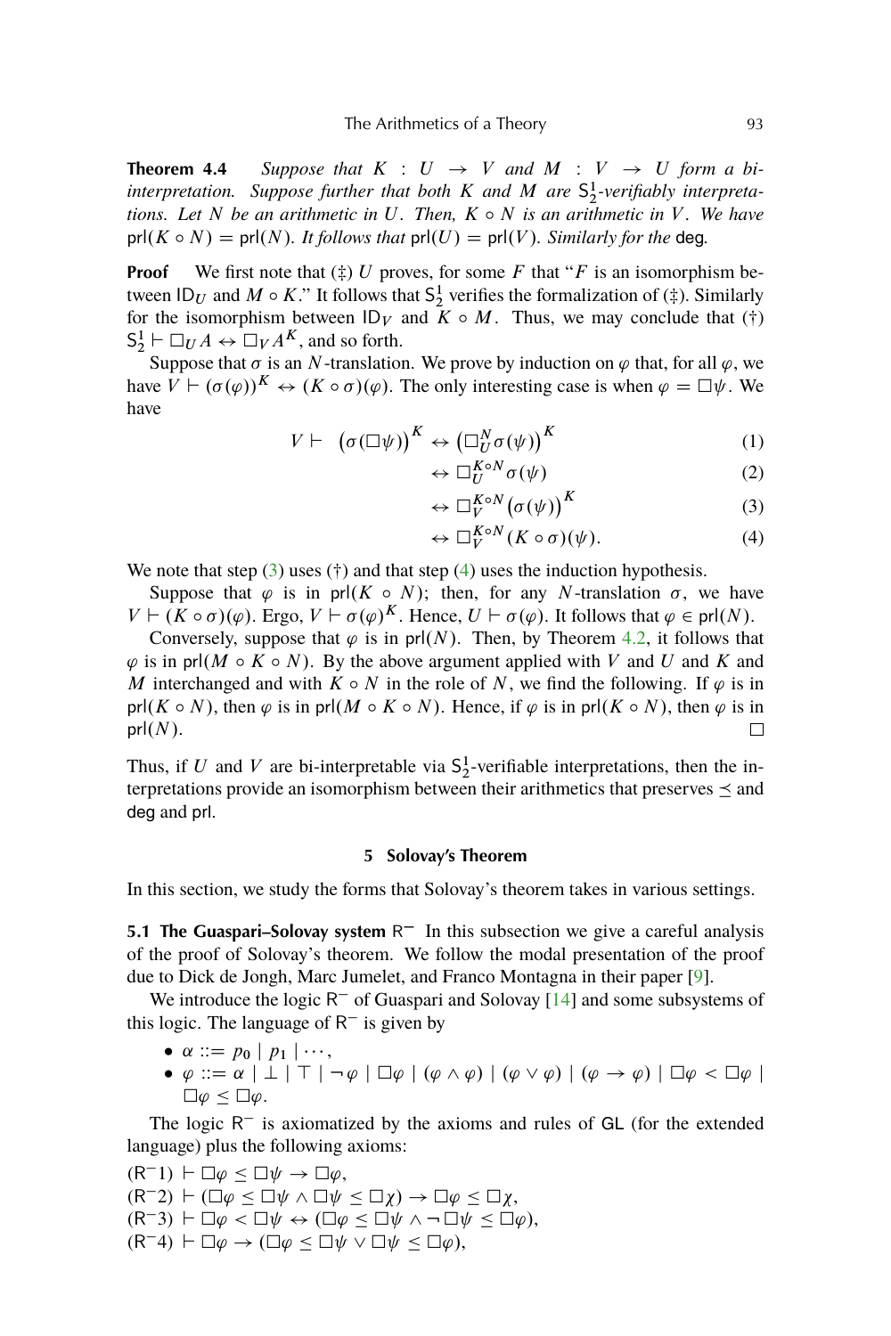**Theorem 4.4** *Suppose that $K : U \to V$ and $M : V \to U$ form a bi-interpretation. Suppose further that both $K$ and $M$ are $\mathsf{S}^1_2$-verifiably interpretations. Let $N$ be an arithmetic in $U$. Then, $K \circ N$ is an arithmetic in $V$. We have $\mathsf{prl}(K \circ N) = \mathsf{prl}(N)$. It follows that $\mathsf{prl}(U) = \mathsf{prl}(V)$. Similarly for the* $\mathsf{deg}$.

**Proof** We first note that (‡) $U$ proves, for some $F$ that "$F$ is an isomorphism between $\mathsf{ID}_U$ and $M \circ K$." It follows that $\mathsf{S}^1_2$ verifies the formalization of (‡). Similarly for the isomorphism between $\mathsf{ID}_V$ and $K \circ M$. Thus, we may conclude that (†) $\mathsf{S}^1_2 \vdash \Box_U A \leftrightarrow \Box_V A^K$, and so forth.

Suppose that $\sigma$ is an $N$-translation. We prove by induction on $\varphi$ that, for all $\varphi$, we have $V \vdash (\sigma(\varphi))^K \leftrightarrow (K \circ \sigma)(\varphi)$. The only interesting case is when $\varphi = \Box\psi$. We have

$$V \vdash \ \big(\sigma(\Box\psi)\big)^K \leftrightarrow \big(\Box^N_U \sigma(\psi)\big)^K \tag{1}$$

$$\leftrightarrow \Box^{K\circ N}_U \sigma(\psi) \tag{2}$$

$$\leftrightarrow \Box^{K\circ N}_V \big(\sigma(\psi)\big)^K \tag{3}$$

$$\leftrightarrow \Box^{K\circ N}_V (K \circ \sigma)(\psi). \tag{4}$$

We note that step (3) uses (†) and that step (4) uses the induction hypothesis.

Suppose that $\varphi$ is in $\mathsf{prl}(K \circ N)$; then, for any $N$-translation $\sigma$, we have $V \vdash (K \circ \sigma)(\varphi)$. Ergo, $V \vdash \sigma(\varphi)^K$. Hence, $U \vdash \sigma(\varphi)$. It follows that $\varphi \in \mathsf{prl}(N)$.

Conversely, suppose that $\varphi$ is in $\mathsf{prl}(N)$. Then, by Theorem 4.2, it follows that $\varphi$ is in $\mathsf{prl}(M \circ K \circ N)$. By the above argument applied with $V$ and $U$ and $K$ and $M$ interchanged and with $K \circ N$ in the role of $N$, we find the following. If $\varphi$ is in $\mathsf{prl}(K \circ N)$, then $\varphi$ is in $\mathsf{prl}(M \circ K \circ N)$. Hence, if $\varphi$ is in $\mathsf{prl}(K \circ N)$, then $\varphi$ is in $\mathsf{prl}(N)$. □

Thus, if $U$ and $V$ are bi-interpretable via $\mathsf{S}^1_2$-verifiable interpretations, then the interpretations provide an isomorphism between their arithmetics that preserves $\preceq$ and $\mathsf{deg}$ and $\mathsf{prl}$.

## 5 Solovay's Theorem

In this section, we study the forms that Solovay's theorem takes in various settings.

**5.1 The Guaspari–Solovay system $\mathsf{R}^-$** In this subsection we give a careful analysis of the proof of Solovay's theorem. We follow the modal presentation of the proof due to Dick de Jongh, Marc Jumelet, and Franco Montagna in their paper [9].

We introduce the logic $\mathsf{R}^-$ of Guaspari and Solovay [14] and some subsystems of this logic. The language of $\mathsf{R}^-$ is given by

- $\alpha ::= p_0 \mid p_1 \mid \cdots,$
- $\varphi ::= \alpha \mid \bot \mid \top \mid \neg\varphi \mid \Box\varphi \mid (\varphi \wedge \varphi) \mid (\varphi \vee \varphi) \mid (\varphi \to \varphi) \mid \Box\varphi < \Box\varphi \mid \Box\varphi \leq \Box\varphi.$

The logic $\mathsf{R}^-$ is axiomatized by the axioms and rules of $\mathsf{GL}$ (for the extended language) plus the following axioms:

($\mathsf{R}^-1$) $\vdash \Box\varphi \leq \Box\psi \to \Box\varphi$,
($\mathsf{R}^-2$) $\vdash (\Box\varphi \leq \Box\psi \wedge \Box\psi \leq \Box\chi) \to \Box\varphi \leq \Box\chi$,
($\mathsf{R}^-3$) $\vdash \Box\varphi < \Box\psi \leftrightarrow (\Box\varphi \leq \Box\psi \wedge \neg\,\Box\psi \leq \Box\varphi)$,
($\mathsf{R}^-4$) $\vdash \Box\varphi \to (\Box\varphi \leq \Box\psi \vee \Box\psi \leq \Box\varphi)$,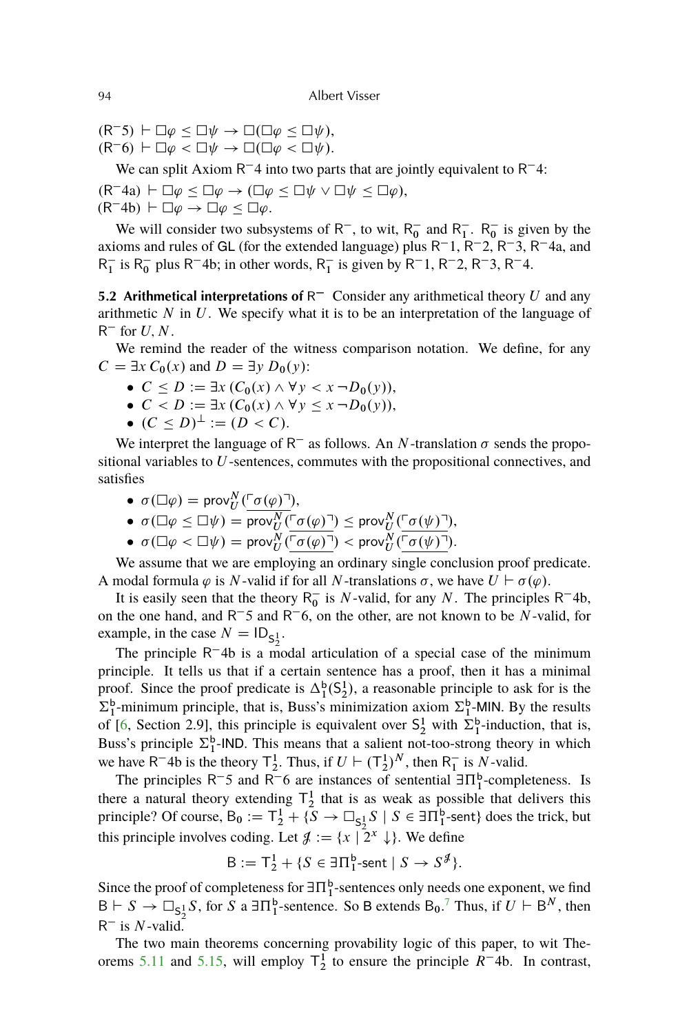($\mathsf{R}^-5$) $\vdash \Box\varphi \leq \Box\psi \to \Box(\Box\varphi \leq \Box\psi)$,
($\mathsf{R}^-6$) $\vdash \Box\varphi < \Box\psi \to \Box(\Box\varphi < \Box\psi)$.

We can split Axiom $\mathsf{R}^-4$ into two parts that are jointly equivalent to $\mathsf{R}^-4$:

($\mathsf{R}^-4$a) $\vdash \Box\varphi \leq \Box\varphi \to (\Box\varphi \leq \Box\psi \vee \Box\psi \leq \Box\varphi)$,
($\mathsf{R}^-4$b) $\vdash \Box\varphi \to \Box\varphi \leq \Box\varphi$.

We will consider two subsystems of $\mathsf{R}^-$, to wit, $\mathsf{R}^-_0$ and $\mathsf{R}^-_1$. $\mathsf{R}^-_0$ is given by the axioms and rules of $\mathsf{GL}$ (for the extended language) plus $\mathsf{R}^-1$, $\mathsf{R}^-2$, $\mathsf{R}^-3$, $\mathsf{R}^-4$a, and $\mathsf{R}^-_1$ is $\mathsf{R}^-_0$ plus $\mathsf{R}^-4$b; in other words, $\mathsf{R}^-_1$ is given by $\mathsf{R}^-1$, $\mathsf{R}^-2$, $\mathsf{R}^-3$, $\mathsf{R}^-4$.

**5.2 Arithmetical interpretations of $\mathsf{R}^-$** Consider any arithmetical theory $U$ and any arithmetic $N$ in $U$. We specify what it is to be an interpretation of the language of $\mathsf{R}^-$ for $U, N$.

We remind the reader of the witness comparison notation. We define, for any $C = \exists x\, C_0(x)$ and $D = \exists y\, D_0(y)$:

- $C \leq D := \exists x\, (C_0(x) \wedge \forall y < x\, \neg D_0(y))$,
- $C < D := \exists x\, (C_0(x) \wedge \forall y \leq x\, \neg D_0(y))$,
- $(C \leq D)^\perp := (D < C)$.

We interpret the language of $\mathsf{R}^-$ as follows. An $N$-translation $\sigma$ sends the propositional variables to $U$-sentences, commutes with the propositional connectives, and satisfies

- $\sigma(\Box\varphi) = \mathsf{prov}^N_U(\underline{\ulcorner\sigma(\varphi)\urcorner})$,
- $\sigma(\Box\varphi \leq \Box\psi) = \mathsf{prov}^N_U(\underline{\ulcorner\sigma(\varphi)\urcorner}) \leq \mathsf{prov}^N_U(\underline{\ulcorner\sigma(\psi)\urcorner})$,
- $\sigma(\Box\varphi < \Box\psi) = \mathsf{prov}^N_U(\underline{\ulcorner\sigma(\varphi)\urcorner}) < \mathsf{prov}^N_U(\underline{\ulcorner\sigma(\psi)\urcorner})$.

We assume that we are employing an ordinary single conclusion proof predicate. A modal formula $\varphi$ is $N$-valid if for all $N$-translations $\sigma$, we have $U \vdash \sigma(\varphi)$.

It is easily seen that the theory $\mathsf{R}^-_0$ is $N$-valid, for any $N$. The principles $\mathsf{R}^-4$b, on the one hand, and $\mathsf{R}^-5$ and $\mathsf{R}^-6$, on the other, are not known to be $N$-valid, for example, in the case $N = \mathsf{ID}_{\mathsf{S}^1_2}$.

The principle $\mathsf{R}^-4$b is a modal articulation of a special case of the minimum principle. It tells us that if a certain sentence has a proof, then it has a minimal proof. Since the proof predicate is $\Delta^{\mathsf{b}}_1(\mathsf{S}^1_2)$, a reasonable principle to ask for is the $\Sigma^{\mathsf{b}}_1$-minimum principle, that is, Buss's minimization axiom $\Sigma^{\mathsf{b}}_1$-$\mathsf{MIN}$. By the results of [6, Section 2.9], this principle is equivalent over $\mathsf{S}^1_2$ with $\Sigma^{\mathsf{b}}_1$-induction, that is, Buss's principle $\Sigma^{\mathsf{b}}_1$-$\mathsf{IND}$. This means that a salient not-too-strong theory in which we have $\mathsf{R}^-4$b is the theory $\mathsf{T}^1_2$. Thus, if $U \vdash (\mathsf{T}^1_2)^N$, then $\mathsf{R}^-_1$ is $N$-valid.

The principles $\mathsf{R}^-5$ and $\mathsf{R}^-6$ are instances of sentential $\exists\Pi^{\mathsf{b}}_1$-completeness. Is there a natural theory extending $\mathsf{T}^1_2$ that is as weak as possible that delivers this principle? Of course, $\mathsf{B}_0 := \mathsf{T}^1_2 + \{S \to \Box_{\mathsf{S}^1_2} S \mid S \in \exists\Pi^{\mathsf{b}}_1\text{-sent}\}$ does the trick, but this principle involves coding. Let $\mathcal{J} := \{x \mid 2^x \downarrow\}$. We define

$$\mathsf{B} := \mathsf{T}^1_2 + \{S \in \exists\Pi^{\mathsf{b}}_1\text{-sent} \mid S \to S^{\mathcal{J}}\}.$$

Since the proof of completeness for $\exists\Pi^{\mathsf{b}}_1$-sentences only needs one exponent, we find $\mathsf{B} \vdash S \to \Box_{\mathsf{S}^1_2} S$, for $S$ a $\exists\Pi^{\mathsf{b}}_1$-sentence. So $\mathsf{B}$ extends $\mathsf{B}_0$.[7] Thus, if $U \vdash \mathsf{B}^N$, then $\mathsf{R}^-$ is $N$-valid.

The two main theorems concerning provability logic of this paper, to wit Theorems 5.11 and 5.15, will employ $\mathsf{T}^1_2$ to ensure the principle $R^-4$b. In contrast,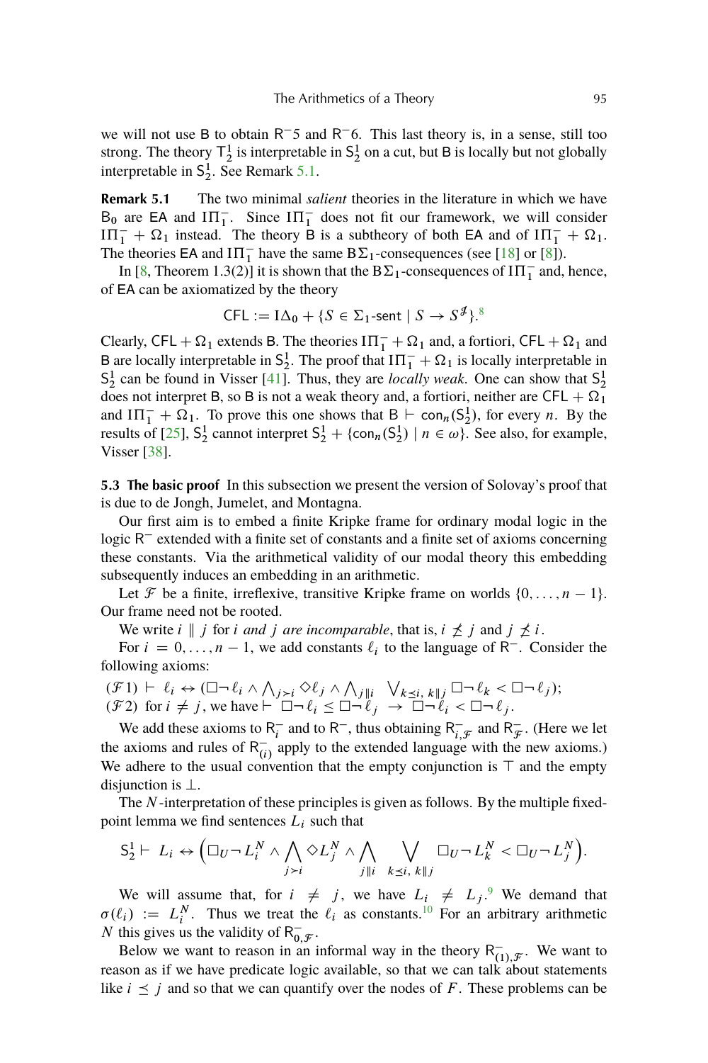we will not use $\mathsf{B}$ to obtain $\mathsf{R}^{-}5$ and $\mathsf{R}^{-}6$. This last theory is, in a sense, still too strong. The theory $\mathsf{T}^1_2$ is interpretable in $\mathsf{S}^1_2$ on a cut, but $\mathsf{B}$ is locally but not globally interpretable in $\mathsf{S}^1_2$. See Remark 5.1.

**Remark 5.1** The two minimal *salient* theories in the literature in which we have $\mathsf{B}_0$ are $\mathsf{EA}$ and $\mathrm{I}\Pi^-_1$. Since $\mathrm{I}\Pi^-_1$ does not fit our framework, we will consider $\mathrm{I}\Pi^-_1 + \Omega_1$ instead. The theory $\mathsf{B}$ is a subtheory of both $\mathsf{EA}$ and of $\mathrm{I}\Pi^-_1 + \Omega_1$. The theories $\mathsf{EA}$ and $\mathrm{I}\Pi^-_1$ have the same $\mathrm{B}\Sigma_1$-consequences (see [18] or [8]).

In [8, Theorem 1.3(2)] it is shown that the $\mathrm{B}\Sigma_1$-consequences of $\mathrm{I}\Pi^-_1$ and, hence, of $\mathsf{EA}$ can be axiomatized by the theory

$$\mathsf{CFL} := \mathrm{I}\Delta_0 + \{S \in \Sigma_1\text{-sent} \mid S \to S^{\mathscr{J}}\}.^{8}$$

Clearly, $\mathsf{CFL} + \Omega_1$ extends $\mathsf{B}$. The theories $\mathrm{I}\Pi^-_1 + \Omega_1$ and, a fortiori, $\mathsf{CFL} + \Omega_1$ and $\mathsf{B}$ are locally interpretable in $\mathsf{S}^1_2$. The proof that $\mathrm{I}\Pi^-_1 + \Omega_1$ is locally interpretable in $\mathsf{S}^1_2$ can be found in Visser [41]. Thus, they are *locally weak*. One can show that $\mathsf{S}^1_2$ does not interpret $\mathsf{B}$, so $\mathsf{B}$ is not a weak theory and, a fortiori, neither are $\mathsf{CFL} + \Omega_1$ and $\mathrm{I}\Pi^-_1 + \Omega_1$. To prove this one shows that $\mathsf{B} \vdash \mathsf{con}_n(\mathsf{S}^1_2)$, for every $n$. By the results of [25], $\mathsf{S}^1_2$ cannot interpret $\mathsf{S}^1_2 + \{\mathsf{con}_n(\mathsf{S}^1_2) \mid n \in \omega\}$. See also, for example, Visser [38].

**5.3 The basic proof** In this subsection we present the version of Solovay's proof that is due to de Jongh, Jumelet, and Montagna.

Our first aim is to embed a finite Kripke frame for ordinary modal logic in the logic $\mathsf{R}^-$ extended with a finite set of constants and a finite set of axioms concerning these constants. Via the arithmetical validity of our modal theory this embedding subsequently induces an embedding in an arithmetic.

Let $\mathcal{F}$ be a finite, irreflexive, transitive Kripke frame on worlds $\{0, \ldots, n-1\}$. Our frame need not be rooted.

We write $i \parallel j$ for *i and j are incomparable*, that is, $i \not\preceq j$ and $j \not\preceq i$.

For $i = 0, \ldots, n-1$, we add constants $\ell_i$ to the language of $\mathsf{R}^-$. Consider the following axioms:

($\mathcal{F}1$) $\vdash \ell_i \leftrightarrow (\Box\neg\,\ell_i \wedge \bigwedge_{j \succ i} \Diamond \ell_j \wedge \bigwedge_{j \parallel i} \;\; \bigvee_{k \preceq i,\, k \parallel j} \Box\neg\,\ell_k < \Box\neg\,\ell_j)$;
($\mathcal{F}2$) for $i \neq j$, we have $\vdash \Box\neg\,\ell_i \leq \Box\neg\,\ell_j \to \Box\neg\,\ell_i < \Box\neg\,\ell_j$.

We add these axioms to $\mathsf{R}^-_i$ and to $\mathsf{R}^-$, thus obtaining $\mathsf{R}^-_{i,\mathcal{F}}$ and $\mathsf{R}^-_{\mathcal{F}}$. (Here we let the axioms and rules of $\mathsf{R}^-_{(i)}$ apply to the extended language with the new axioms.) We adhere to the usual convention that the empty conjunction is $\top$ and the empty disjunction is $\bot$.

The $N$-interpretation of these principles is given as follows. By the multiple fixed-point lemma we find sentences $L_i$ such that

$$\mathsf{S}^1_2 \vdash L_i \leftrightarrow \Big(\Box_U \neg\, L^N_i \wedge \bigwedge_{j \succ i} \Diamond L^N_j \wedge \bigwedge_{j \parallel i} \;\; \bigvee_{k \preceq i,\, k \parallel j} \Box_U \neg\, L^N_k < \Box_U \neg\, L^N_j\Big).$$

We will assume that, for $i \neq j$, we have $L_i \neq L_j$.[9] We demand that $\sigma(\ell_i) := L^N_i$. Thus we treat the $\ell_i$ as constants.[10] For an arbitrary arithmetic $N$ this gives us the validity of $\mathsf{R}^-_{0,\mathcal{F}}$.

Below we want to reason in an informal way in the theory $\mathsf{R}^-_{(1),\mathcal{F}}$. We want to reason as if we have predicate logic available, so that we can talk about statements like $i \preceq j$ and so that we can quantify over the nodes of $F$. These problems can be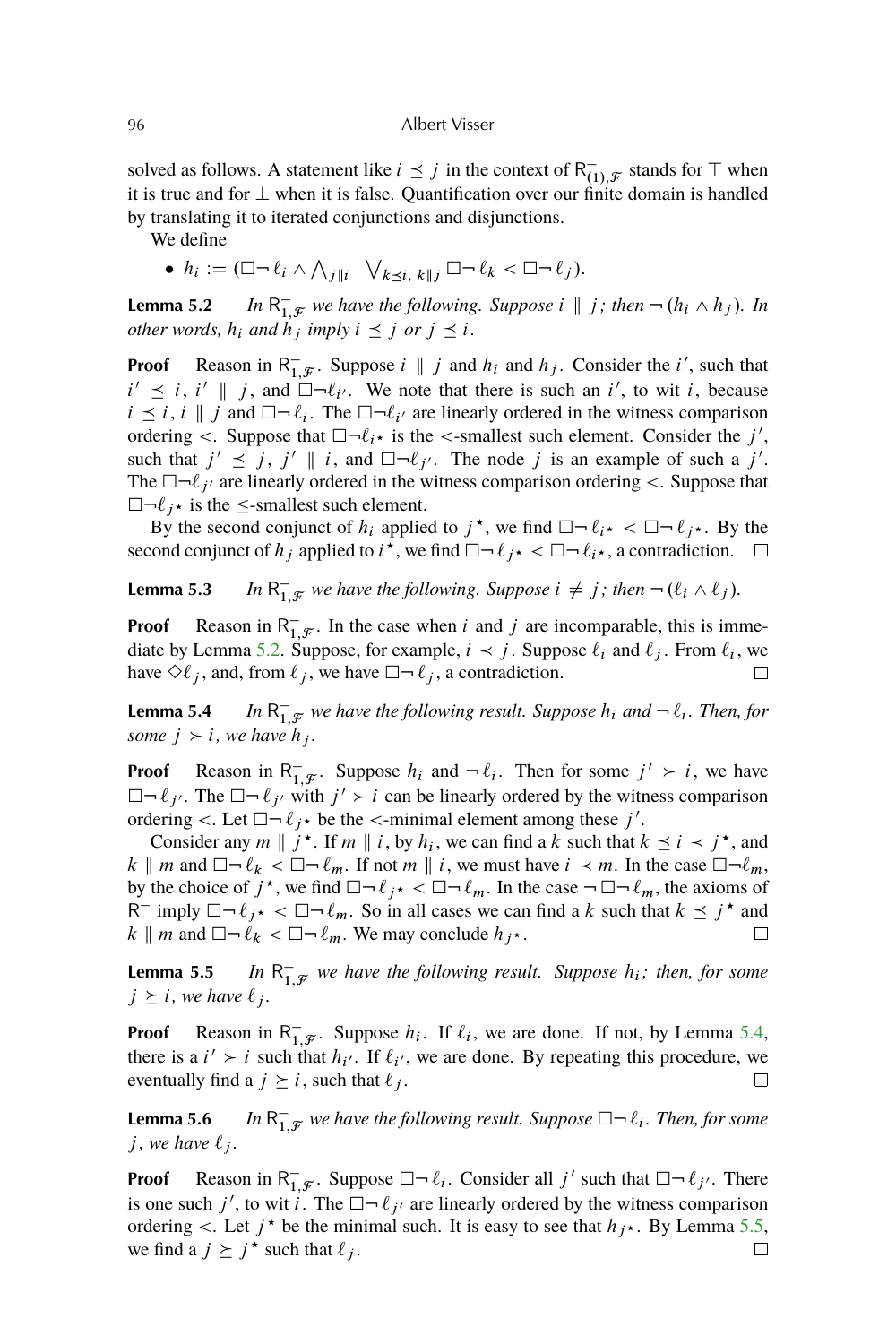solved as follows. A statement like $i \preceq j$ in the context of $\mathsf{R}^-_{(1),\mathcal{F}}$ stands for $\top$ when it is true and for $\bot$ when it is false. Quantification over our finite domain is handled by translating it to iterated conjunctions and disjunctions.

We define

- $h_i := (\Box\neg\,\ell_i \wedge \bigwedge_{j \parallel i} \;\; \bigvee_{k \preceq i,\, k \parallel j} \Box\neg\,\ell_k < \Box\neg\,\ell_j)$.

**Lemma 5.2** *In $\mathsf{R}^-_{1,\mathcal{F}}$ we have the following. Suppose $i \parallel j$; then $\neg\,(h_i \wedge h_j)$. In other words, $h_i$ and $h_j$ imply $i \preceq j$ or $j \preceq i$.*

**Proof** Reason in $\mathsf{R}^-_{1,\mathcal{F}}$. Suppose $i \parallel j$ and $h_i$ and $h_j$. Consider the $i'$, such that $i' \preceq i$, $i' \parallel j$, and $\Box\neg\ell_{i'}$. We note that there is such an $i'$, to wit $i$, because $i \preceq i$, $i \parallel j$ and $\Box\neg\,\ell_i$. The $\Box\neg\ell_{i'}$ are linearly ordered in the witness comparison ordering $<$. Suppose that $\Box\neg\ell_{i^\star}$ is the $<$-smallest such element. Consider the $j'$, such that $j' \preceq j$, $j' \parallel i$, and $\Box\neg\ell_{j'}$. The node $j$ is an example of such a $j'$. The $\Box\neg\,\ell_{j'}$ are linearly ordered in the witness comparison ordering $<$. Suppose that $\Box\neg\,\ell_{j^\star}$ is the $\leq$-smallest such element.

By the second conjunct of $h_i$ applied to $j^\star$, we find $\Box\neg\,\ell_{i^\star} < \Box\neg\,\ell_{j^\star}$. By the second conjunct of $h_j$ applied to $i^\star$, we find $\Box\neg\,\ell_{j^\star} < \Box\neg\,\ell_{i^\star}$, a contradiction. $\square$

**Lemma 5.3** *In $\mathsf{R}^-_{1,\mathcal{F}}$ we have the following. Suppose $i \neq j$; then $\neg\,(\ell_i \wedge \ell_j)$.*

**Proof** Reason in $\mathsf{R}^-_{1,\mathcal{F}}$. In the case when $i$ and $j$ are incomparable, this is immediate by Lemma 5.2. Suppose, for example, $i \prec j$. Suppose $\ell_i$ and $\ell_j$. From $\ell_i$, we have $\Diamond\ell_j$, and, from $\ell_j$, we have $\Box\neg\,\ell_j$, a contradiction. $\square$

**Lemma 5.4** *In $\mathsf{R}^-_{1,\mathcal{F}}$ we have the following result. Suppose $h_i$ and $\neg\,\ell_i$. Then, for some $j \succ i$, we have $h_j$.*

**Proof** Reason in $\mathsf{R}^-_{1,\mathcal{F}}$. Suppose $h_i$ and $\neg\,\ell_i$. Then for some $j' \succ i$, we have $\Box\neg\,\ell_{j'}$. The $\Box\neg\,\ell_{j'}$ with $j' \succ i$ can be linearly ordered by the witness comparison ordering $<$. Let $\Box\neg\,\ell_{j^\star}$ be the $<$-minimal element among these $j'$.

Consider any $m \parallel j^\star$. If $m \parallel i$, by $h_i$, we can find a $k$ such that $k \preceq i \prec j^\star$, and $k \parallel m$ and $\Box\neg\,\ell_k < \Box\neg\,\ell_m$. If not $m \parallel i$, we must have $i \prec m$. In the case $\Box\neg\ell_m$, by the choice of $j^\star$, we find $\Box\neg\,\ell_{j^\star} < \Box\neg\,\ell_m$. In the case $\neg\,\Box\neg\,\ell_m$, the axioms of $\mathsf{R}^-$ imply $\Box\neg\,\ell_{j^\star} < \Box\neg\,\ell_m$. So in all cases we can find a $k$ such that $k \preceq j^\star$ and $k \parallel m$ and $\Box\neg\,\ell_k < \Box\neg\,\ell_m$. We may conclude $h_{j^\star}$. $\square$

**Lemma 5.5** *In $\mathsf{R}^-_{1,\mathcal{F}}$ we have the following result. Suppose $h_i$; then, for some $j \succeq i$, we have $\ell_j$.*

**Proof** Reason in $\mathsf{R}^-_{1,\mathcal{F}}$. Suppose $h_i$. If $\ell_i$, we are done. If not, by Lemma 5.4, there is a $i' \succ i$ such that $h_{i'}$. If $\ell_{i'}$, we are done. By repeating this procedure, we eventually find a $j \succeq i$, such that $\ell_j$. $\square$

**Lemma 5.6** *In $\mathsf{R}^-_{1,\mathcal{F}}$ we have the following result. Suppose $\Box\neg\,\ell_i$. Then, for some $j$, we have $\ell_j$.*

**Proof** Reason in $\mathsf{R}^-_{1,\mathcal{F}}$. Suppose $\Box\neg\,\ell_i$. Consider all $j'$ such that $\Box\neg\,\ell_{j'}$. There is one such $j'$, to wit $i$. The $\Box\neg\,\ell_{j'}$ are linearly ordered by the witness comparison ordering $<$. Let $j^\star$ be the minimal such. It is easy to see that $h_{j^\star}$. By Lemma 5.5, we find a $j \succeq j^\star$ such that $\ell_j$. $\square$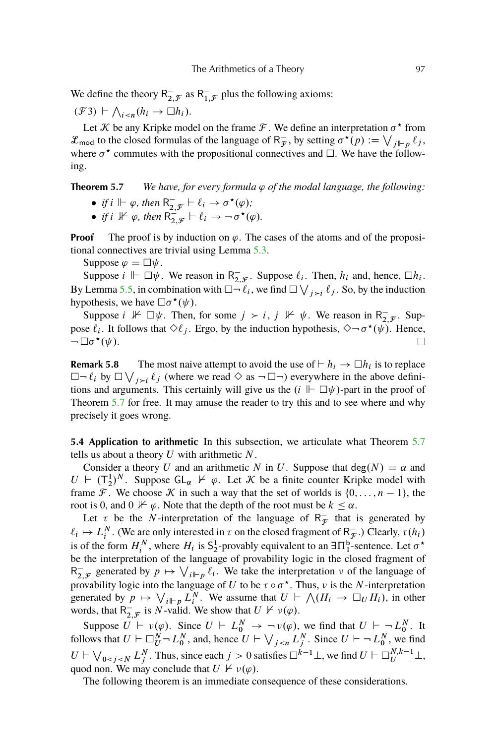We define the theory $\mathsf{R}^-_{2,\mathcal{F}}$ as $\mathsf{R}^-_{1,\mathcal{F}}$ plus the following axioms:

($\mathcal{F}3$) $\vdash \bigwedge_{i<n}(h_i \to \Box h_i)$.

Let $\mathcal{K}$ be any Kripke model on the frame $\mathcal{F}$. We define an interpretation $\sigma^\star$ from $\mathcal{L}_{\mathsf{mod}}$ to the closed formulas of the language of $\mathsf{R}^-_{\mathcal{F}}$, by setting $\sigma^\star(p) := \bigvee_{j \Vdash p} \ell_j$, where $\sigma^\star$ commutes with the propositional connectives and $\Box$. We have the following.

**Theorem 5.7** *We have, for every formula $\varphi$ of the modal language, the following:*

- *if $i \Vdash \varphi$, then $\mathsf{R}^-_{2,\mathcal{F}} \vdash \ell_i \to \sigma^\star(\varphi)$;*
- *if $i \nVdash \varphi$, then $\mathsf{R}^-_{2,\mathcal{F}} \vdash \ell_i \to \neg\,\sigma^\star(\varphi)$.*

**Proof** The proof is by induction on $\varphi$. The cases of the atoms and of the propositional connectives are trivial using Lemma 5.3.

Suppose $\varphi = \Box\psi$.

Suppose $i \Vdash \Box\psi$. We reason in $\mathsf{R}^-_{2,\mathcal{F}}$. Suppose $\ell_i$. Then, $h_i$ and, hence, $\Box h_i$. By Lemma 5.5, in combination with $\Box\neg\,\ell_i$, we find $\Box \bigvee_{j \succ i} \ell_j$. So, by the induction hypothesis, we have $\Box\sigma^\star(\psi)$.

Suppose $i \nVdash \Box\psi$. Then, for some $j \succ i$, $j \nVdash \psi$. We reason in $\mathsf{R}^-_{2,\mathcal{F}}$. Suppose $\ell_i$. It follows that $\Diamond \ell_j$. Ergo, by the induction hypothesis, $\Diamond\neg\,\sigma^\star(\psi)$. Hence, $\neg\,\Box\sigma^\star(\psi)$. $\Box$

**Remark 5.8** The most naive attempt to avoid the use of $\vdash h_i \to \Box h_i$ is to replace $\Box\neg\,\ell_i$ by $\Box \bigvee_{j \succ i} \ell_j$ (where we read $\Diamond$ as $\neg\,\Box\neg$) everywhere in the above definitions and arguments. This certainly will give us the $(i \Vdash \Box\psi)$-part in the proof of Theorem 5.7 for free. It may amuse the reader to try this and to see where and why precisely it goes wrong.

**5.4 Application to arithmetic** In this subsection, we articulate what Theorem 5.7 tells us about a theory $U$ with arithmetic $N$.

Consider a theory $U$ and an arithmetic $N$ in $U$. Suppose that $\mathsf{deg}(N) = \alpha$ and $U \vdash (\mathsf{T}^1_2)^N$. Suppose $\mathsf{GL}_\alpha \nvdash \varphi$. Let $\mathcal{K}$ be a finite counter Kripke model with frame $\mathcal{F}$. We choose $\mathcal{K}$ in such a way that the set of worlds is $\{0, \ldots, n-1\}$, the root is 0, and $0 \nVdash \varphi$. Note that the depth of the root must be $k \le \alpha$.

Let $\tau$ be the $N$-interpretation of the language of $\mathsf{R}^-_{\mathcal{F}}$ that is generated by $\ell_i \mapsto L^N_i$. (We are only interested in $\tau$ on the closed fragment of $\mathsf{R}^-_{\mathcal{F}}$.) Clearly, $\tau(h_i)$ is of the form $H^N_i$, where $H_i$ is $\mathsf{S}^1_2$-provably equivalent to an $\exists\Pi^{\mathsf{b}}_1$-sentence. Let $\sigma^\star$ be the interpretation of the language of provability logic in the closed fragment of $\mathsf{R}^-_{2,\mathcal{F}}$ generated by $p \mapsto \bigvee_{i \Vdash p} \ell_i$. We take the interpretation $\nu$ of the language of provability logic into the language of $U$ to be $\tau \circ \sigma^\star$. Thus, $\nu$ is the $N$-interpretation generated by $p \mapsto \bigvee_{i \Vdash p} L^N_i$. We assume that $U \vdash \bigwedge(H_i \to \Box_U H_i)$, in other words, that $\mathsf{R}^-_{2,\mathcal{F}}$ is $N$-valid. We show that $U \nvdash \nu(\varphi)$.

Suppose $U \vdash \nu(\varphi)$. Since $U \vdash L^N_0 \to \neg\,\nu(\varphi)$, we find that $U \vdash \neg\,L^N_0$. It follows that $U \vdash \Box^N_U \neg\,L^N_0$, and, hence $U \vdash \bigvee_{j<n} L^N_j$. Since $U \vdash \neg\,L^N_0$, we find $U \vdash \bigvee_{0<j<N} L^N_j$. Thus, since each $j > 0$ satisfies $\Box^{k-1}\bot$, we find $U \vdash \Box^{N,k-1}_U \bot$, quod non. We may conclude that $U \nvdash \nu(\varphi)$.

The following theorem is an immediate consequence of these considerations.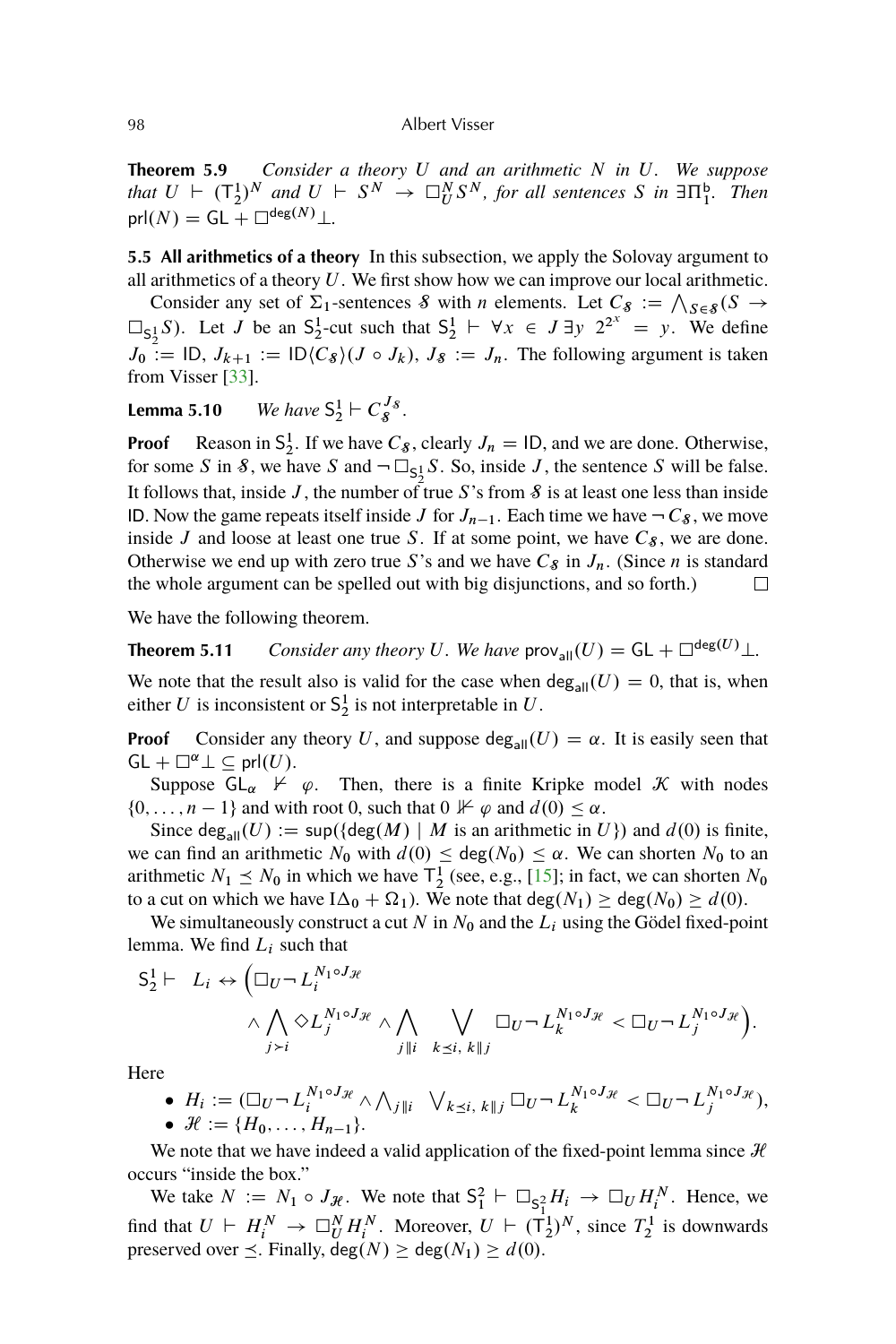**Theorem 5.9** *Consider a theory $U$ and an arithmetic $N$ in $U$. We suppose that $U \vdash (\mathsf{T}^1_2)^N$ and $U \vdash S^N \to \Box^N_U S^N$, for all sentences $S$ in $\exists\Pi^{\mathsf{b}}_1$. Then* $\mathsf{prl}(N) = \mathsf{GL} + \Box^{\mathsf{deg}(N)}\bot$.

**5.5 All arithmetics of a theory** In this subsection, we apply the Solovay argument to all arithmetics of a theory $U$. We first show how we can improve our local arithmetic.

Consider any set of $\Sigma_1$-sentences $\mathcal{S}$ with $n$ elements. Let $C_{\mathcal{S}} := \bigwedge_{S\in\mathcal{S}}(S \to \Box_{\mathsf{S}^1_2} S)$. Let $J$ be an $\mathsf{S}^1_2$-cut such that $\mathsf{S}^1_2 \vdash \forall x \in J\, \exists y\; 2^{2^x} = y$. We define $J_0 := \mathsf{ID}$, $J_{k+1} := \mathsf{ID}\langle C_{\mathcal{S}}\rangle(J \circ J_k)$, $J_{\mathcal{S}} := J_n$. The following argument is taken from Visser [33].

**Lemma 5.10** *We have* $\mathsf{S}^1_2 \vdash C^{J_{\mathcal{S}}}_{\mathcal{S}}$.

**Proof** Reason in $\mathsf{S}^1_2$. If we have $C_{\mathcal{S}}$, clearly $J_n = \mathsf{ID}$, and we are done. Otherwise, for some $S$ in $\mathcal{S}$, we have $S$ and $\neg\Box_{\mathsf{S}^1_2} S$. So, inside $J$, the sentence $S$ will be false. It follows that, inside $J$, the number of true $S$'s from $\mathcal{S}$ is at least one less than inside $\mathsf{ID}$. Now the game repeats itself inside $J$ for $J_{n-1}$. Each time we have $\neg C_{\mathcal{S}}$, we move inside $J$ and loose at least one true $S$. If at some point, we have $C_{\mathcal{S}}$, we are done. Otherwise we end up with zero true $S$'s and we have $C_{\mathcal{S}}$ in $J_n$. (Since $n$ is standard the whole argument can be spelled out with big disjunctions, and so forth.) □

We have the following theorem.

**Theorem 5.11** *Consider any theory $U$. We have* $\mathsf{prov}_{\mathsf{all}}(U) = \mathsf{GL} + \Box^{\mathsf{deg}(U)}\bot$.

We note that the result also is valid for the case when $\mathsf{deg}_{\mathsf{all}}(U) = 0$, that is, when either $U$ is inconsistent or $\mathsf{S}^1_2$ is not interpretable in $U$.

**Proof** Consider any theory $U$, and suppose $\mathsf{deg}_{\mathsf{all}}(U) = \alpha$. It is easily seen that $\mathsf{GL} + \Box^{\alpha}\bot \subseteq \mathsf{prl}(U)$.

Suppose $\mathsf{GL}_\alpha \nvdash \varphi$. Then, there is a finite Kripke model $\mathcal{K}$ with nodes $\{0, \dots, n-1\}$ and with root 0, such that $0 \nVdash \varphi$ and $d(0) \leq \alpha$.

Since $\mathsf{deg}_{\mathsf{all}}(U) := \sup(\{\mathsf{deg}(M) \mid M \text{ is an arithmetic in } U\})$ and $d(0)$ is finite, we can find an arithmetic $N_0$ with $d(0) \leq \mathsf{deg}(N_0) \leq \alpha$. We can shorten $N_0$ to an arithmetic $N_1 \preceq N_0$ in which we have $\mathsf{T}^1_2$ (see, e.g., [15]; in fact, we can shorten $N_0$ to a cut on which we have $\mathsf{I}\Delta_0 + \Omega_1$). We note that $\mathsf{deg}(N_1) \geq \mathsf{deg}(N_0) \geq d(0)$.

We simultaneously construct a cut $N$ in $N_0$ and the $L_i$ using the Gödel fixed-point lemma. We find $L_i$ such that

$$\mathsf{S}^1_2 \vdash \;\; L_i \leftrightarrow \Big(\Box_U \neg L_i^{N_1\circ J_{\mathcal{H}}} \wedge \bigwedge_{j\succ i} \Diamond L_j^{N_1\circ J_{\mathcal{H}}} \wedge \bigwedge_{j\parallel i} \; \bigvee_{k\preceq i,\, k\parallel j} \Box_U \neg L_k^{N_1\circ J_{\mathcal{H}}} < \Box_U \neg L_j^{N_1\circ J_{\mathcal{H}}}\Big).$$

Here

- $H_i := (\Box_U \neg L_i^{N_1\circ J_{\mathcal{H}}} \wedge \bigwedge_{j\parallel i} \; \bigvee_{k\preceq i,\, k\parallel j} \Box_U \neg L_k^{N_1\circ J_{\mathcal{H}}} < \Box_U \neg L_j^{N_1\circ J_{\mathcal{H}}})$,
- $\mathcal{H} := \{H_0, \dots, H_{n-1}\}$.

We note that we have indeed a valid application of the fixed-point lemma since $\mathcal{H}$ occurs "inside the box."

We take $N := N_1 \circ J_{\mathcal{H}}$. We note that $\mathsf{S}^2_1 \vdash \Box_{\mathsf{S}^1_2} H_i \to \Box_U H_i^N$. Hence, we find that $U \vdash H_i^N \to \Box^N_U H_i^N$. Moreover, $U \vdash (\mathsf{T}^1_2)^N$, since $T^1_2$ is downwards preserved over $\preceq$. Finally, $\mathsf{deg}(N) \geq \mathsf{deg}(N_1) \geq d(0)$.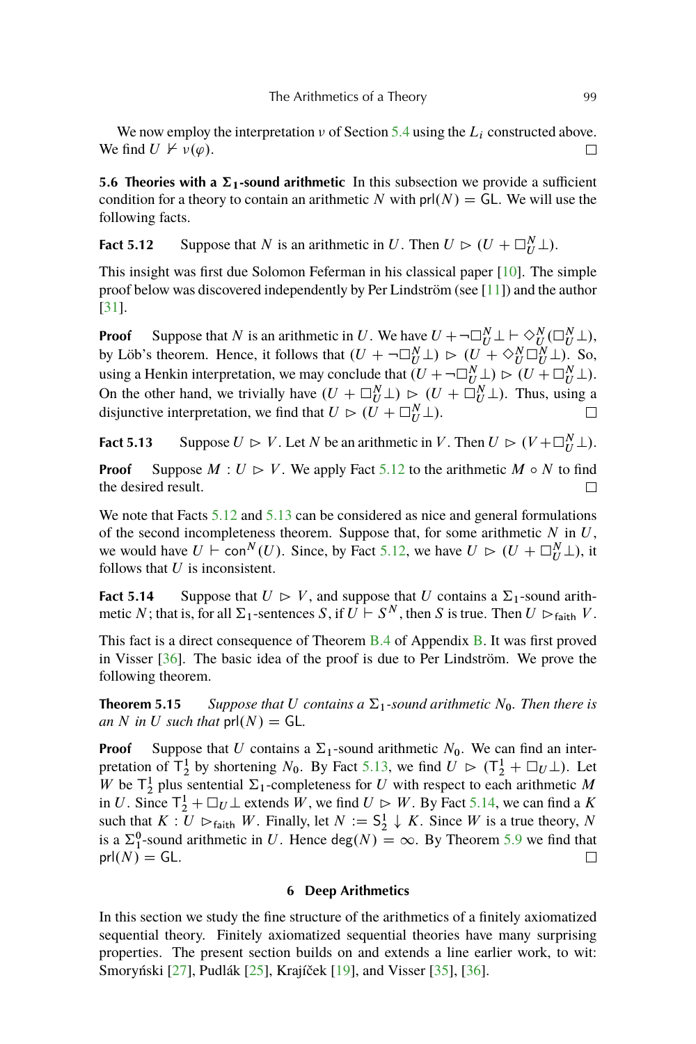We now employ the interpretation $\nu$ of Section 5.4 using the $L_i$ constructed above. We find $U \nvdash \nu(\varphi)$. □

**5.6 Theories with a $\Sigma_1$-sound arithmetic** In this subsection we provide a sufficient condition for a theory to contain an arithmetic $N$ with $\mathsf{prl}(N) = \mathsf{GL}$. We will use the following facts.

**Fact 5.12** Suppose that $N$ is an arithmetic in $U$. Then $U \rhd (U + \Box_U^N \bot)$.

This insight was first due Solomon Feferman in his classical paper [10]. The simple proof below was discovered independently by Per Lindström (see [11]) and the author [31].

**Proof** Suppose that $N$ is an arithmetic in $U$. We have $U + \neg\Box_U^N \bot \vdash \Diamond_U^N(\Box_U^N \bot)$, by Löb's theorem. Hence, it follows that $(U + \neg\Box_U^N \bot) \rhd (U + \Diamond_U^N \Box_U^N \bot)$. So, using a Henkin interpretation, we may conclude that $(U + \neg\Box_U^N \bot) \rhd (U + \Box_U^N \bot)$. On the other hand, we trivially have $(U + \Box_U^N \bot) \rhd (U + \Box_U^N \bot)$. Thus, using a disjunctive interpretation, we find that $U \rhd (U + \Box_U^N \bot)$. □

**Fact 5.13** Suppose $U \rhd V$. Let $N$ be an arithmetic in $V$. Then $U \rhd (V + \Box_U^N \bot)$.

**Proof** Suppose $M : U \rhd V$. We apply Fact 5.12 to the arithmetic $M \circ N$ to find the desired result. □

We note that Facts 5.12 and 5.13 can be considered as nice and general formulations of the second incompleteness theorem. Suppose that, for some arithmetic $N$ in $U$, we would have $U \vdash \mathsf{con}^N(U)$. Since, by Fact 5.12, we have $U \rhd (U + \Box_U^N \bot)$, it follows that $U$ is inconsistent.

**Fact 5.14** Suppose that $U \rhd V$, and suppose that $U$ contains a $\Sigma_1$-sound arithmetic $N$; that is, for all $\Sigma_1$-sentences $S$, if $U \vdash S^N$, then $S$ is true. Then $U \rhd_{\mathsf{faith}} V$.

This fact is a direct consequence of Theorem B.4 of Appendix B. It was first proved in Visser [36]. The basic idea of the proof is due to Per Lindström. We prove the following theorem.

**Theorem 5.15** *Suppose that $U$ contains a $\Sigma_1$-sound arithmetic $N_0$. Then there is an $N$ in $U$ such that* $\mathsf{prl}(N) = \mathsf{GL}$.

**Proof** Suppose that $U$ contains a $\Sigma_1$-sound arithmetic $N_0$. We can find an interpretation of $\mathsf{T}_2^1$ by shortening $N_0$. By Fact 5.13, we find $U \rhd (\mathsf{T}_2^1 + \Box_U \bot)$. Let $W$ be $\mathsf{T}_2^1$ plus sentential $\Sigma_1$-completeness for $U$ with respect to each arithmetic $M$ in $U$. Since $\mathsf{T}_2^1 + \Box_U \bot$ extends $W$, we find $U \rhd W$. By Fact 5.14, we can find a $K$ such that $K : U \rhd_{\mathsf{faith}} W$. Finally, let $N := \mathsf{S}_2^1 \downarrow K$. Since $W$ is a true theory, $N$ is a $\Sigma_1^0$-sound arithmetic in $U$. Hence $\deg(N) = \infty$. By Theorem 5.9 we find that $\mathsf{prl}(N) = \mathsf{GL}$. □

## 6 Deep Arithmetics

In this section we study the fine structure of the arithmetics of a finitely axiomatized sequential theory. Finitely axiomatized sequential theories have many surprising properties. The present section builds on and extends a line earlier work, to wit: Smoryński [27], Pudlák [25], Krajíček [19], and Visser [35], [36].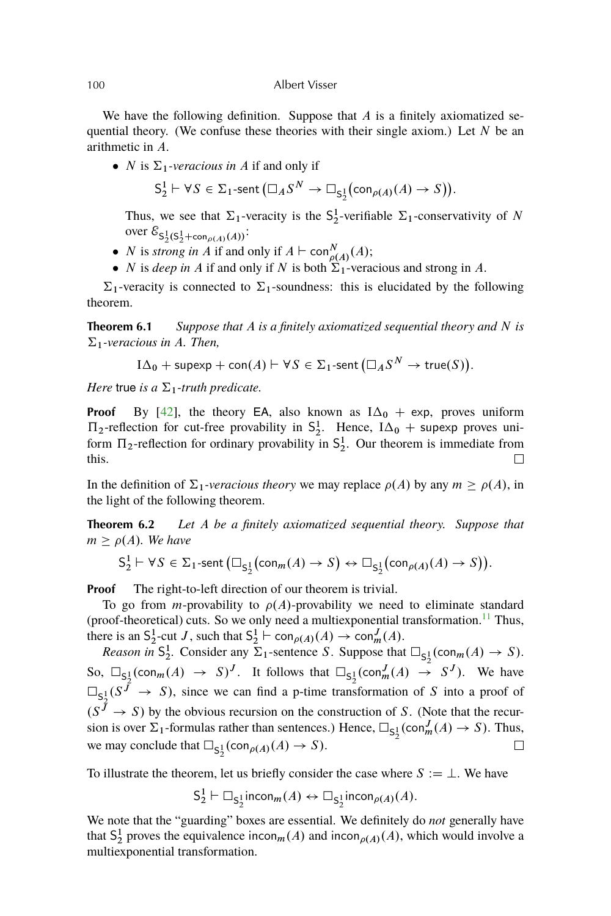We have the following definition. Suppose that $A$ is a finitely axiomatized sequential theory. (We confuse these theories with their single axiom.) Let $N$ be an arithmetic in $A$.

- $N$ is *$\Sigma_1$-veracious in $A$* if and only if

$$\mathsf{S}^1_2 \vdash \forall S \in \Sigma_1\text{-sent}\,\big(\Box_A S^N \to \Box_{\mathsf{S}^1_2}\big(\mathsf{con}_{\rho(A)}(A) \to S\big)\big).$$

  Thus, we see that $\Sigma_1$-veracity is the $\mathsf{S}^1_2$-verifiable $\Sigma_1$-conservativity of $N$ over $\mathcal{E}_{\mathsf{S}^1_2(\mathsf{S}^1_2+\mathsf{con}_{\rho(A)}(A))}$;
- $N$ is *strong in $A$* if and only if $A \vdash \mathsf{con}^N_{\rho(A)}(A)$;
- $N$ is *deep in $A$* if and only if $N$ is both $\Sigma_1$-veracious and strong in $A$.

$\Sigma_1$-veracity is connected to $\Sigma_1$-soundness: this is elucidated by the following theorem.

**Theorem 6.1** *Suppose that $A$ is a finitely axiomatized sequential theory and $N$ is $\Sigma_1$-veracious in $A$. Then,*

$$\mathrm{I}\Delta_0 + \mathsf{supexp} + \mathsf{con}(A) \vdash \forall S \in \Sigma_1\text{-sent}\,\big(\Box_A S^N \to \mathsf{true}(S)\big).$$

*Here* $\mathsf{true}$ *is a $\Sigma_1$-truth predicate.*

**Proof** By [42], the theory $\mathsf{EA}$, also known as $\mathrm{I}\Delta_0 + \mathsf{exp}$, proves uniform $\Pi_2$-reflection for cut-free provability in $\mathsf{S}^1_2$. Hence, $\mathrm{I}\Delta_0 + \mathsf{supexp}$ proves uniform $\Pi_2$-reflection for ordinary provability in $\mathsf{S}^1_2$. Our theorem is immediate from this. □

In the definition of *$\Sigma_1$-veracious theory* we may replace $\rho(A)$ by any $m \geq \rho(A)$, in the light of the following theorem.

**Theorem 6.2** *Let $A$ be a finitely axiomatized sequential theory. Suppose that $m \geq \rho(A)$. We have*

$$\mathsf{S}^1_2 \vdash \forall S \in \Sigma_1\text{-sent}\,\big(\Box_{\mathsf{S}^1_2}\big(\mathsf{con}_m(A) \to S\big) \leftrightarrow \Box_{\mathsf{S}^1_2}\big(\mathsf{con}_{\rho(A)}(A) \to S\big)\big).$$

**Proof** The right-to-left direction of our theorem is trivial.

To go from $m$-provability to $\rho(A)$-provability we need to eliminate standard (proof-theoretical) cuts. So we only need a multiexponential transformation.[11] Thus, there is an $\mathsf{S}^1_2$-cut $J$, such that $\mathsf{S}^1_2 \vdash \mathsf{con}_{\rho(A)}(A) \to \mathsf{con}^J_m(A)$.

*Reason in* $\mathsf{S}^1_2$. Consider any $\Sigma_1$-sentence $S$. Suppose that $\Box_{\mathsf{S}^1_2}(\mathsf{con}_m(A) \to S)$. So, $\Box_{\mathsf{S}^1_2}(\mathsf{con}_m(A) \to S)^J$. It follows that $\Box_{\mathsf{S}^1_2}(\mathsf{con}^J_m(A) \to S^J)$. We have $\Box_{\mathsf{S}^1_2}(S^J \to S)$, since we can find a p-time transformation of $S$ into a proof of $(S^J \to S)$ by the obvious recursion on the construction of $S$. (Note that the recursion is over $\Sigma_1$-formulas rather than sentences.) Hence, $\Box_{\mathsf{S}^1_2}(\mathsf{con}^J_m(A) \to S)$. Thus, we may conclude that $\Box_{\mathsf{S}^1_2}(\mathsf{con}_{\rho(A)}(A) \to S)$. □

To illustrate the theorem, let us briefly consider the case where $S := \bot$. We have

$$\mathsf{S}^1_2 \vdash \Box_{\mathsf{S}^1_2}\mathsf{incon}_m(A) \leftrightarrow \Box_{\mathsf{S}^1_2}\mathsf{incon}_{\rho(A)}(A).$$

We note that the "guarding" boxes are essential. We definitely do *not* generally have that $\mathsf{S}^1_2$ proves the equivalence $\mathsf{incon}_m(A)$ and $\mathsf{incon}_{\rho(A)}(A)$, which would involve a multiexponential transformation.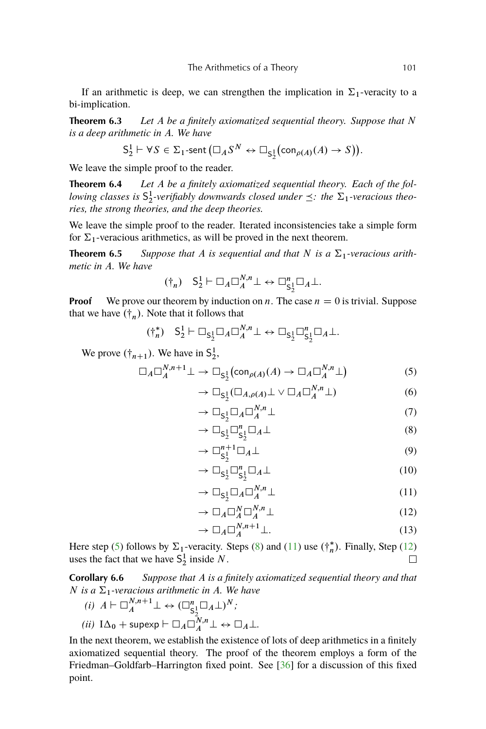If an arithmetic is deep, we can strengthen the implication in $\Sigma_1$-veracity to a bi-implication.

**Theorem 6.3** *Let $A$ be a finitely axiomatized sequential theory. Suppose that $N$ is a deep arithmetic in $A$. We have*

$$\mathsf{S}^1_2 \vdash \forall S \in \Sigma_1\text{-sent}\, \big(\Box_A S^N \leftrightarrow \Box_{\mathsf{S}^1_2}\big(\mathsf{con}_{\rho(A)}(A) \to S\big)\big).$$

We leave the simple proof to the reader.

**Theorem 6.4** *Let $A$ be a finitely axiomatized sequential theory. Each of the following classes is $\mathsf{S}^1_2$-verifiably downwards closed under $\preceq$: the $\Sigma_1$-veracious theories, the strong theories, and the deep theories.*

We leave the simple proof to the reader. Iterated inconsistencies take a simple form for $\Sigma_1$-veracious arithmetics, as will be proved in the next theorem.

**Theorem 6.5** *Suppose that $A$ is sequential and that $N$ is a $\Sigma_1$-veracious arithmetic in $A$. We have*

$$(\dagger_n) \quad \mathsf{S}^1_2 \vdash \Box_A \Box_A^{N,n} \bot \leftrightarrow \Box^n_{\mathsf{S}^1_2} \Box_A \bot.$$

**Proof** We prove our theorem by induction on $n$. The case $n = 0$ is trivial. Suppose that we have $(\dagger_n)$. Note that it follows that

$$(\dagger^*_n) \quad \mathsf{S}^1_2 \vdash \Box_{\mathsf{S}^1_2} \Box_A \Box_A^{N,n} \bot \leftrightarrow \Box_{\mathsf{S}^1_2} \Box^n_{\mathsf{S}^1_2} \Box_A \bot.$$

We prove $(\dagger_{n+1})$. We have in $\mathsf{S}^1_2$,

$$\begin{aligned}
\Box_A \Box_A^{N,n+1} \bot &\to \Box_{\mathsf{S}^1_2}\big(\mathsf{con}_{\rho(A)}(A) \to \Box_A \Box_A^{N,n} \bot\big) && (5)\\
&\to \Box_{\mathsf{S}^1_2}(\Box_{A,\rho(A)} \bot \vee \Box_A \Box_A^{N,n} \bot) && (6)\\
&\to \Box_{\mathsf{S}^1_2} \Box_A \Box_A^{N,n} \bot && (7)\\
&\to \Box_{\mathsf{S}^1_2} \Box^n_{\mathsf{S}^1_2} \Box_A \bot && (8)\\
&\to \Box^{n+1}_{\mathsf{S}^1_2} \Box_A \bot && (9)\\
&\to \Box_{\mathsf{S}^1_2} \Box^n_{\mathsf{S}^1_2} \Box_A \bot && (10)\\
&\to \Box_{\mathsf{S}^1_2} \Box_A \Box_A^{N,n} \bot && (11)\\
&\to \Box_A \Box_A^N \Box_A^{N,n} \bot && (12)\\
&\to \Box_A \Box_A^{N,n+1} \bot. && (13)
\end{aligned}$$

Here step (5) follows by $\Sigma_1$-veracity. Steps (8) and (11) use $(\dagger^*_n)$. Finally, Step (12) uses the fact that we have $\mathsf{S}^1_2$ inside $N$. □

**Corollary 6.6** *Suppose that $A$ is a finitely axiomatized sequential theory and that $N$ is a $\Sigma_1$-veracious arithmetic in $A$. We have*

*(i)* $A \vdash \Box_A^{N,n+1} \bot \leftrightarrow (\Box^n_{\mathsf{S}^1_2} \Box_A \bot)^N$;

*(ii)* $\mathrm{I}\Delta_0 + \mathsf{supexp} \vdash \Box_A \Box_A^{N,n} \bot \leftrightarrow \Box_A \bot$.

In the next theorem, we establish the existence of lots of deep arithmetics in a finitely axiomatized sequential theory. The proof of the theorem employs a form of the Friedman–Goldfarb–Harrington fixed point. See [36] for a discussion of this fixed point.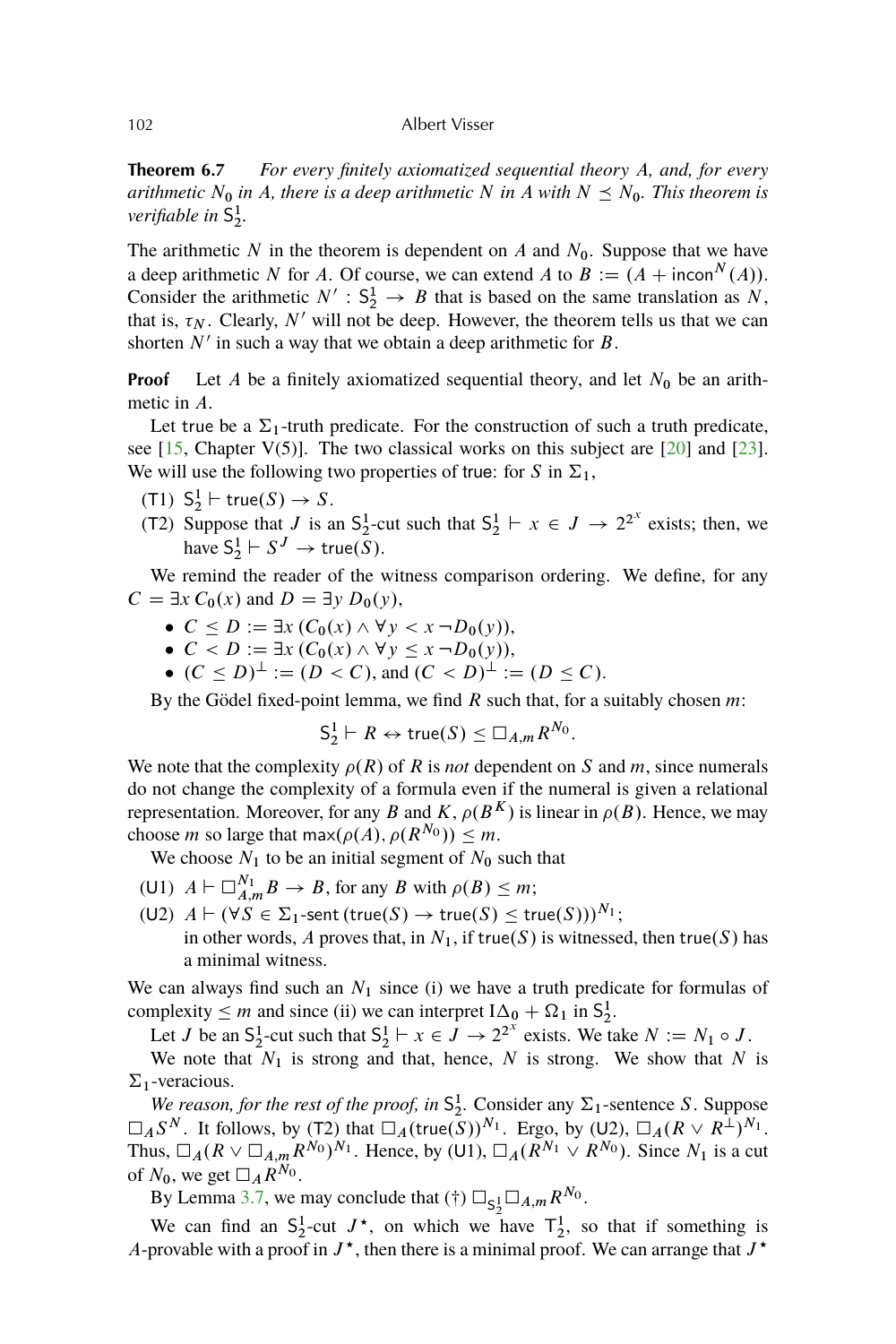**Theorem 6.7** *For every finitely axiomatized sequential theory $A$, and, for every arithmetic $N_0$ in $A$, there is a deep arithmetic $N$ in $A$ with $N \preceq N_0$. This theorem is verifiable in $\mathsf{S}^1_2$.*

The arithmetic $N$ in the theorem is dependent on $A$ and $N_0$. Suppose that we have a deep arithmetic $N$ for $A$. Of course, we can extend $A$ to $B := (A + \mathsf{incon}^N(A))$. Consider the arithmetic $N' : \mathsf{S}^1_2 \to B$ that is based on the same translation as $N$, that is, $\tau_N$. Clearly, $N'$ will not be deep. However, the theorem tells us that we can shorten $N'$ in such a way that we obtain a deep arithmetic for $B$.

**Proof** Let $A$ be a finitely axiomatized sequential theory, and let $N_0$ be an arithmetic in $A$.

Let $\mathsf{true}$ be a $\Sigma_1$-truth predicate. For the construction of such a truth predicate, see [15, Chapter V(5)]. The two classical works on this subject are [20] and [23]. We will use the following two properties of $\mathsf{true}$: for $S$ in $\Sigma_1$,

- (T1) $\mathsf{S}^1_2 \vdash \mathsf{true}(S) \to S$.
- (T2) Suppose that $J$ is an $\mathsf{S}^1_2$-cut such that $\mathsf{S}^1_2 \vdash x \in J \to 2^{2^x}$ exists; then, we have $\mathsf{S}^1_2 \vdash S^J \to \mathsf{true}(S)$.

We remind the reader of the witness comparison ordering. We define, for any $C = \exists x\, C_0(x)$ and $D = \exists y\, D_0(y)$,

- $C \leq D := \exists x\, (C_0(x) \wedge \forall y < x\, \neg D_0(y))$,
- $C < D := \exists x\, (C_0(x) \wedge \forall y \leq x\, \neg D_0(y))$,
- $(C \leq D)^\perp := (D < C)$, and $(C < D)^\perp := (D \leq C)$.

By the Gödel fixed-point lemma, we find $R$ such that, for a suitably chosen $m$:

$$\mathsf{S}^1_2 \vdash R \leftrightarrow \mathsf{true}(S) \leq \Box_{A,m} R^{N_0}.$$

We note that the complexity $\rho(R)$ of $R$ is *not* dependent on $S$ and $m$, since numerals do not change the complexity of a formula even if the numeral is given a relational representation. Moreover, for any $B$ and $K$, $\rho(B^K)$ is linear in $\rho(B)$. Hence, we may choose $m$ so large that $\max(\rho(A), \rho(R^{N_0})) \leq m$.

We choose $N_1$ to be an initial segment of $N_0$ such that

- (U1) $A \vdash \Box^{N_1}_{A,m} B \to B$, for any $B$ with $\rho(B) \leq m$;
- (U2) $A \vdash (\forall S \in \Sigma_1\text{-}\mathsf{sent}\, (\mathsf{true}(S) \to \mathsf{true}(S) \leq \mathsf{true}(S)))^{N_1}$;
  in other words, $A$ proves that, in $N_1$, if $\mathsf{true}(S)$ is witnessed, then $\mathsf{true}(S)$ has a minimal witness.

We can always find such an $N_1$ since (i) we have a truth predicate for formulas of complexity $\leq m$ and since (ii) we can interpret $\mathrm{I}\Delta_0 + \Omega_1$ in $\mathsf{S}^1_2$.

Let $J$ be an $\mathsf{S}^1_2$-cut such that $\mathsf{S}^1_2 \vdash x \in J \to 2^{2^x}$ exists. We take $N := N_1 \circ J$.

We note that $N_1$ is strong and that, hence, $N$ is strong. We show that $N$ is $\Sigma_1$-veracious.

*We reason, for the rest of the proof, in* $\mathsf{S}^1_2$. Consider any $\Sigma_1$-sentence $S$. Suppose $\Box_A S^N$. It follows, by (T2) that $\Box_A(\mathsf{true}(S))^{N_1}$. Ergo, by (U2), $\Box_A(R \vee R^\perp)^{N_1}$. Thus, $\Box_A(R \vee \Box_{A,m} R^{N_0})^{N_1}$. Hence, by (U1), $\Box_A(R^{N_1} \vee R^{N_0})$. Since $N_1$ is a cut of $N_0$, we get $\Box_A R^{N_0}$.

By Lemma 3.7, we may conclude that (†) $\Box_{\mathsf{S}^1_2} \Box_{A,m} R^{N_0}$.

We can find an $\mathsf{S}^1_2$-cut $J^\star$, on which we have $\mathsf{T}^1_2$, so that if something is $A$-provable with a proof in $J^\star$, then there is a minimal proof. We can arrange that $J^\star$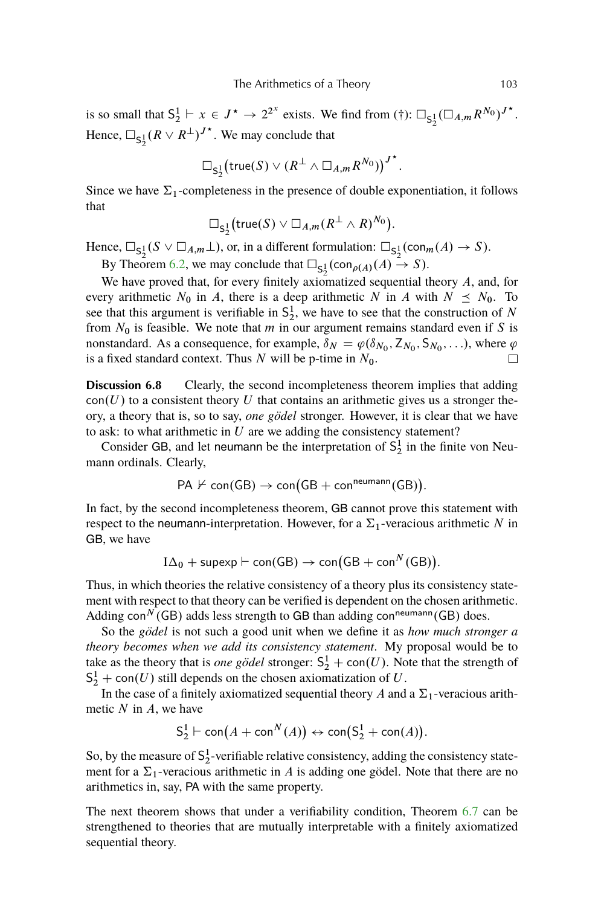is so small that $\mathsf{S}^1_2 \vdash x \in J^\star \to 2^{2^x}$ exists. We find from (†): $\Box_{\mathsf{S}^1_2}(\Box_{A,m} R^{N_0})^{J^\star}$. Hence, $\Box_{\mathsf{S}^1_2}(R \vee R^\perp)^{J^\star}$. We may conclude that

$$\Box_{\mathsf{S}^1_2}\big(\mathsf{true}(S) \vee (R^\perp \wedge \Box_{A,m} R^{N_0})\big)^{J^\star}.$$

Since we have $\Sigma_1$-completeness in the presence of double exponentiation, it follows that

$$\Box_{\mathsf{S}^1_2}\big(\mathsf{true}(S) \vee \Box_{A,m}(R^\perp \wedge R)^{N_0}\big).$$

Hence, $\Box_{\mathsf{S}^1_2}(S \vee \Box_{A,m}\bot)$, or, in a different formulation: $\Box_{\mathsf{S}^1_2}(\mathsf{con}_m(A) \to S)$.

By Theorem 6.2, we may conclude that $\Box_{\mathsf{S}^1_2}(\mathsf{con}_{\rho(A)}(A) \to S)$.

We have proved that, for every finitely axiomatized sequential theory $A$, and, for every arithmetic $N_0$ in $A$, there is a deep arithmetic $N$ in $A$ with $N \preceq N_0$. To see that this argument is verifiable in $\mathsf{S}^1_2$, we have to see that the construction of $N$ from $N_0$ is feasible. We note that $m$ in our argument remains standard even if $S$ is nonstandard. As a consequence, for example, $\delta_N = \varphi(\delta_{N_0}, \mathsf{Z}_{N_0}, \mathsf{S}_{N_0}, \ldots)$, where $\varphi$ is a fixed standard context. Thus $N$ will be p-time in $N_0$. □

**Discussion 6.8** Clearly, the second incompleteness theorem implies that adding $\mathsf{con}(U)$ to a consistent theory $U$ that contains an arithmetic gives us a stronger theory, a theory that is, so to say, *one gödel* stronger. However, it is clear that we have to ask: to what arithmetic in $U$ are we adding the consistency statement?

Consider $\mathsf{GB}$, and let $\mathsf{neumann}$ be the interpretation of $\mathsf{S}^1_2$ in the finite von Neumann ordinals. Clearly,

$$\mathsf{PA} \nvdash \mathsf{con}(\mathsf{GB}) \to \mathsf{con}\big(\mathsf{GB} + \mathsf{con}^{\mathsf{neumann}}(\mathsf{GB})\big).$$

In fact, by the second incompleteness theorem, $\mathsf{GB}$ cannot prove this statement with respect to the $\mathsf{neumann}$-interpretation. However, for a $\Sigma_1$-veracious arithmetic $N$ in $\mathsf{GB}$, we have

$$\mathrm{I}\Delta_0 + \mathsf{supexp} \vdash \mathsf{con}(\mathsf{GB}) \to \mathsf{con}\big(\mathsf{GB} + \mathsf{con}^N(\mathsf{GB})\big).$$

Thus, in which theories the relative consistency of a theory plus its consistency statement with respect to that theory can be verified is dependent on the chosen arithmetic. Adding $\mathsf{con}^N(\mathsf{GB})$ adds less strength to $\mathsf{GB}$ than adding $\mathsf{con}^{\mathsf{neumann}}(\mathsf{GB})$ does.

So the *gödel* is not such a good unit when we define it as *how much stronger a theory becomes when we add its consistency statement*. My proposal would be to take as the theory that is *one gödel* stronger: $\mathsf{S}^1_2 + \mathsf{con}(U)$. Note that the strength of $\mathsf{S}^1_2 + \mathsf{con}(U)$ still depends on the chosen axiomatization of $U$.

In the case of a finitely axiomatized sequential theory $A$ and a $\Sigma_1$-veracious arithmetic $N$ in $A$, we have

$$\mathsf{S}^1_2 \vdash \mathsf{con}\big(A + \mathsf{con}^N(A)\big) \leftrightarrow \mathsf{con}\big(\mathsf{S}^1_2 + \mathsf{con}(A)\big).$$

So, by the measure of $\mathsf{S}^1_2$-verifiable relative consistency, adding the consistency statement for a $\Sigma_1$-veracious arithmetic in $A$ is adding one gödel. Note that there are no arithmetics in, say, $\mathsf{PA}$ with the same property.

The next theorem shows that under a verifiability condition, Theorem 6.7 can be strengthened to theories that are mutually interpretable with a finitely axiomatized sequential theory.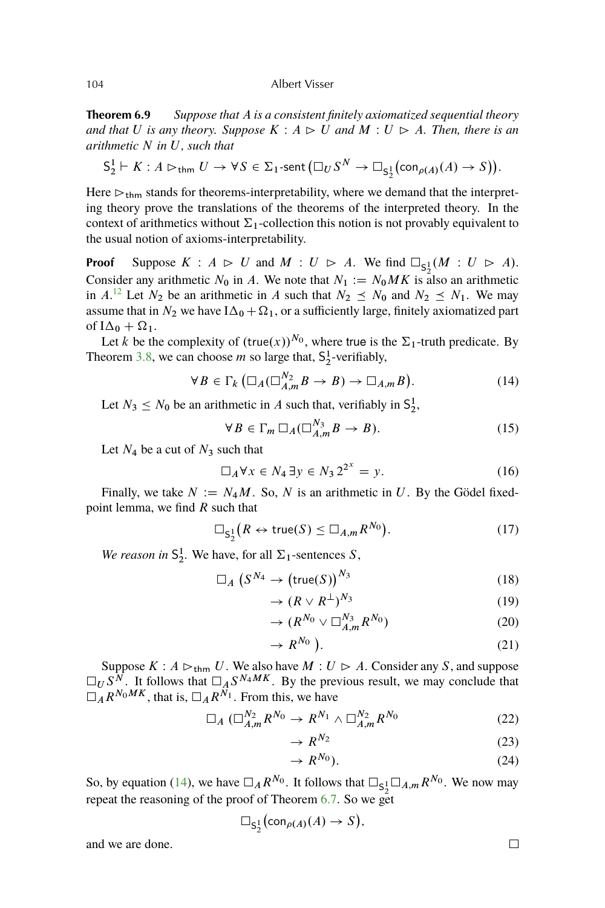**Theorem 6.9** *Suppose that $A$ is a consistent finitely axiomatized sequential theory and that $U$ is any theory. Suppose $K : A \rhd U$ and $M : U \rhd A$. Then, there is an arithmetic $N$ in $U$, such that*

$$\mathsf{S}^1_2 \vdash K : A \rhd_{\mathsf{thm}} U \to \forall S \in \Sigma_1\text{-}\mathsf{sent}\left(\Box_U S^N \to \Box_{\mathsf{S}^1_2}\left(\mathsf{con}_{\rho(A)}(A) \to S\right)\right).$$

Here $\rhd_{\mathsf{thm}}$ stands for theorems-interpretability, where we demand that the interpreting theory prove the translations of the theorems of the interpreted theory. In the context of arithmetics without $\Sigma_1$-collection this notion is not provably equivalent to the usual notion of axioms-interpretability.

**Proof** Suppose $K : A \rhd U$ and $M : U \rhd A$. We find $\Box_{\mathsf{S}^1_2}(M : U \rhd A)$. Consider any arithmetic $N_0$ in $A$. We note that $N_1 := N_0MK$ is also an arithmetic in $A$.[12] Let $N_2$ be an arithmetic in $A$ such that $N_2 \preceq N_0$ and $N_2 \preceq N_1$. We may assume that in $N_2$ we have $\mathrm{I}\Delta_0 + \Omega_1$, or a sufficiently large, finitely axiomatized part of $\mathrm{I}\Delta_0 + \Omega_1$.

Let $k$ be the complexity of $(\mathsf{true}(x))^{N_0}$, where $\mathsf{true}$ is the $\Sigma_1$-truth predicate. By Theorem 3.8, we can choose $m$ so large that, $\mathsf{S}^1_2$-verifiably,

$$\forall B \in \Gamma_k \left(\Box_A(\Box^{N_2}_{A,m} B \to B) \to \Box_{A,m} B\right). \tag{14}$$

Let $N_3 \leq N_0$ be an arithmetic in $A$ such that, verifiably in $\mathsf{S}^1_2$,

$$\forall B \in \Gamma_m \, \Box_A(\Box^{N_3}_{A,m} B \to B). \tag{15}$$

Let $N_4$ be a cut of $N_3$ such that

$$\Box_A \forall x \in N_4 \, \exists y \in N_3 \, 2^{2^x} = y. \tag{16}$$

Finally, we take $N := N_4M$. So, $N$ is an arithmetic in $U$. By the Gödel fixed-point lemma, we find $R$ such that

$$\Box_{\mathsf{S}^1_2}\left(R \leftrightarrow \mathsf{true}(S) \leq \Box_{A,m} R^{N_0}\right). \tag{17}$$

*We reason in* $\mathsf{S}^1_2$. We have, for all $\Sigma_1$-sentences $S$,

$$\begin{aligned}
\Box_A \, \big(S^{N_4} &\to \left(\mathsf{true}(S)\right)^{N_3} && (18)\\
&\to (R \vee R^{\perp})^{N_3} && (19)\\
&\to (R^{N_0} \vee \Box^{N_3}_{A,m} R^{N_0}) && (20)\\
&\to R^{N_0} \,\big). && (21)
\end{aligned}$$

Suppose $K : A \rhd_{\mathsf{thm}} U$. We also have $M : U \rhd A$. Consider any $S$, and suppose $\Box_U S^N$. It follows that $\Box_A S^{N_4MK}$. By the previous result, we may conclude that $\Box_A R^{N_0MK}$, that is, $\Box_A R^{N_1}$. From this, we have

$$\begin{aligned}
\Box_A \, (\Box^{N_2}_{A,m} R^{N_0} &\to R^{N_1} \wedge \Box^{N_2}_{A,m} R^{N_0} && (22)\\
&\to R^{N_2} && (23)\\
&\to R^{N_0}). && (24)
\end{aligned}$$

So, by equation (14), we have $\Box_A R^{N_0}$. It follows that $\Box_{\mathsf{S}^1_2} \Box_{A,m} R^{N_0}$. We now may repeat the reasoning of the proof of Theorem 6.7. So we get

$$\Box_{\mathsf{S}^1_2}\left(\mathsf{con}_{\rho(A)}(A) \to S\right),$$

and we are done. □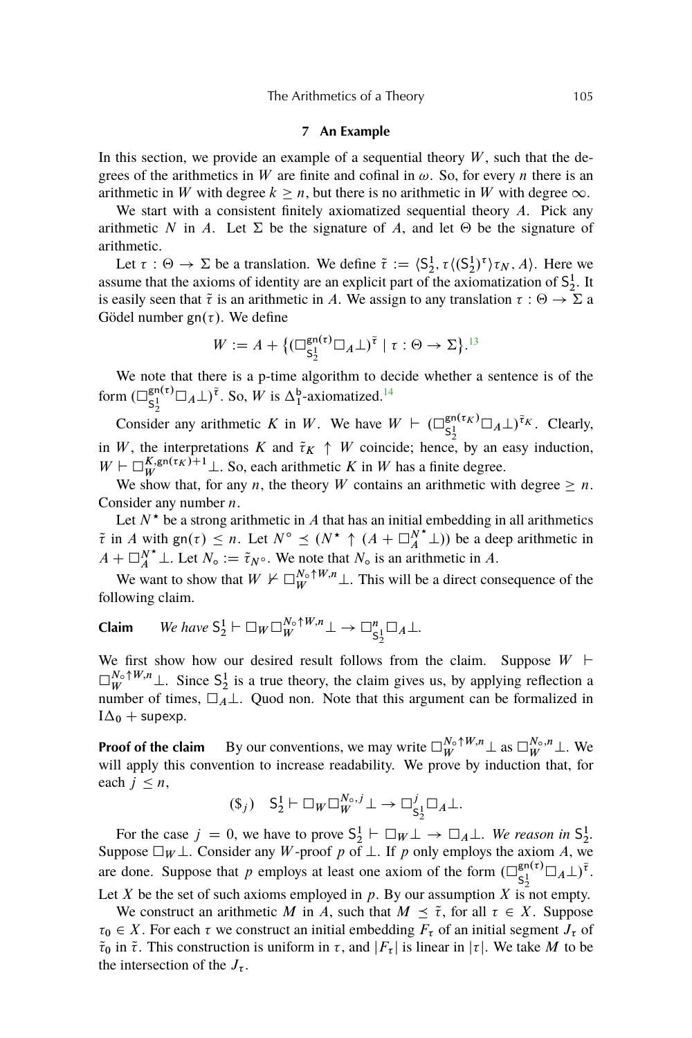## 7 An Example

In this section, we provide an example of a sequential theory $W$, such that the degrees of the arithmetics in $W$ are finite and cofinal in $\omega$. So, for every $n$ there is an arithmetic in $W$ with degree $k \geq n$, but there is no arithmetic in $W$ with degree $\infty$.

We start with a consistent finitely axiomatized sequential theory $A$. Pick any arithmetic $N$ in $A$. Let $\Sigma$ be the signature of $A$, and let $\Theta$ be the signature of arithmetic.

Let $\tau : \Theta \to \Sigma$ be a translation. We define $\tilde{\tau} := \langle \mathsf{S}^1_2, \tau\langle(\mathsf{S}^1_2)^\tau\rangle\tau_N, A\rangle$. Here we assume that the axioms of identity are an explicit part of the axiomatization of $\mathsf{S}^1_2$. It is easily seen that $\tilde{\tau}$ is an arithmetic in $A$. We assign to any translation $\tau : \Theta \to \Sigma$ a Gödel number $\mathsf{gn}(\tau)$. We define

$$W := A + \{(\Box^{\mathsf{gn}(\tau)}_{\mathsf{S}^1_2} \Box_A \bot)^{\tilde{\tau}} \mid \tau : \Theta \to \Sigma\}.[13]$$

We note that there is a p-time algorithm to decide whether a sentence is of the form $(\Box^{\mathsf{gn}(\tau)}_{\mathsf{S}^1_2} \Box_A \bot)^{\tilde{\tau}}$. So, $W$ is $\Delta^{\mathsf{b}}_1$-axiomatized.[14]

Consider any arithmetic $K$ in $W$. We have $W \vdash (\Box^{\mathsf{gn}(\tau_K)}_{\mathsf{S}^1_2} \Box_A \bot)^{\tilde{\tau}_K}$. Clearly, in $W$, the interpretations $K$ and $\tilde{\tau}_K \uparrow W$ coincide; hence, by an easy induction, $W \vdash \Box^{K,\mathsf{gn}(\tau_K)+1}_W \bot$. So, each arithmetic $K$ in $W$ has a finite degree.

We show that, for any $n$, the theory $W$ contains an arithmetic with degree $\geq n$. Consider any number $n$.

Let $N^\star$ be a strong arithmetic in $A$ that has an initial embedding in all arithmetics $\tilde{\tau}$ in $A$ with $\mathsf{gn}(\tau) \leq n$. Let $N^\circ \preceq (N^\star \uparrow (A + \Box^{N^\star}_A \bot))$ be a deep arithmetic in $A + \Box^{N^\star}_A \bot$. Let $N_\circ := \tilde{\tau}_{N^\circ}$. We note that $N_\circ$ is an arithmetic in $A$.

We want to show that $W \nvdash \Box^{N_\circ \uparrow W, n}_W \bot$. This will be a direct consequence of the following claim.

**Claim** *We have* $\mathsf{S}^1_2 \vdash \Box_W \Box^{N_\circ \uparrow W, n}_W \bot \to \Box^n_{\mathsf{S}^1_2} \Box_A \bot$.

We first show how our desired result follows from the claim. Suppose $W \vdash \Box^{N_\circ \uparrow W, n}_W \bot$. Since $\mathsf{S}^1_2$ is a true theory, the claim gives us, by applying reflection a number of times, $\Box_A \bot$. Quod non. Note that this argument can be formalized in $\mathrm{I}\Delta_0 + \mathsf{supexp}$.

**Proof of the claim** By our conventions, we may write $\Box^{N_\circ \uparrow W, n}_W \bot$ as $\Box^{N_\circ, n}_W \bot$. We will apply this convention to increase readability. We prove by induction that, for each $j \leq n$,

$$(\$_j) \quad \mathsf{S}^1_2 \vdash \Box_W \Box^{N_\circ, j}_W \bot \to \Box^j_{\mathsf{S}^1_2} \Box_A \bot.$$

For the case $j = 0$, we have to prove $\mathsf{S}^1_2 \vdash \Box_W \bot \to \Box_A \bot$. *We reason in* $\mathsf{S}^1_2$. Suppose $\Box_W \bot$. Consider any $W$-proof $p$ of $\bot$. If $p$ only employs the axiom $A$, we are done. Suppose that $p$ employs at least one axiom of the form $(\Box^{\mathsf{gn}(\tau)}_{\mathsf{S}^1_2} \Box_A \bot)^{\tilde{\tau}}$. Let $X$ be the set of such axioms employed in $p$. By our assumption $X$ is not empty.

We construct an arithmetic $M$ in $A$, such that $M \preceq \tilde{\tau}$, for all $\tau \in X$. Suppose $\tau_0 \in X$. For each $\tau$ we construct an initial embedding $F_\tau$ of an initial segment $J_\tau$ of $\tilde{\tau}_0$ in $\tilde{\tau}$. This construction is uniform in $\tau$, and $|F_\tau|$ is linear in $|\tau|$. We take $M$ to be the intersection of the $J_\tau$.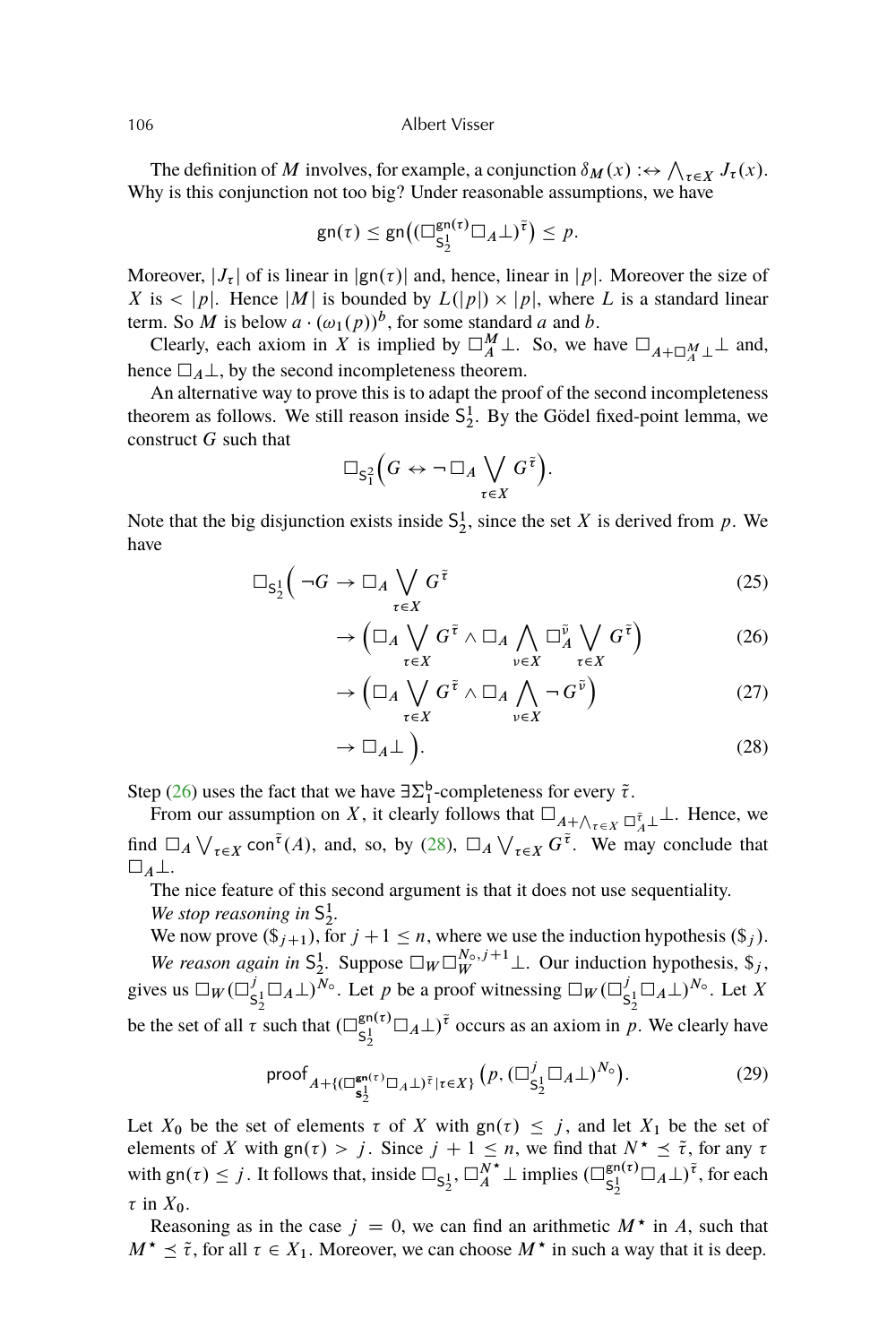The definition of $M$ involves, for example, a conjunction $\delta_M(x) :\leftrightarrow \bigwedge_{\tau \in X} J_\tau(x)$. Why is this conjunction not too big? Under reasonable assumptions, we have

$$\mathsf{gn}(\tau) \leq \mathsf{gn}\big((\Box_{\mathsf{S}^1_2}^{\mathsf{gn}(\tau)} \Box_A \bot)^{\tilde{\tau}}\big) \leq p.$$

Moreover, $|J_\tau|$ of is linear in $|\mathsf{gn}(\tau)|$ and, hence, linear in $|p|$. Moreover the size of $X$ is $< |p|$. Hence $|M|$ is bounded by $L(|p|) \times |p|$, where $L$ is a standard linear term. So $M$ is below $a \cdot (\omega_1(p))^b$, for some standard $a$ and $b$.

Clearly, each axiom in $X$ is implied by $\Box_A^M \bot$. So, we have $\Box_{A + \Box_A^M \bot} \bot$ and, hence $\Box_A \bot$, by the second incompleteness theorem.

An alternative way to prove this is to adapt the proof of the second incompleteness theorem as follows. We still reason inside $\mathsf{S}^1_2$. By the Gödel fixed-point lemma, we construct $G$ such that

$$\Box_{\mathsf{S}^2_1}\Big(G \leftrightarrow \neg \Box_A \bigvee_{\tau \in X} G^{\tilde{\tau}}\Big).$$

Note that the big disjunction exists inside $\mathsf{S}^1_2$, since the set $X$ is derived from $p$. We have

$$\Box_{\mathsf{S}^1_2}\Big( \neg G \to \Box_A \bigvee_{\tau \in X} G^{\tilde{\tau}} \tag{25}$$

$$\to \Big(\Box_A \bigvee_{\tau \in X} G^{\tilde{\tau}} \wedge \Box_A \bigwedge_{\nu \in X} \Box_A^{\tilde{\nu}} \bigvee_{\tau \in X} G^{\tilde{\tau}}\Big) \tag{26}$$

$$\to \Big(\Box_A \bigvee_{\tau \in X} G^{\tilde{\tau}} \wedge \Box_A \bigwedge_{\nu \in X} \neg\, G^{\tilde{\nu}}\Big) \tag{27}$$

$$\to \Box_A \bot \Big). \tag{28}$$

Step (26) uses the fact that we have $\exists\Sigma^{\mathsf{b}}_1$-completeness for every $\tilde{\tau}$.

From our assumption on $X$, it clearly follows that $\Box_{A + \bigwedge_{\tau \in X} \Box_A^{\tilde{\tau}} \bot} \bot$. Hence, we find $\Box_A \bigvee_{\tau \in X} \mathsf{con}^{\tilde{\tau}}(A)$, and, so, by (28), $\Box_A \bigvee_{\tau \in X} G^{\tilde{\tau}}$. We may conclude that $\Box_A \bot$.

The nice feature of this second argument is that it does not use sequentiality.

*We stop reasoning in* $\mathsf{S}^1_2$.

We now prove $(\$_{j+1})$, for $j+1 \leq n$, where we use the induction hypothesis $(\$_j)$.

*We reason again in* $\mathsf{S}^1_2$. Suppose $\Box_W \Box_W^{N_\circ, j+1} \bot$. Our induction hypothesis, $\$_j$, gives us $\Box_W (\Box_{\mathsf{S}^1_2}^{j} \Box_A \bot)^{N_\circ}$. Let $p$ be a proof witnessing $\Box_W (\Box_{\mathsf{S}^1_2}^{j} \Box_A \bot)^{N_\circ}$. Let $X$ be the set of all $\tau$ such that $(\Box_{\mathsf{S}^1_2}^{\mathsf{gn}(\tau)} \Box_A \bot)^{\tilde{\tau}}$ occurs as an axiom in $p$. We clearly have

$$\mathsf{proof}_{A + \{(\Box_{\mathsf{S}^1_2}^{\mathsf{gn}(\tau)} \Box_A \bot)^{\tilde{\tau}} \mid \tau \in X\}} \big(p, (\Box_{\mathsf{S}^1_2}^{j} \Box_A \bot)^{N_\circ}\big). \tag{29}$$

Let $X_0$ be the set of elements $\tau$ of $X$ with $\mathsf{gn}(\tau) \leq j$, and let $X_1$ be the set of elements of $X$ with $\mathsf{gn}(\tau) > j$. Since $j+1 \leq n$, we find that $N^\star \preceq \tilde{\tau}$, for any $\tau$ with $\mathsf{gn}(\tau) \leq j$. It follows that, inside $\Box_{\mathsf{S}^1_2}$, $\Box_A^{N^\star} \bot$ implies $(\Box_{\mathsf{S}^1_2}^{\mathsf{gn}(\tau)} \Box_A \bot)^{\tilde{\tau}}$, for each $\tau$ in $X_0$.

Reasoning as in the case $j = 0$, we can find an arithmetic $M^\star$ in $A$, such that $M^\star \preceq \tilde{\tau}$, for all $\tau \in X_1$. Moreover, we can choose $M^\star$ in such a way that it is deep.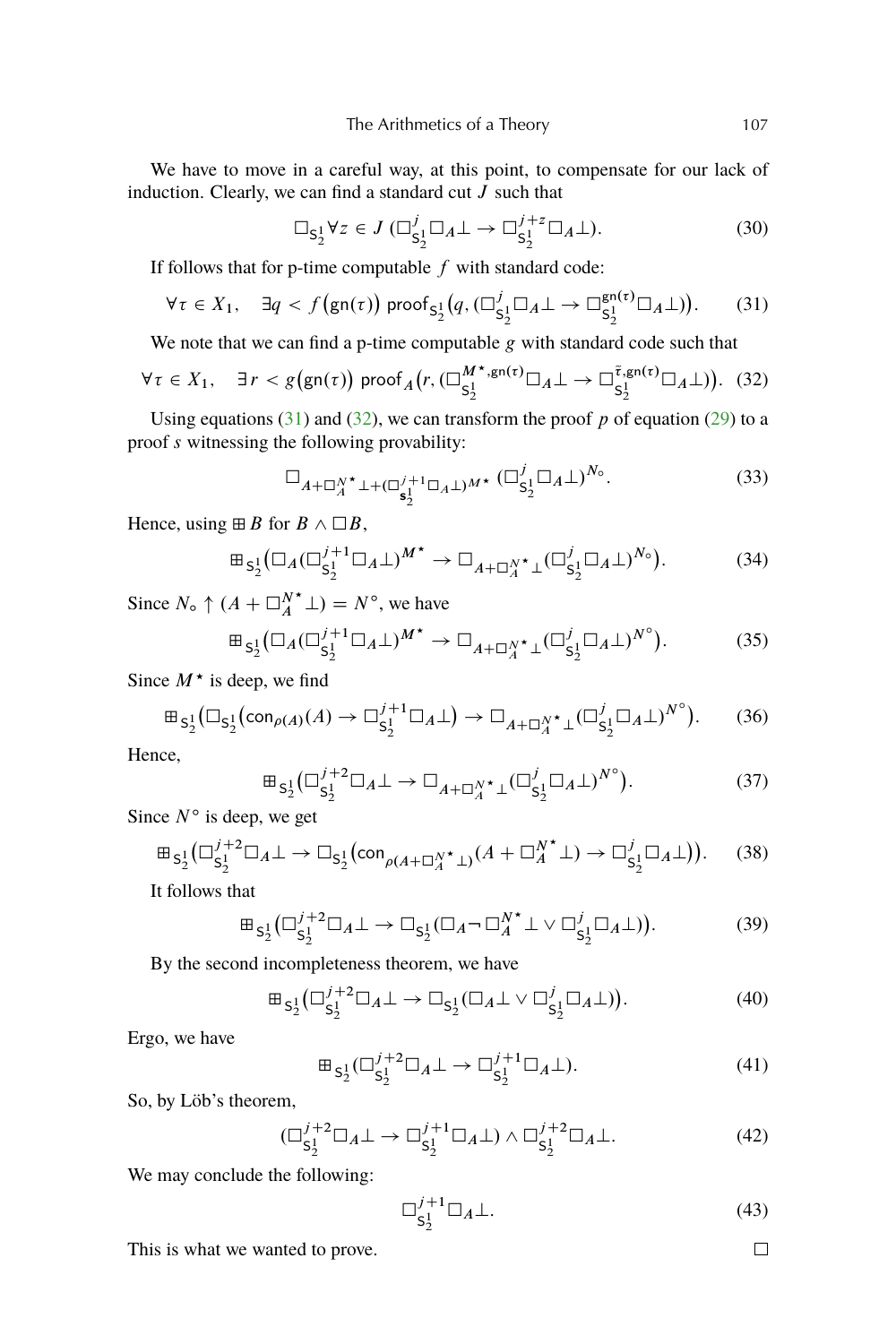We have to move in a careful way, at this point, to compensate for our lack of induction. Clearly, we can find a standard cut $J$ such that

$$\Box_{\mathsf{S}^1_2} \forall z \in J\ (\Box^{j}_{\mathsf{S}^1_2} \Box_A \bot \to \Box^{j+z}_{\mathsf{S}^1_2} \Box_A \bot). \tag{30}$$

If follows that for p-time computable $f$ with standard code:

$$\forall \tau \in X_1, \quad \exists q < f\big(\mathsf{gn}(\tau)\big)\ \mathsf{proof}_{\mathsf{S}^1_2}\big(q, (\Box^{j}_{\mathsf{S}^1_2} \Box_A \bot \to \Box^{\mathsf{gn}(\tau)}_{\mathsf{S}^1_2} \Box_A \bot)\big). \tag{31}$$

We note that we can find a p-time computable $g$ with standard code such that

$$\forall \tau \in X_1, \quad \exists r < g\big(\mathsf{gn}(\tau)\big)\ \mathsf{proof}_A\big(r, (\Box^{M^\star, \mathsf{gn}(\tau)}_{\mathsf{S}^1_2} \Box_A \bot \to \Box^{\bar{\tau}, \mathsf{gn}(\tau)}_{\mathsf{S}^1_2} \Box_A \bot)\big). \tag{32}$$

Using equations (31) and (32), we can transform the proof $p$ of equation (29) to a proof $s$ witnessing the following provability:

$$\Box_{A + \Box^{N^\star}_A \bot + (\Box^{j+1}_{\mathsf{s}^1_2} \Box_A \bot)^{M^\star}} (\Box^{j}_{\mathsf{S}^1_2} \Box_A \bot)^{N_\circ}. \tag{33}$$

Hence, using $\boxplus B$ for $B \wedge \Box B$,

$$\boxplus_{\mathsf{S}^1_2} \big(\Box_A (\Box^{j+1}_{\mathsf{S}^1_2} \Box_A \bot)^{M^\star} \to \Box_{A + \Box^{N^\star}_A \bot} (\Box^{j}_{\mathsf{S}^1_2} \Box_A \bot)^{N_\circ}\big). \tag{34}$$

Since $N_\circ \uparrow (A + \Box^{N^\star}_A \bot) = N^\circ$, we have

$$\boxplus_{\mathsf{S}^1_2} \big(\Box_A (\Box^{j+1}_{\mathsf{S}^1_2} \Box_A \bot)^{M^\star} \to \Box_{A + \Box^{N^\star}_A \bot} (\Box^{j}_{\mathsf{S}^1_2} \Box_A \bot)^{N^\circ}\big). \tag{35}$$

Since $M^\star$ is deep, we find

$$\boxplus_{\mathsf{S}^1_2} \big(\Box_{\mathsf{S}^1_2} \big(\mathsf{con}_{\rho(A)}(A) \to \Box^{j+1}_{\mathsf{S}^1_2} \Box_A \bot\big) \to \Box_{A + \Box^{N^\star}_A \bot} (\Box^{j}_{\mathsf{S}^1_2} \Box_A \bot)^{N^\circ}\big). \tag{36}$$

Hence,

$$\boxplus_{\mathsf{S}^1_2} \big(\Box^{j+2}_{\mathsf{S}^1_2} \Box_A \bot \to \Box_{A + \Box^{N^\star}_A \bot} (\Box^{j}_{\mathsf{S}^1_2} \Box_A \bot)^{N^\circ}\big). \tag{37}$$

Since $N^\circ$ is deep, we get

$$\boxplus_{\mathsf{S}^1_2} \big(\Box^{j+2}_{\mathsf{S}^1_2} \Box_A \bot \to \Box_{\mathsf{S}^1_2} \big(\mathsf{con}_{\rho(A + \Box^{N^\star}_A \bot)}(A + \Box^{N^\star}_A \bot) \to \Box^{j}_{\mathsf{S}^1_2} \Box_A \bot\big)\big). \tag{38}$$

It follows that

$$\boxplus_{\mathsf{S}^1_2} \big(\Box^{j+2}_{\mathsf{S}^1_2} \Box_A \bot \to \Box_{\mathsf{S}^1_2} (\Box_A \neg \Box^{N^\star}_A \bot \vee \Box^{j}_{\mathsf{S}^1_2} \Box_A \bot)\big). \tag{39}$$

By the second incompleteness theorem, we have

$$\boxplus_{\mathsf{S}^1_2} \big(\Box^{j+2}_{\mathsf{S}^1_2} \Box_A \bot \to \Box_{\mathsf{S}^1_2} (\Box_A \bot \vee \Box^{j}_{\mathsf{S}^1_2} \Box_A \bot)\big). \tag{40}$$

Ergo, we have

$$\boxplus_{\mathsf{S}^1_2} (\Box^{j+2}_{\mathsf{S}^1_2} \Box_A \bot \to \Box^{j+1}_{\mathsf{S}^1_2} \Box_A \bot). \tag{41}$$

So, by Löb's theorem,

$$(\Box^{j+2}_{\mathsf{S}^1_2} \Box_A \bot \to \Box^{j+1}_{\mathsf{S}^1_2} \Box_A \bot) \wedge \Box^{j+2}_{\mathsf{S}^1_2} \Box_A \bot. \tag{42}$$

We may conclude the following:

$$\Box^{j+1}_{\mathsf{S}^1_2} \Box_A \bot. \tag{43}$$

This is what we wanted to prove. □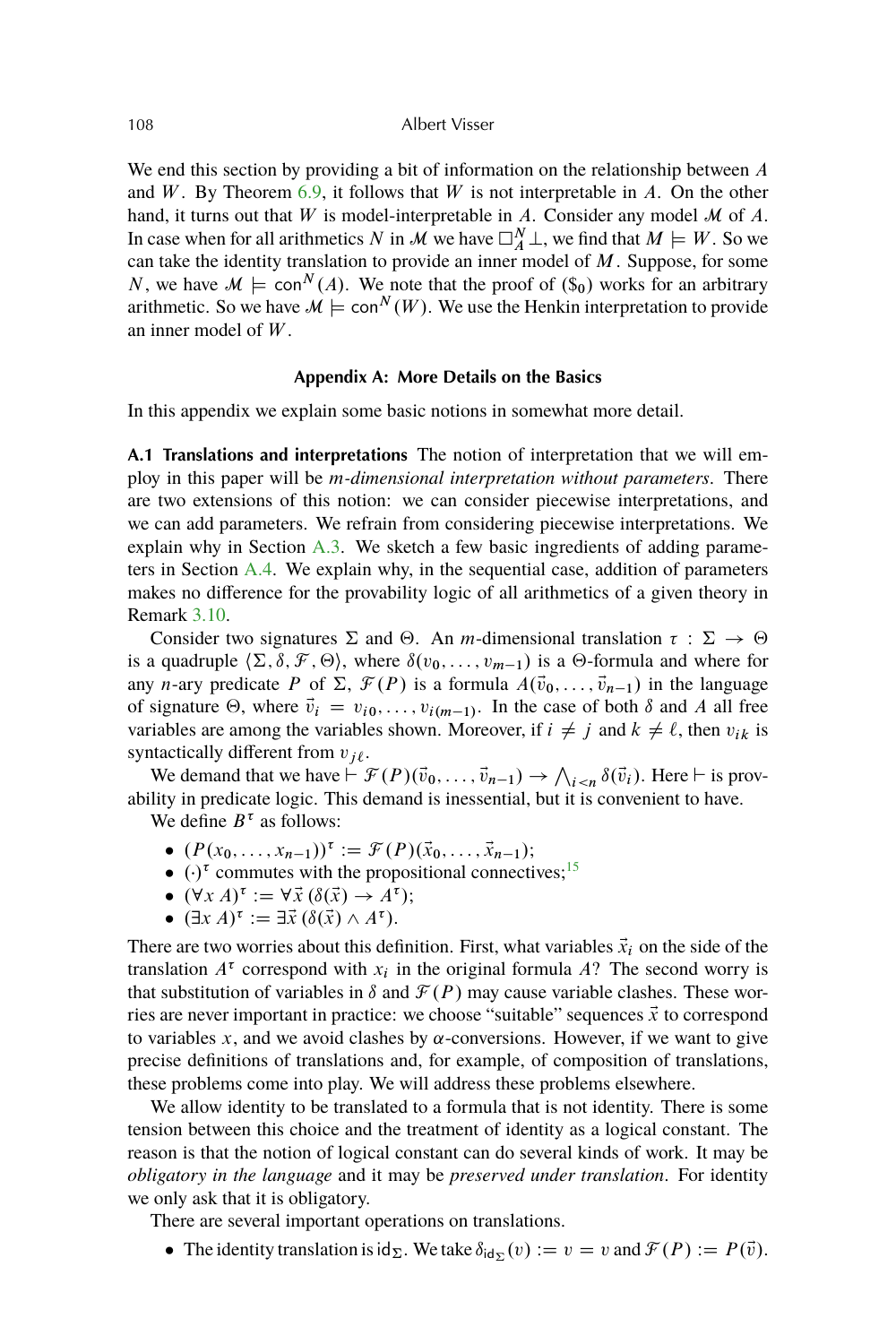We end this section by providing a bit of information on the relationship between $A$ and $W$. By Theorem 6.9, it follows that $W$ is not interpretable in $A$. On the other hand, it turns out that $W$ is model-interpretable in $A$. Consider any model $\mathcal{M}$ of $A$. In case when for all arithmetics $N$ in $\mathcal{M}$ we have $\Box_A^N \bot$, we find that $M \models W$. So we can take the identity translation to provide an inner model of $M$. Suppose, for some $N$, we have $\mathcal{M} \models \mathsf{con}^N(A)$. We note that the proof of ($\$_0$) works for an arbitrary arithmetic. So we have $\mathcal{M} \models \mathsf{con}^N(W)$. We use the Henkin interpretation to provide an inner model of $W$.

## Appendix A: More Details on the Basics

In this appendix we explain some basic notions in somewhat more detail.

**A.1 Translations and interpretations** The notion of interpretation that we will employ in this paper will be *m-dimensional interpretation without parameters*. There are two extensions of this notion: we can consider piecewise interpretations, and we can add parameters. We refrain from considering piecewise interpretations. We explain why in Section A.3. We sketch a few basic ingredients of adding parameters in Section A.4. We explain why, in the sequential case, addition of parameters makes no difference for the provability logic of all arithmetics of a given theory in Remark 3.10.

Consider two signatures $\Sigma$ and $\Theta$. An $m$-dimensional translation $\tau : \Sigma \to \Theta$ is a quadruple $\langle \Sigma, \delta, \mathcal{F}, \Theta \rangle$, where $\delta(v_0, \ldots, v_{m-1})$ is a $\Theta$-formula and where for any $n$-ary predicate $P$ of $\Sigma$, $\mathcal{F}(P)$ is a formula $A(\vec{v}_0, \ldots, \vec{v}_{n-1})$ in the language of signature $\Theta$, where $\vec{v}_i = v_{i0}, \ldots, v_{i(m-1)}$. In the case of both $\delta$ and $A$ all free variables are among the variables shown. Moreover, if $i \neq j$ and $k \neq \ell$, then $v_{ik}$ is syntactically different from $v_{j\ell}$.

We demand that we have $\vdash \mathcal{F}(P)(\vec{v}_0, \ldots, \vec{v}_{n-1}) \to \bigwedge_{i<n} \delta(\vec{v}_i)$. Here $\vdash$ is provability in predicate logic. This demand is inessential, but it is convenient to have.

We define $B^\tau$ as follows:

- $(P(x_0, \ldots, x_{n-1}))^\tau := \mathcal{F}(P)(\vec{x}_0, \ldots, \vec{x}_{n-1})$;
- $(\cdot)^\tau$ commutes with the propositional connectives;[15]
- $(\forall x\, A)^\tau := \forall \vec{x}\, (\delta(\vec{x}) \to A^\tau)$;
- $(\exists x\, A)^\tau := \exists \vec{x}\, (\delta(\vec{x}) \wedge A^\tau)$.

There are two worries about this definition. First, what variables $\vec{x}_i$ on the side of the translation $A^\tau$ correspond with $x_i$ in the original formula $A$? The second worry is that substitution of variables in $\delta$ and $\mathcal{F}(P)$ may cause variable clashes. These worries are never important in practice: we choose "suitable" sequences $\vec{x}$ to correspond to variables $x$, and we avoid clashes by $\alpha$-conversions. However, if we want to give precise definitions of translations and, for example, of composition of translations, these problems come into play. We will address these problems elsewhere.

We allow identity to be translated to a formula that is not identity. There is some tension between this choice and the treatment of identity as a logical constant. The reason is that the notion of logical constant can do several kinds of work. It may be *obligatory in the language* and it may be *preserved under translation*. For identity we only ask that it is obligatory.

There are several important operations on translations.

- The identity translation is $\mathsf{id}_\Sigma$. We take $\delta_{\mathsf{id}_\Sigma}(v) := v = v$ and $\mathcal{F}(P) := P(\vec{v})$.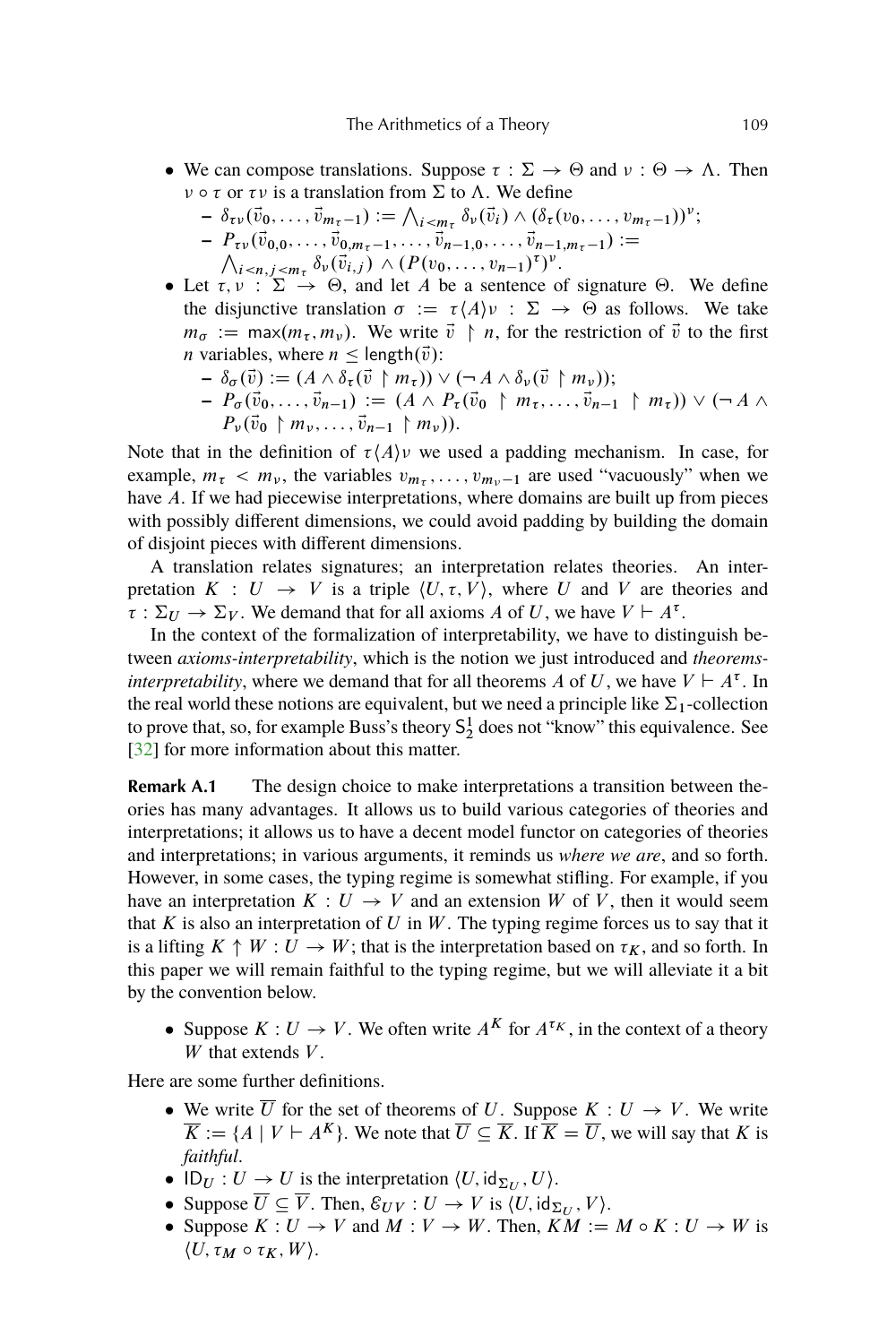- We can compose translations. Suppose $\tau : \Sigma \to \Theta$ and $\nu : \Theta \to \Lambda$. Then $\nu \circ \tau$ or $\tau\nu$ is a translation from $\Sigma$ to $\Lambda$. We define
  - $\delta_{\tau\nu}(\vec{v}_0, \ldots, \vec{v}_{m_\tau - 1}) := \bigwedge_{i < m_\tau} \delta_\nu(\vec{v}_i) \wedge (\delta_\tau(v_0, \ldots, v_{m_\tau - 1}))^\nu$;
  - $P_{\tau\nu}(\vec{v}_{0,0}, \ldots, \vec{v}_{0,m_\tau - 1}, \ldots, \vec{v}_{n-1,0}, \ldots, \vec{v}_{n-1,m_\tau - 1}) :=$ $\bigwedge_{i<n, j<m_\tau} \delta_\nu(\vec{v}_{i,j}) \wedge (P(v_0, \ldots, v_{n-1})^\tau)^\nu$.
- Let $\tau, \nu : \Sigma \to \Theta$, and let $A$ be a sentence of signature $\Theta$. We define the disjunctive translation $\sigma := \tau\langle A\rangle\nu : \Sigma \to \Theta$ as follows. We take $m_\sigma := \mathsf{max}(m_\tau, m_\nu)$. We write $\vec{v} \restriction n$, for the restriction of $\vec{v}$ to the first $n$ variables, where $n \leq \mathsf{length}(\vec{v})$:
  - $\delta_\sigma(\vec{v}) := (A \wedge \delta_\tau(\vec{v} \restriction m_\tau)) \vee (\neg A \wedge \delta_\nu(\vec{v} \restriction m_\nu))$;
  - $P_\sigma(\vec{v}_0, \ldots, \vec{v}_{n-1}) := (A \wedge P_\tau(\vec{v}_0 \restriction m_\tau, \ldots, \vec{v}_{n-1} \restriction m_\tau)) \vee (\neg A \wedge P_\nu(\vec{v}_0 \restriction m_\nu, \ldots, \vec{v}_{n-1} \restriction m_\nu))$.

Note that in the definition of $\tau\langle A\rangle\nu$ we used a padding mechanism. In case, for example, $m_\tau < m_\nu$, the variables $v_{m_\tau}, \ldots, v_{m_\nu - 1}$ are used "vacuously" when we have $A$. If we had piecewise interpretations, where domains are built up from pieces with possibly different dimensions, we could avoid padding by building the domain of disjoint pieces with different dimensions.

A translation relates signatures; an interpretation relates theories. An interpretation $K : U \to V$ is a triple $\langle U, \tau, V\rangle$, where $U$ and $V$ are theories and $\tau : \Sigma_U \to \Sigma_V$. We demand that for all axioms $A$ of $U$, we have $V \vdash A^\tau$.

In the context of the formalization of interpretability, we have to distinguish between *axioms-interpretability*, which is the notion we just introduced and *theorems-interpretability*, where we demand that for all theorems $A$ of $U$, we have $V \vdash A^\tau$. In the real world these notions are equivalent, but we need a principle like $\Sigma_1$-collection to prove that, so, for example Buss's theory $\mathsf{S}^1_2$ does not "know" this equivalence. See [32] for more information about this matter.

**Remark A.1** The design choice to make interpretations a transition between theories has many advantages. It allows us to build various categories of theories and interpretations; it allows us to have a decent model functor on categories of theories and interpretations; in various arguments, it reminds us *where we are*, and so forth. However, in some cases, the typing regime is somewhat stifling. For example, if you have an interpretation $K : U \to V$ and an extension $W$ of $V$, then it would seem that $K$ is also an interpretation of $U$ in $W$. The typing regime forces us to say that it is a lifting $K \uparrow W : U \to W$; that is the interpretation based on $\tau_K$, and so forth. In this paper we will remain faithful to the typing regime, but we will alleviate it a bit by the convention below.

- Suppose $K : U \to V$. We often write $A^K$ for $A^{\tau_K}$, in the context of a theory $W$ that extends $V$.

Here are some further definitions.

- We write $\overline{U}$ for the set of theorems of $U$. Suppose $K : U \to V$. We write $\overline{K} := \{A \mid V \vdash A^K\}$. We note that $\overline{U} \subseteq \overline{K}$. If $\overline{K} = \overline{U}$, we will say that $K$ is *faithful*.
- $\mathsf{ID}_U : U \to U$ is the interpretation $\langle U, \mathsf{id}_{\Sigma_U}, U\rangle$.
- Suppose $\overline{U} \subseteq \overline{V}$. Then, $\mathcal{E}_{UV} : U \to V$ is $\langle U, \mathsf{id}_{\Sigma_U}, V\rangle$.
- Suppose $K : U \to V$ and $M : V \to W$. Then, $KM := M \circ K : U \to W$ is $\langle U, \tau_M \circ \tau_K, W\rangle$.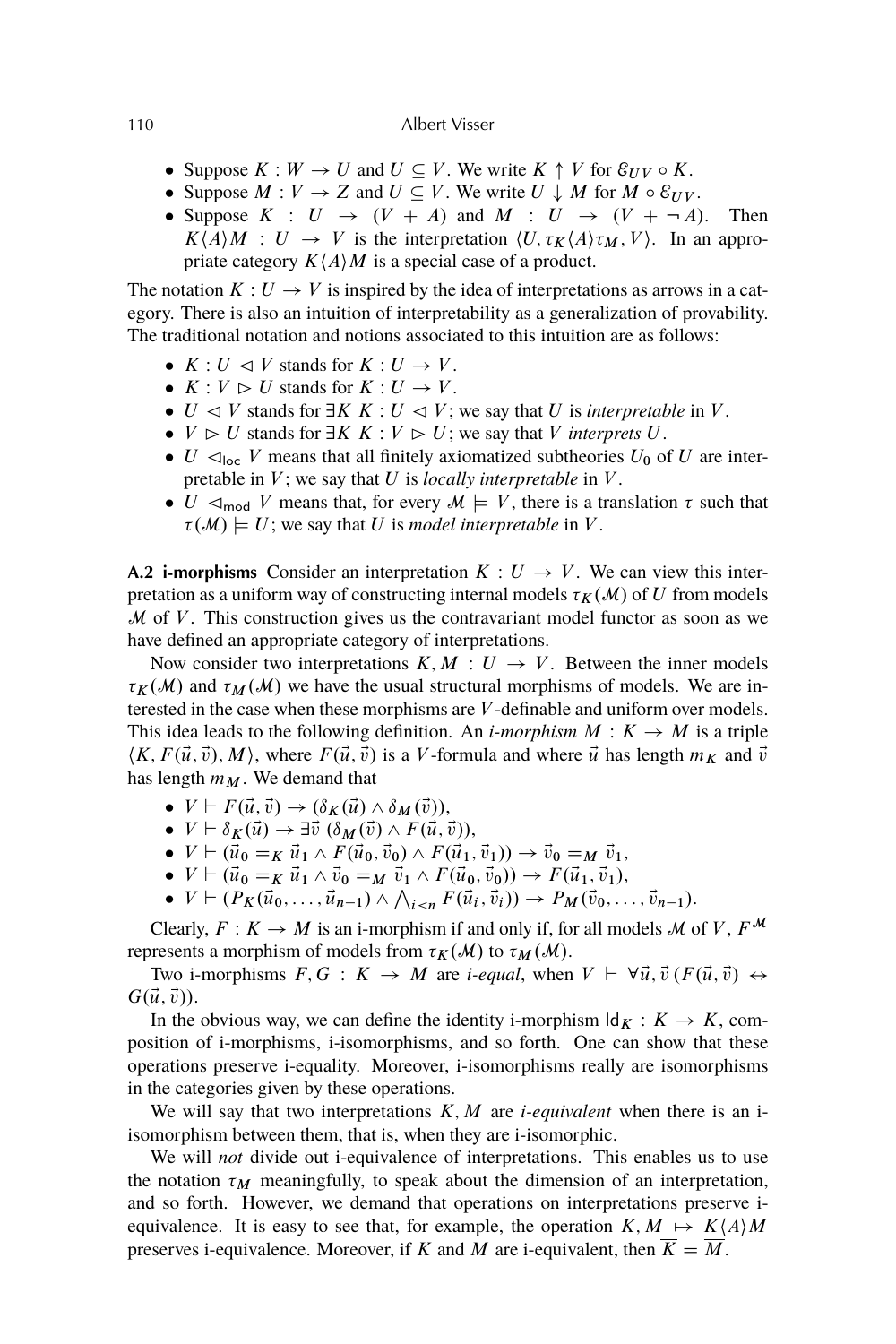- Suppose $K : W \to U$ and $U \subseteq V$. We write $K \uparrow V$ for $\mathcal{E}_{UV} \circ K$.
- Suppose $M : V \to Z$ and $U \subseteq V$. We write $U \downarrow M$ for $M \circ \mathcal{E}_{UV}$.
- Suppose $K : U \to (V + A)$ and $M : U \to (V + \neg A)$. Then $K\langle A \rangle M : U \to V$ is the interpretation $\langle U, \tau_K \langle A \rangle \tau_M, V \rangle$. In an appropriate category $K\langle A \rangle M$ is a special case of a product.

The notation $K : U \to V$ is inspired by the idea of interpretations as arrows in a category. There is also an intuition of interpretability as a generalization of provability. The traditional notation and notions associated to this intuition are as follows:

- $K : U \lhd V$ stands for $K : U \to V$.
- $K : V \rhd U$ stands for $K : U \to V$.
- $U \lhd V$ stands for $\exists K \; K : U \lhd V$; we say that $U$ is *interpretable* in $V$.
- $V \rhd U$ stands for $\exists K \; K : V \rhd U$; we say that $V$ *interprets* $U$.
- $U \lhd_{\mathsf{loc}} V$ means that all finitely axiomatized subtheories $U_0$ of $U$ are interpretable in $V$; we say that $U$ is *locally interpretable* in $V$.
- $U \lhd_{\mathsf{mod}} V$ means that, for every $\mathcal{M} \models V$, there is a translation $\tau$ such that $\tau(\mathcal{M}) \models U$; we say that $U$ is *model interpretable* in $V$.

**A.2 i-morphisms** Consider an interpretation $K : U \to V$. We can view this interpretation as a uniform way of constructing internal models $\tau_K(\mathcal{M})$ of $U$ from models $\mathcal{M}$ of $V$. This construction gives us the contravariant model functor as soon as we have defined an appropriate category of interpretations.

Now consider two interpretations $K, M : U \to V$. Between the inner models $\tau_K(\mathcal{M})$ and $\tau_M(\mathcal{M})$ we have the usual structural morphisms of models. We are interested in the case when these morphisms are $V$-definable and uniform over models. This idea leads to the following definition. An *i-morphism* $M : K \to M$ is a triple $\langle K, F(\vec{u}, \vec{v}), M \rangle$, where $F(\vec{u}, \vec{v})$ is a $V$-formula and where $\vec{u}$ has length $m_K$ and $\vec{v}$ has length $m_M$. We demand that

- $V \vdash F(\vec{u}, \vec{v}) \to (\delta_K(\vec{u}) \wedge \delta_M(\vec{v}))$,
- $V \vdash \delta_K(\vec{u}) \to \exists \vec{v} \; (\delta_M(\vec{v}) \wedge F(\vec{u}, \vec{v}))$,
- $V \vdash (\vec{u}_0 =_K \vec{u}_1 \wedge F(\vec{u}_0, \vec{v}_0) \wedge F(\vec{u}_1, \vec{v}_1)) \to \vec{v}_0 =_M \vec{v}_1$,
- $V \vdash (\vec{u}_0 =_K \vec{u}_1 \wedge \vec{v}_0 =_M \vec{v}_1 \wedge F(\vec{u}_0, \vec{v}_0)) \to F(\vec{u}_1, \vec{v}_1)$,
- $V \vdash (P_K(\vec{u}_0, \ldots, \vec{u}_{n-1}) \wedge \bigwedge_{i<n} F(\vec{u}_i, \vec{v}_i)) \to P_M(\vec{v}_0, \ldots, \vec{v}_{n-1})$.

Clearly, $F : K \to M$ is an i-morphism if and only if, for all models $\mathcal{M}$ of $V$, $F^{\mathcal{M}}$ represents a morphism of models from $\tau_K(\mathcal{M})$ to $\tau_M(\mathcal{M})$.

Two i-morphisms $F, G : K \to M$ are *i-equal*, when $V \vdash \forall \vec{u}, \vec{v} \, (F(\vec{u}, \vec{v}) \leftrightarrow G(\vec{u}, \vec{v}))$.

In the obvious way, we can define the identity i-morphism $\mathsf{Id}_K : K \to K$, composition of i-morphisms, i-isomorphisms, and so forth. One can show that these operations preserve i-equality. Moreover, i-isomorphisms really are isomorphisms in the categories given by these operations.

We will say that two interpretations $K, M$ are *i-equivalent* when there is an i-isomorphism between them, that is, when they are i-isomorphic.

We will *not* divide out i-equivalence of interpretations. This enables us to use the notation $\tau_M$ meaningfully, to speak about the dimension of an interpretation, and so forth. However, we demand that operations on interpretations preserve i-equivalence. It is easy to see that, for example, the operation $K, M \mapsto K\langle A \rangle M$ preserves i-equivalence. Moreover, if $K$ and $M$ are i-equivalent, then $\overline{K} = \overline{M}$.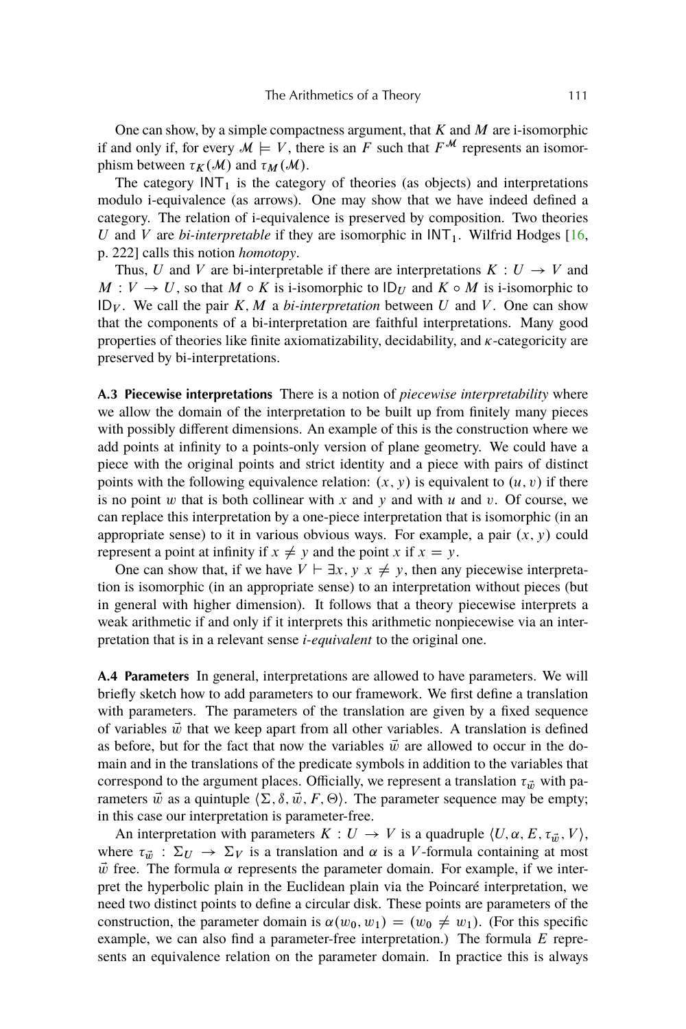One can show, by a simple compactness argument, that $K$ and $M$ are i-isomorphic if and only if, for every $\mathcal{M} \models V$, there is an $F$ such that $F^{\mathcal{M}}$ represents an isomorphism between $\tau_K(\mathcal{M})$ and $\tau_M(\mathcal{M})$.

The category $\mathsf{INT}_1$ is the category of theories (as objects) and interpretations modulo i-equivalence (as arrows). One may show that we have indeed defined a category. The relation of i-equivalence is preserved by composition. Two theories $U$ and $V$ are *bi-interpretable* if they are isomorphic in $\mathsf{INT}_1$. Wilfrid Hodges [16, p. 222] calls this notion *homotopy*.

Thus, $U$ and $V$ are bi-interpretable if there are interpretations $K : U \to V$ and $M : V \to U$, so that $M \circ K$ is i-isomorphic to $\mathsf{ID}_U$ and $K \circ M$ is i-isomorphic to $\mathsf{ID}_V$. We call the pair $K, M$ a *bi-interpretation* between $U$ and $V$. One can show that the components of a bi-interpretation are faithful interpretations. Many good properties of theories like finite axiomatizability, decidability, and $\kappa$-categoricity are preserved by bi-interpretations.

**A.3 Piecewise interpretations** There is a notion of *piecewise interpretability* where we allow the domain of the interpretation to be built up from finitely many pieces with possibly different dimensions. An example of this is the construction where we add points at infinity to a points-only version of plane geometry. We could have a piece with the original points and strict identity and a piece with pairs of distinct points with the following equivalence relation: $(x, y)$ is equivalent to $(u, v)$ if there is no point $w$ that is both collinear with $x$ and $y$ and with $u$ and $v$. Of course, we can replace this interpretation by a one-piece interpretation that is isomorphic (in an appropriate sense) to it in various obvious ways. For example, a pair $(x, y)$ could represent a point at infinity if $x \neq y$ and the point $x$ if $x = y$.

One can show that, if we have $V \vdash \exists x, y\ x \neq y$, then any piecewise interpretation is isomorphic (in an appropriate sense) to an interpretation without pieces (but in general with higher dimension). It follows that a theory piecewise interprets a weak arithmetic if and only if it interprets this arithmetic nonpiecewise via an interpretation that is in a relevant sense *i-equivalent* to the original one.

**A.4 Parameters** In general, interpretations are allowed to have parameters. We will briefly sketch how to add parameters to our framework. We first define a translation with parameters. The parameters of the translation are given by a fixed sequence of variables $\vec{w}$ that we keep apart from all other variables. A translation is defined as before, but for the fact that now the variables $\vec{w}$ are allowed to occur in the domain and in the translations of the predicate symbols in addition to the variables that correspond to the argument places. Officially, we represent a translation $\tau_{\vec{w}}$ with parameters $\vec{w}$ as a quintuple $\langle \Sigma, \delta, \vec{w}, F, \Theta \rangle$. The parameter sequence may be empty; in this case our interpretation is parameter-free.

An interpretation with parameters $K : U \to V$ is a quadruple $\langle U, \alpha, E, \tau_{\vec{w}}, V \rangle$, where $\tau_{\vec{w}} : \Sigma_U \to \Sigma_V$ is a translation and $\alpha$ is a $V$-formula containing at most $\vec{w}$ free. The formula $\alpha$ represents the parameter domain. For example, if we interpret the hyperbolic plain in the Euclidean plain via the Poincaré interpretation, we need two distinct points to define a circular disk. These points are parameters of the construction, the parameter domain is $\alpha(w_0, w_1) = (w_0 \neq w_1)$. (For this specific example, we can also find a parameter-free interpretation.) The formula $E$ represents an equivalence relation on the parameter domain. In practice this is always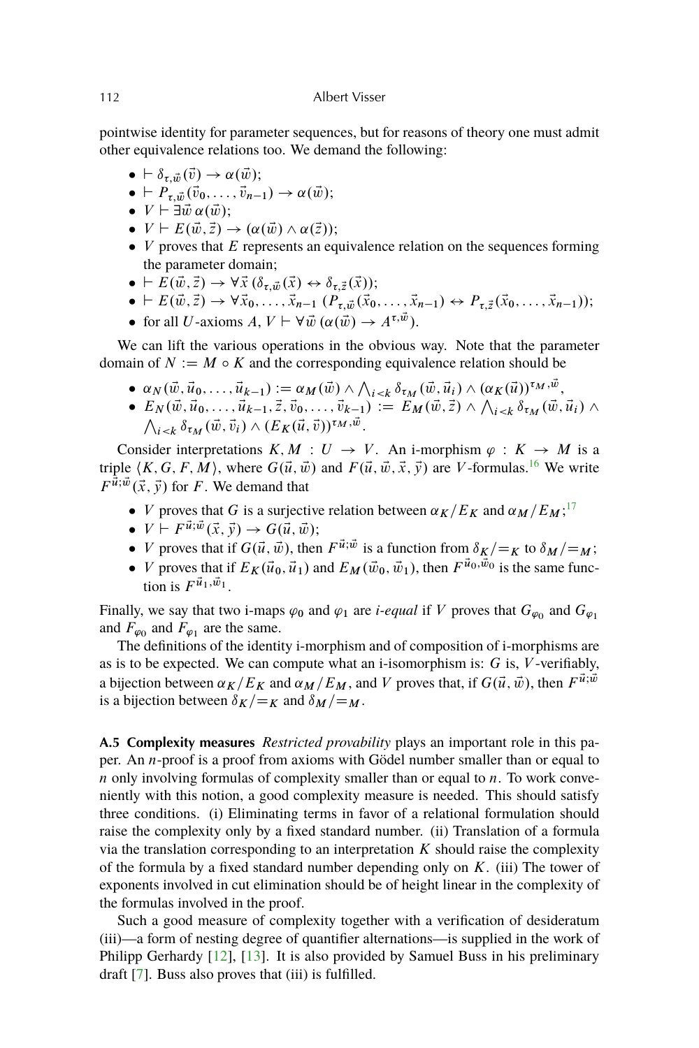pointwise identity for parameter sequences, but for reasons of theory one must admit other equivalence relations too. We demand the following:

- $\vdash \delta_{\tau,\vec{w}}(\vec{v}) \to \alpha(\vec{w})$;
- $\vdash P_{\tau,\vec{w}}(\vec{v}_0, \dots, \vec{v}_{n-1}) \to \alpha(\vec{w})$;
- $V \vdash \exists \vec{w}\, \alpha(\vec{w})$;
- $V \vdash E(\vec{w}, \vec{z}) \to (\alpha(\vec{w}) \wedge \alpha(\vec{z}))$;
- $V$ proves that $E$ represents an equivalence relation on the sequences forming the parameter domain;
- $\vdash E(\vec{w}, \vec{z}) \to \forall \vec{x}\, (\delta_{\tau,\vec{w}}(\vec{x}) \leftrightarrow \delta_{\tau,\vec{z}}(\vec{x}))$;
- $\vdash E(\vec{w}, \vec{z}) \to \forall \vec{x}_0, \dots, \vec{x}_{n-1}\, (P_{\tau,\vec{w}}(\vec{x}_0, \dots, \vec{x}_{n-1}) \leftrightarrow P_{\tau,\vec{z}}(\vec{x}_0, \dots, \vec{x}_{n-1}))$;
- for all $U$-axioms $A$, $V \vdash \forall \vec{w}\, (\alpha(\vec{w}) \to A^{\tau,\vec{w}})$.

We can lift the various operations in the obvious way. Note that the parameter domain of $N := M \circ K$ and the corresponding equivalence relation should be

- $\alpha_N(\vec{w}, \vec{u}_0, \dots, \vec{u}_{k-1}) := \alpha_M(\vec{w}) \wedge \bigwedge_{i<k} \delta_{\tau_M}(\vec{w}, \vec{u}_i) \wedge (\alpha_K(\vec{u}))^{\tau_M,\vec{w}}$,
- $E_N(\vec{w}, \vec{u}_0, \dots, \vec{u}_{k-1}, \vec{z}, \vec{v}_0, \dots, \vec{v}_{k-1}) := E_M(\vec{w}, \vec{z}) \wedge \bigwedge_{i<k} \delta_{\tau_M}(\vec{w}, \vec{u}_i) \wedge \bigwedge_{i<k} \delta_{\tau_M}(\vec{w}, \vec{v}_i) \wedge (E_K(\vec{u}, \vec{v}))^{\tau_M,\vec{w}}$.

Consider interpretations $K, M : U \to V$. An i-morphism $\varphi : K \to M$ is a triple $\langle K, G, F, M \rangle$, where $G(\vec{u}, \vec{w})$ and $F(\vec{u}, \vec{w}, \vec{x}, \vec{y})$ are $V$-formulas.[16] We write $F^{\vec{u};\vec{w}}(\vec{x}, \vec{y})$ for $F$. We demand that

- $V$ proves that $G$ is a surjective relation between $\alpha_K/E_K$ and $\alpha_M/E_M$;[17]
- $V \vdash F^{\vec{u};\vec{w}}(\vec{x}, \vec{y}) \to G(\vec{u}, \vec{w})$;
- $V$ proves that if $G(\vec{u}, \vec{w})$, then $F^{\vec{u};\vec{w}}$ is a function from $\delta_K/{=_K}$ to $\delta_M/{=_M}$;
- $V$ proves that if $E_K(\vec{u}_0, \vec{u}_1)$ and $E_M(\vec{w}_0, \vec{w}_1)$, then $F^{\vec{u}_0,\vec{w}_0}$ is the same function is $F^{\vec{u}_1,\vec{w}_1}$.

Finally, we say that two i-maps $\varphi_0$ and $\varphi_1$ are *i-equal* if $V$ proves that $G_{\varphi_0}$ and $G_{\varphi_1}$ and $F_{\varphi_0}$ and $F_{\varphi_1}$ are the same.

The definitions of the identity i-morphism and of composition of i-morphisms are as is to be expected. We can compute what an i-isomorphism is: $G$ is, $V$-verifiably, a bijection between $\alpha_K/E_K$ and $\alpha_M/E_M$, and $V$ proves that, if $G(\vec{u}, \vec{w})$, then $F^{\vec{u};\vec{w}}$ is a bijection between $\delta_K/{=_K}$ and $\delta_M/{=_M}$.

**A.5 Complexity measures** *Restricted provability* plays an important role in this paper. An $n$-proof is a proof from axioms with Gödel number smaller than or equal to $n$ only involving formulas of complexity smaller than or equal to $n$. To work conveniently with this notion, a good complexity measure is needed. This should satisfy three conditions. (i) Eliminating terms in favor of a relational formulation should raise the complexity only by a fixed standard number. (ii) Translation of a formula via the translation corresponding to an interpretation $K$ should raise the complexity of the formula by a fixed standard number depending only on $K$. (iii) The tower of exponents involved in cut elimination should be of height linear in the complexity of the formulas involved in the proof.

Such a good measure of complexity together with a verification of desideratum (iii)—a form of nesting degree of quantifier alternations—is supplied in the work of Philipp Gerhardy [12], [13]. It is also provided by Samuel Buss in his preliminary draft [7]. Buss also proves that (iii) is fulfilled.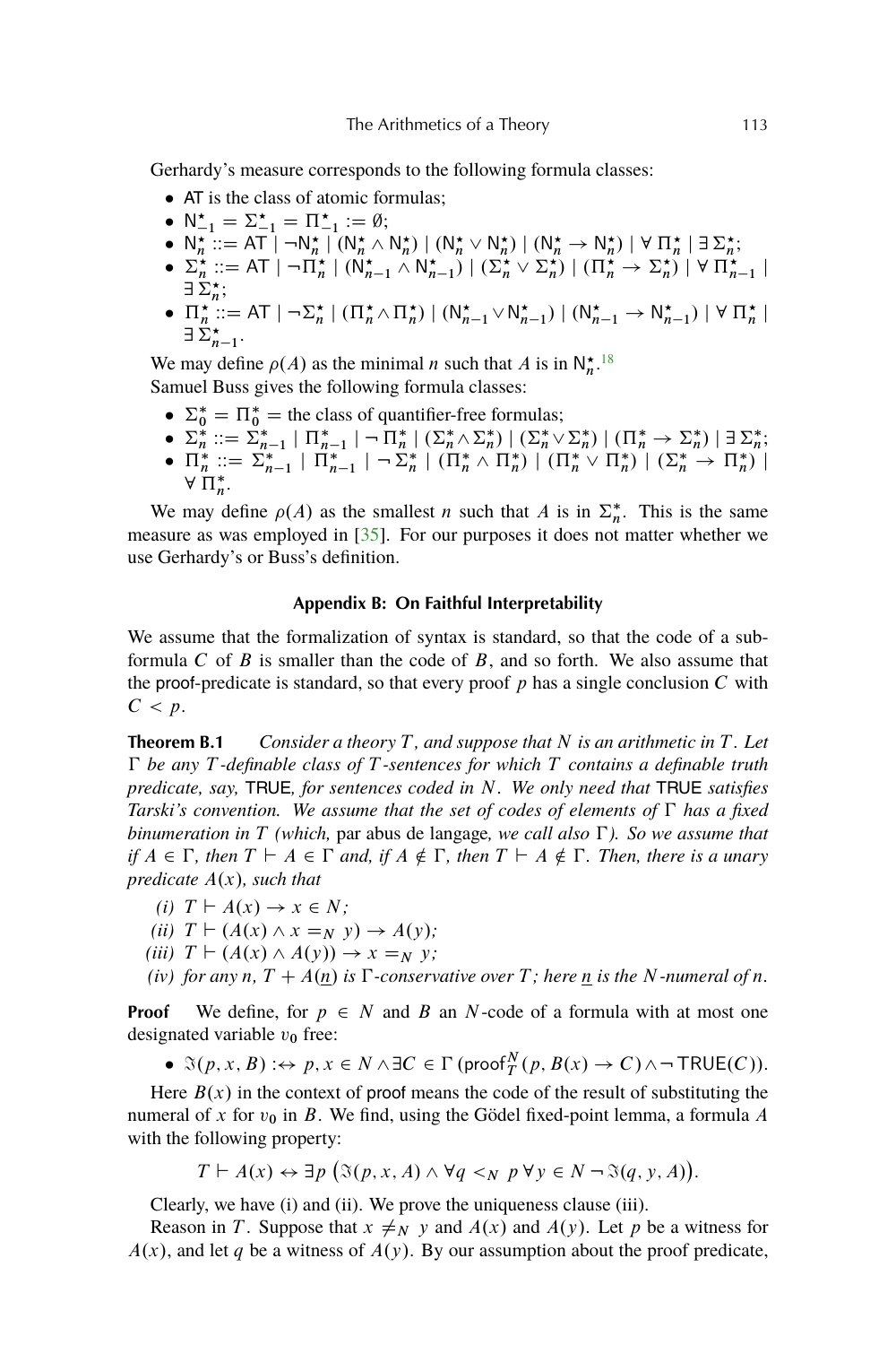Gerhardy's measure corresponds to the following formula classes:

- $\mathsf{AT}$ is the class of atomic formulas;
- $\mathsf{N}^\star_{-1} = \Sigma^\star_{-1} = \Pi^\star_{-1} := \emptyset$;
- $\mathsf{N}^\star_n ::= \mathsf{AT} \mid \neg \mathsf{N}^\star_n \mid (\mathsf{N}^\star_n \wedge \mathsf{N}^\star_n) \mid (\mathsf{N}^\star_n \vee \mathsf{N}^\star_n) \mid (\mathsf{N}^\star_n \to \mathsf{N}^\star_n) \mid \forall\, \Pi^\star_n \mid \exists\, \Sigma^\star_n$;
- $\Sigma^\star_n ::= \mathsf{AT} \mid \neg \Pi^\star_n \mid (\mathsf{N}^\star_{n-1} \wedge \mathsf{N}^\star_{n-1}) \mid (\Sigma^\star_n \vee \Sigma^\star_n) \mid (\Pi^\star_n \to \Sigma^\star_n) \mid \forall\, \Pi^\star_{n-1} \mid \exists\, \Sigma^\star_n$;
- $\Pi^\star_n ::= \mathsf{AT} \mid \neg \Sigma^\star_n \mid (\Pi^\star_n \wedge \Pi^\star_n) \mid (\mathsf{N}^\star_{n-1} \vee \mathsf{N}^\star_{n-1}) \mid (\mathsf{N}^\star_{n-1} \to \mathsf{N}^\star_{n-1}) \mid \forall\, \Pi^\star_n \mid \exists\, \Sigma^\star_{n-1}$.

We may define $\rho(A)$ as the minimal $n$ such that $A$ is in $\mathsf{N}^\star_n$.[18]

Samuel Buss gives the following formula classes:

- $\Sigma^*_0 = \Pi^*_0 =$ the class of quantifier-free formulas;
- $\Sigma^*_n ::= \Sigma^*_{n-1} \mid \Pi^*_{n-1} \mid \neg\, \Pi^*_n \mid (\Sigma^*_n \wedge \Sigma^*_n) \mid (\Sigma^*_n \vee \Sigma^*_n) \mid (\Pi^*_n \to \Sigma^*_n) \mid \exists\, \Sigma^*_n$;
- $\Pi^*_n ::= \Sigma^*_{n-1} \mid \Pi^*_{n-1} \mid \neg\, \Sigma^*_n \mid (\Pi^*_n \wedge \Pi^*_n) \mid (\Pi^*_n \vee \Pi^*_n) \mid (\Sigma^*_n \to \Pi^*_n) \mid \forall\, \Pi^*_n$.

We may define $\rho(A)$ as the smallest $n$ such that $A$ is in $\Sigma^*_n$. This is the same measure as was employed in [35]. For our purposes it does not matter whether we use Gerhardy's or Buss's definition.

## Appendix B: On Faithful Interpretability

We assume that the formalization of syntax is standard, so that the code of a subformula $C$ of $B$ is smaller than the code of $B$, and so forth. We also assume that the proof-predicate is standard, so that every proof $p$ has a single conclusion $C$ with $C < p$.

**Theorem B.1** *Consider a theory $T$, and suppose that $N$ is an arithmetic in $T$. Let $\Gamma$ be any $T$-definable class of $T$-sentences for which $T$ contains a definable truth predicate, say,* TRUE*, for sentences coded in $N$. We only need that* TRUE *satisfies Tarski's convention. We assume that the set of codes of elements of $\Gamma$ has a fixed binumeration in $T$ (which,* par abus de langage*, we call also $\Gamma$). So we assume that if $A \in \Gamma$, then $T \vdash A \in \Gamma$ and, if $A \notin \Gamma$, then $T \vdash A \notin \Gamma$. Then, there is a unary predicate $A(x)$, such that*

*(i)* $T \vdash A(x) \to x \in N$*;*

*(ii)* $T \vdash (A(x) \wedge x =_N y) \to A(y)$*;*

*(iii)* $T \vdash (A(x) \wedge A(y)) \to x =_N y$*;*

*(iv) for any $n$, $T + A(\underline{n})$ is $\Gamma$-conservative over $T$; here $\underline{n}$ is the $N$-numeral of $n$.*

**Proof** We define, for $p \in N$ and $B$ an $N$-code of a formula with at most one designated variable $v_0$ free:

- $\Im(p, x, B) :\leftrightarrow p, x \in N \wedge \exists C \in \Gamma\, (\mathsf{proof}^N_T(p, B(x) \to C) \wedge \neg\, \mathsf{TRUE}(C))$.

Here $B(x)$ in the context of proof means the code of the result of substituting the numeral of $x$ for $v_0$ in $B$. We find, using the Gödel fixed-point lemma, a formula $A$ with the following property:

$$T \vdash A(x) \leftrightarrow \exists p\, \big(\Im(p, x, A) \wedge \forall q <_N p\, \forall y \in N\, \neg\, \Im(q, y, A)\big).$$

Clearly, we have (i) and (ii). We prove the uniqueness clause (iii).

Reason in $T$. Suppose that $x \neq_N y$ and $A(x)$ and $A(y)$. Let $p$ be a witness for $A(x)$, and let $q$ be a witness of $A(y)$. By our assumption about the proof predicate,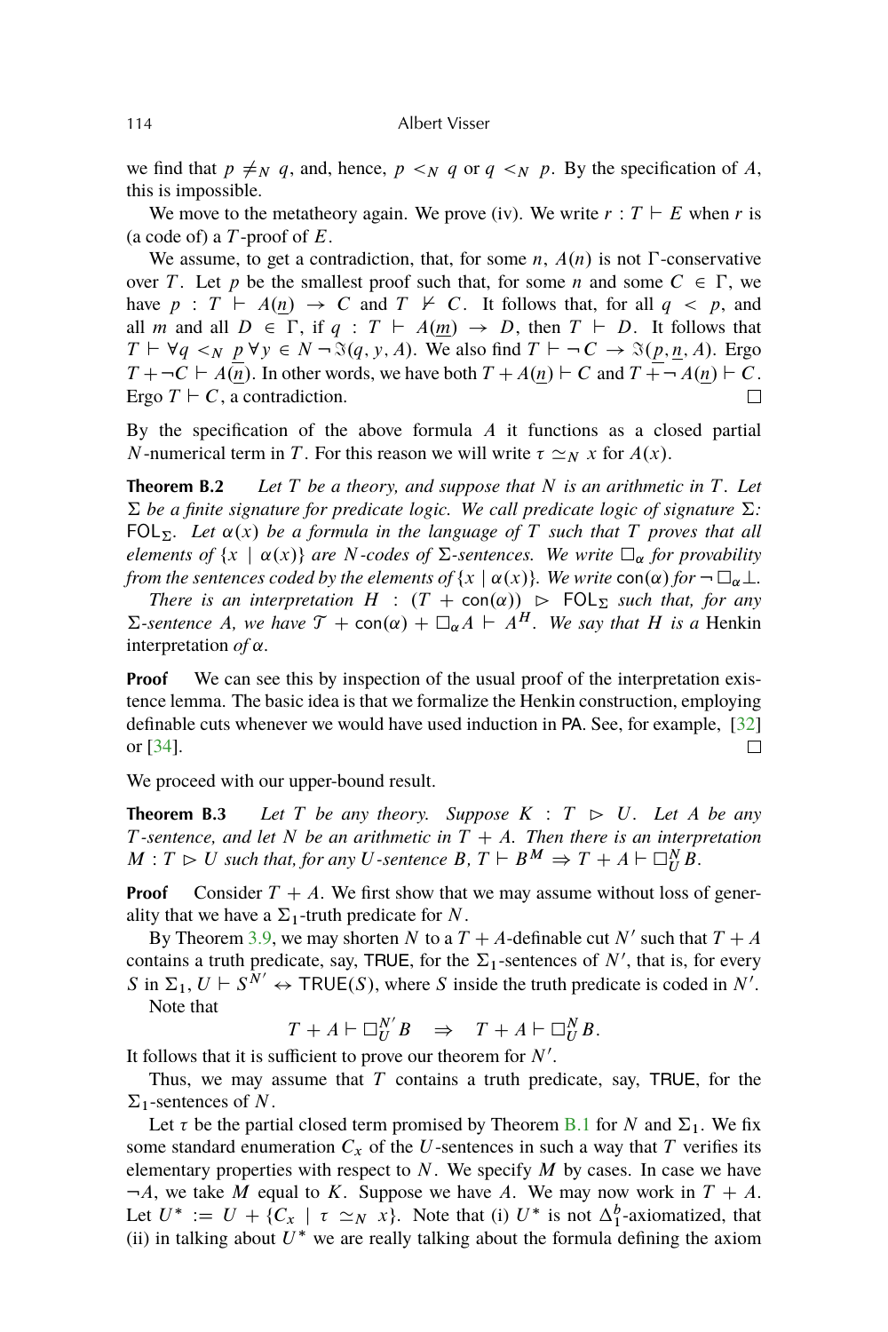we find that $p \neq_N q$, and, hence, $p <_N q$ or $q <_N p$. By the specification of $A$, this is impossible.

We move to the metatheory again. We prove (iv). We write $r : T \vdash E$ when $r$ is (a code of) a $T$-proof of $E$.

We assume, to get a contradiction, that, for some $n$, $A(n)$ is not $\Gamma$-conservative over $T$. Let $p$ be the smallest proof such that, for some $n$ and some $C \in \Gamma$, we have $p : T \vdash A(\underline{n}) \to C$ and $T \nvdash C$. It follows that, for all $q < p$, and all $m$ and all $D \in \Gamma$, if $q : T \vdash A(\underline{m}) \to D$, then $T \vdash D$. It follows that $T \vdash \forall q <_N \underline{p}\, \forall y \in N \neg \Im(q, y, A)$. We also find $T \vdash \neg C \to \Im(\underline{p}, \underline{n}, A)$. Ergo $T + \neg C \vdash A(\underline{n})$. In other words, we have both $T + A(\underline{n}) \vdash C$ and $T + \neg A(\underline{n}) \vdash C$. Ergo $T \vdash C$, a contradiction. $\square$

By the specification of the above formula $A$ it functions as a closed partial $N$-numerical term in $T$. For this reason we will write $\tau \simeq_N x$ for $A(x)$.

**Theorem B.2** *Let $T$ be a theory, and suppose that $N$ is an arithmetic in $T$. Let $\Sigma$ be a finite signature for predicate logic. We call predicate logic of signature $\Sigma$: $\mathsf{FOL}_\Sigma$. Let $\alpha(x)$ be a formula in the language of $T$ such that $T$ proves that all elements of $\{x \mid \alpha(x)\}$ are $N$-codes of $\Sigma$-sentences. We write $\Box_\alpha$ for provability from the sentences coded by the elements of $\{x \mid \alpha(x)\}$. We write $\mathsf{con}(\alpha)$ for $\neg \Box_\alpha \bot$.*

*There is an interpretation $H : (T + \mathsf{con}(\alpha)) \rhd \mathsf{FOL}_\Sigma$ such that, for any $\Sigma$-sentence $A$, we have $\mathcal{T} + \mathsf{con}(\alpha) + \Box_\alpha A \vdash A^H$. We say that $H$ is a* Henkin *interpretation of $\alpha$.*

**Proof** We can see this by inspection of the usual proof of the interpretation existence lemma. The basic idea is that we formalize the Henkin construction, employing definable cuts whenever we would have used induction in PA. See, for example, [32] or [34]. $\square$

We proceed with our upper-bound result.

**Theorem B.3** *Let $T$ be any theory. Suppose $K : T \rhd U$. Let $A$ be any $T$-sentence, and let $N$ be an arithmetic in $T + A$. Then there is an interpretation $M : T \rhd U$ such that, for any $U$-sentence $B$, $T \vdash B^M \Rightarrow T + A \vdash \Box^N_U B$.*

**Proof** Consider $T + A$. We first show that we may assume without loss of generality that we have a $\Sigma_1$-truth predicate for $N$.

By Theorem 3.9, we may shorten $N$ to a $T + A$-definable cut $N'$ such that $T + A$ contains a truth predicate, say, TRUE, for the $\Sigma_1$-sentences of $N'$, that is, for every $S$ in $\Sigma_1$, $U \vdash S^{N'} \leftrightarrow \mathsf{TRUE}(S)$, where $S$ inside the truth predicate is coded in $N'$.

Note that

$$T + A \vdash \Box^{N'}_U B \quad \Rightarrow \quad T + A \vdash \Box^N_U B.$$

It follows that it is sufficient to prove our theorem for $N'$.

Thus, we may assume that $T$ contains a truth predicate, say, TRUE, for the $\Sigma_1$-sentences of $N$.

Let $\tau$ be the partial closed term promised by Theorem B.1 for $N$ and $\Sigma_1$. We fix some standard enumeration $C_x$ of the $U$-sentences in such a way that $T$ verifies its elementary properties with respect to $N$. We specify $M$ by cases. In case we have $\neg A$, we take $M$ equal to $K$. Suppose we have $A$. We may now work in $T + A$. Let $U^* := U + \{C_x \mid \tau \simeq_N x\}$. Note that (i) $U^*$ is not $\Delta^b_1$-axiomatized, that (ii) in talking about $U^*$ we are really talking about the formula defining the axiom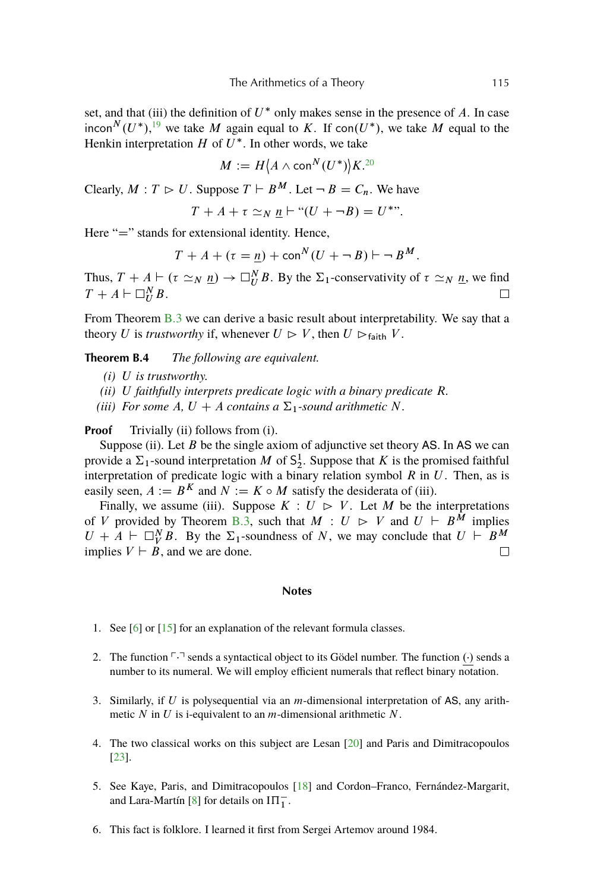set, and that (iii) the definition of $U^*$ only makes sense in the presence of $A$. In case $\mathsf{incon}^N(U^*)$,[19] we take $M$ again equal to $K$. If $\mathsf{con}(U^*)$, we take $M$ equal to the Henkin interpretation $H$ of $U^*$. In other words, we take

$$M := H\langle A \wedge \mathsf{con}^N(U^*)\rangle K.$$[20]

Clearly, $M : T \rhd U$. Suppose $T \vdash B^M$. Let $\neg B = C_n$. We have

$$T + A + \tau \simeq_N \underline{n} \vdash \text{“}(U + \neg B) = U^*\text{”}.$$

Here “$=$” stands for extensional identity. Hence,

$$T + A + (\tau = \underline{n}) + \mathsf{con}^N(U + \neg B) \vdash \neg B^M.$$

Thus, $T + A \vdash (\tau \simeq_N \underline{n}) \rightarrow \Box_U^N B$. By the $\Sigma_1$-conservativity of $\tau \simeq_N \underline{n}$, we find $T + A \vdash \Box_U^N B$. □

From Theorem B.3 we can derive a basic result about interpretability. We say that a theory $U$ is *trustworthy* if, whenever $U \rhd V$, then $U \rhd_{\mathsf{faith}} V$.

**Theorem B.4** *The following are equivalent.*

*(i) $U$ is trustworthy.*
*(ii) $U$ faithfully interprets predicate logic with a binary predicate $R$.*
*(iii) For some $A$, $U + A$ contains a $\Sigma_1$-sound arithmetic $N$.*

**Proof** Trivially (ii) follows from (i).

Suppose (ii). Let $B$ be the single axiom of adjunctive set theory $\mathsf{AS}$. In $\mathsf{AS}$ we can provide a $\Sigma_1$-sound interpretation $M$ of $\mathsf{S}^1_2$. Suppose that $K$ is the promised faithful interpretation of predicate logic with a binary relation symbol $R$ in $U$. Then, as is easily seen, $A := B^K$ and $N := K \circ M$ satisfy the desiderata of (iii).

Finally, we assume (iii). Suppose $K : U \rhd V$. Let $M$ be the interpretations of $V$ provided by Theorem B.3, such that $M : U \rhd V$ and $U \vdash B^M$ implies $U + A \vdash \Box_V^N B$. By the $\Sigma_1$-soundness of $N$, we may conclude that $U \vdash B^M$ implies $V \vdash B$, and we are done. □

## Notes

1. See [6] or [15] for an explanation of the relevant formula classes.

2. The function $\ulcorner \cdot \urcorner$ sends a syntactical object to its Gödel number. The function $\underline{(\cdot)}$ sends a number to its numeral. We will employ efficient numerals that reflect binary notation.

3. Similarly, if $U$ is polysequential via an $m$-dimensional interpretation of $\mathsf{AS}$, any arithmetic $N$ in $U$ is i-equivalent to an $m$-dimensional arithmetic $N$.

4. The two classical works on this subject are Lesan [20] and Paris and Dimitracopoulos [23].

5. See Kaye, Paris, and Dimitracopoulos [18] and Cordon–Franco, Fernández-Margarit, and Lara-Martín [8] for details on $\mathrm{I}\Pi_1^-$.

6. This fact is folklore. I learned it first from Sergei Artemov around 1984.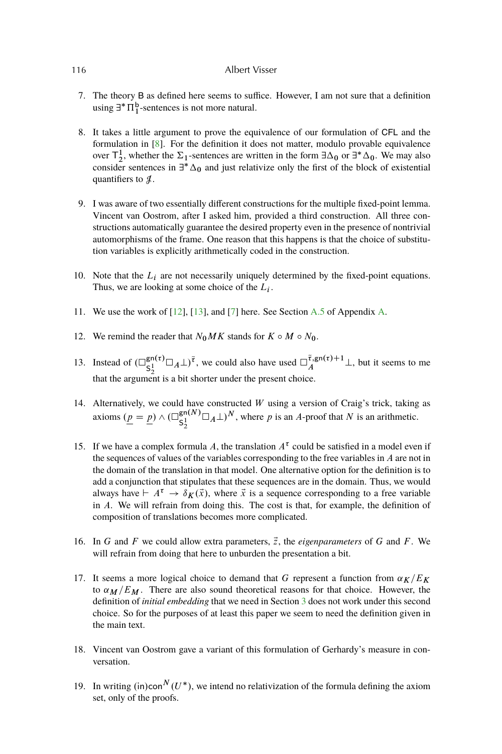7. The theory B as defined here seems to suffice. However, I am not sure that a definition using $\exists^* \Pi^{\mathsf{b}}_1$-sentences is not more natural.

8. It takes a little argument to prove the equivalence of our formulation of CFL and the formulation in [8]. For the definition it does not matter, modulo provable equivalence over $\mathsf{T}^1_2$, whether the $\Sigma_1$-sentences are written in the form $\exists\Delta_0$ or $\exists^*\Delta_0$. We may also consider sentences in $\exists^*\Delta_0$ and just relativize only the first of the block of existential quantifiers to $\mathcal{J}$.

9. I was aware of two essentially different constructions for the multiple fixed-point lemma. Vincent van Oostrom, after I asked him, provided a third construction. All three constructions automatically guarantee the desired property even in the presence of nontrivial automorphisms of the frame. One reason that this happens is that the choice of substitution variables is explicitly arithmetically coded in the construction.

10. Note that the $L_i$ are not necessarily uniquely determined by the fixed-point equations. Thus, we are looking at some choice of the $L_i$.

11. We use the work of [12], [13], and [7] here. See Section A.5 of Appendix A.

12. We remind the reader that $N_0MK$ stands for $K \circ M \circ N_0$.

13. Instead of $(\Box^{\mathsf{gn}(\tau)}_{\mathsf{S}^1_2}\Box_A\bot)^{\tilde{\tau}}$, we could also have used $\Box^{\tilde{\tau},\mathsf{gn}(\tau)+1}_A\bot$, but it seems to me that the argument is a bit shorter under the present choice.

14. Alternatively, we could have constructed $W$ using a version of Craig's trick, taking as axioms $(\underline{p} = \underline{p}) \wedge (\Box^{\mathsf{gn}(N)}_{\mathsf{S}^1_2}\Box_A\bot)^N$, where $p$ is an $A$-proof that $N$ is an arithmetic.

15. If we have a complex formula $A$, the translation $A^\tau$ could be satisfied in a model even if the sequences of values of the variables corresponding to the free variables in $A$ are not in the domain of the translation in that model. One alternative option for the definition is to add a conjunction that stipulates that these sequences are in the domain. Thus, we would always have $\vdash A^\tau \to \delta_K(\vec{x})$, where $\vec{x}$ is a sequence corresponding to a free variable in $A$. We will refrain from doing this. The cost is that, for example, the definition of composition of translations becomes more complicated.

16. In $G$ and $F$ we could allow extra parameters, $\vec{z}$, the *eigenparameters* of $G$ and $F$. We will refrain from doing that here to unburden the presentation a bit.

17. It seems a more logical choice to demand that $G$ represent a function from $\alpha_K/E_K$ to $\alpha_M/E_M$. There are also sound theoretical reasons for that choice. However, the definition of *initial embedding* that we need in Section 3 does not work under this second choice. So for the purposes of at least this paper we seem to need the definition given in the main text.

18. Vincent van Oostrom gave a variant of this formulation of Gerhardy's measure in conversation.

19. In writing $(\mathsf{in})\mathsf{con}^N(U^*)$, we intend no relativization of the formula defining the axiom set, only of the proofs.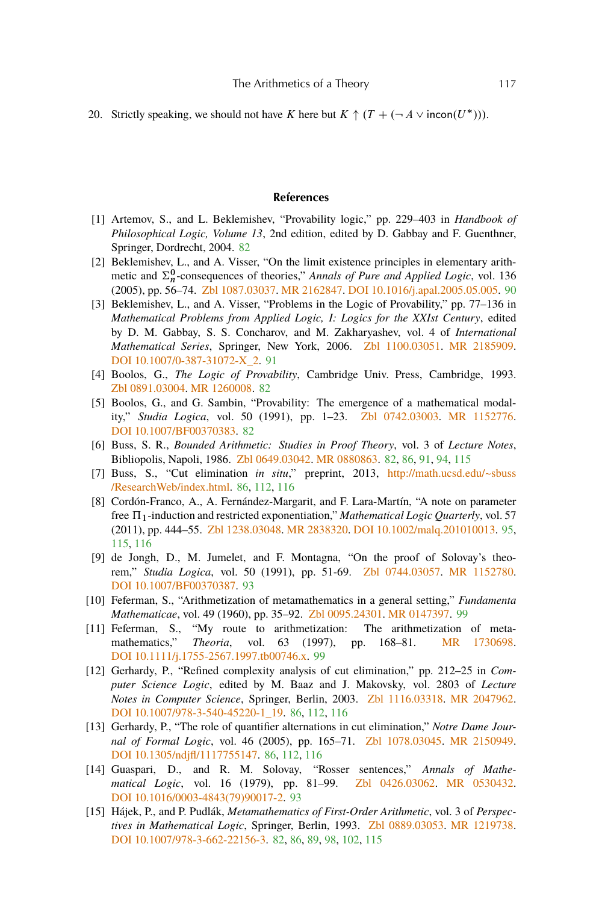20. Strictly speaking, we should not have $K$ here but $K \uparrow (T + (\neg A \vee \mathsf{incon}(U^*)))$.

## References

[1] Artemov, S., and L. Beklemishev, "Provability logic," pp. 229–403 in *Handbook of Philosophical Logic, Volume 13*, 2nd edition, edited by D. Gabbay and F. Guenthner, Springer, Dordrecht, 2004. 82

[2] Beklemishev, L., and A. Visser, "On the limit existence principles in elementary arithmetic and $\Sigma^0_n$-consequences of theories," *Annals of Pure and Applied Logic*, vol. 136 (2005), pp. 56–74. Zbl 1087.03037. MR 2162847. DOI 10.1016/j.apal.2005.05.005. 90

[3] Beklemishev, L., and A. Visser, "Problems in the Logic of Provability," pp. 77–136 in *Mathematical Problems from Applied Logic, I: Logics for the XXIst Century*, edited by D. M. Gabbay, S. S. Concharov, and M. Zakharyashev, vol. 4 of *International Mathematical Series*, Springer, New York, 2006. Zbl 1100.03051. MR 2185909. DOI 10.1007/0-387-31072-X_2. 91

[4] Boolos, G., *The Logic of Provability*, Cambridge Univ. Press, Cambridge, 1993. Zbl 0891.03004. MR 1260008. 82

[5] Boolos, G., and G. Sambin, "Provability: The emergence of a mathematical modality," *Studia Logica*, vol. 50 (1991), pp. 1–23. Zbl 0742.03003. MR 1152776. DOI 10.1007/BF00370383. 82

[6] Buss, S. R., *Bounded Arithmetic: Studies in Proof Theory*, vol. 3 of *Lecture Notes*, Bibliopolis, Napoli, 1986. Zbl 0649.03042. MR 0880863. 82, 86, 91, 94, 115

[7] Buss, S., "Cut elimination *in situ*," preprint, 2013, http://math.ucsd.edu/~sbuss/ResearchWeb/index.html. 86, 112, 116

[8] Cordón-Franco, A., A. Fernández-Margarit, and F. Lara-Martín, "A note on parameter free $\Pi_1$-induction and restricted exponentiation," *Mathematical Logic Quarterly*, vol. 57 (2011), pp. 444–55. Zbl 1238.03048. MR 2838320. DOI 10.1002/malq.201010013. 95, 115, 116

[9] de Jongh, D., M. Jumelet, and F. Montagna, "On the proof of Solovay's theorem," *Studia Logica*, vol. 50 (1991), pp. 51-69. Zbl 0744.03057. MR 1152780. DOI 10.1007/BF00370387. 93

[10] Feferman, S., "Arithmetization of metamathematics in a general setting," *Fundamenta Mathematicae*, vol. 49 (1960), pp. 35–92. Zbl 0095.24301. MR 0147397. 99

[11] Feferman, S., "My route to arithmetization: The arithmetization of metamathematics," *Theoria*, vol. 63 (1997), pp. 168–81. MR 1730698. DOI 10.1111/j.1755-2567.1997.tb00746.x. 99

[12] Gerhardy, P., "Refined complexity analysis of cut elimination," pp. 212–25 in *Computer Science Logic*, edited by M. Baaz and J. Makovsky, vol. 2803 of *Lecture Notes in Computer Science*, Springer, Berlin, 2003. Zbl 1116.03318. MR 2047962. DOI 10.1007/978-3-540-45220-1_19. 86, 112, 116

[13] Gerhardy, P., "The role of quantifier alternations in cut elimination," *Notre Dame Journal of Formal Logic*, vol. 46 (2005), pp. 165–71. Zbl 1078.03045. MR 2150949. DOI 10.1305/ndjfl/1117755147. 86, 112, 116

[14] Guaspari, D., and R. M. Solovay, "Rosser sentences," *Annals of Mathematical Logic*, vol. 16 (1979), pp. 81–99. Zbl 0426.03062. MR 0530432. DOI 10.1016/0003-4843(79)90017-2. 93

[15] Hájek, P., and P. Pudlák, *Metamathematics of First-Order Arithmetic*, vol. 3 of *Perspectives in Mathematical Logic*, Springer, Berlin, 1993. Zbl 0889.03053. MR 1219738. DOI 10.1007/978-3-662-22156-3. 82, 86, 89, 98, 102, 115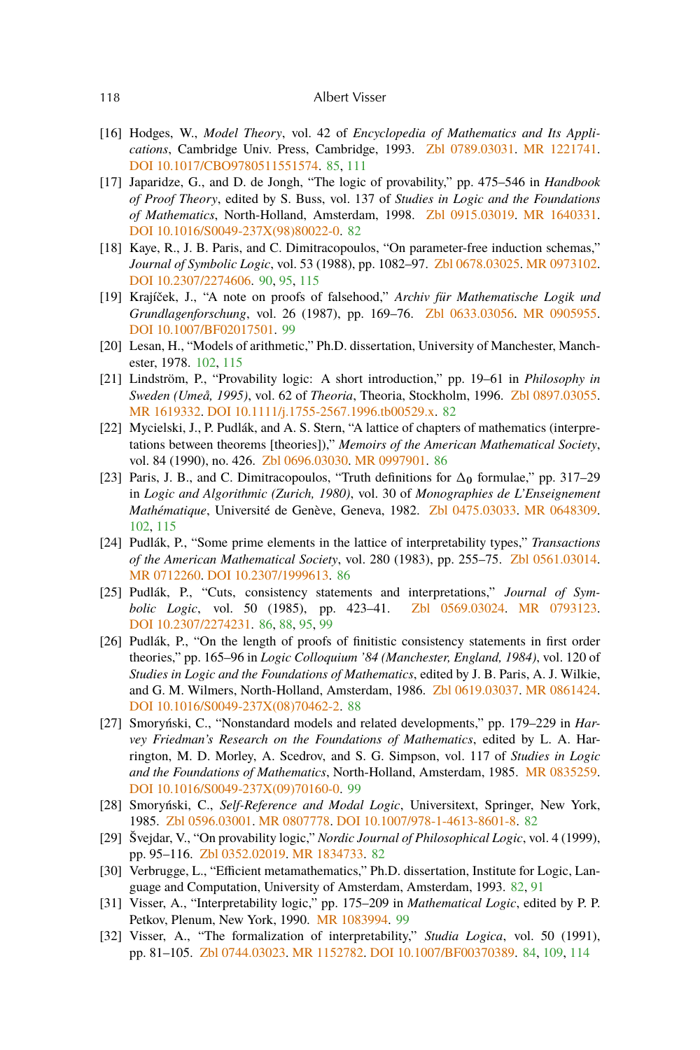[16] Hodges, W., *Model Theory*, vol. 42 of *Encyclopedia of Mathematics and Its Applications*, Cambridge Univ. Press, Cambridge, 1993. Zbl 0789.03031. MR 1221741. DOI 10.1017/CBO9780511551574. 85, 111

[17] Japaridze, G., and D. de Jongh, "The logic of provability," pp. 475–546 in *Handbook of Proof Theory*, edited by S. Buss, vol. 137 of *Studies in Logic and the Foundations of Mathematics*, North-Holland, Amsterdam, 1998. Zbl 0915.03019. MR 1640331. DOI 10.1016/S0049-237X(98)80022-0. 82

[18] Kaye, R., J. B. Paris, and C. Dimitracopoulos, "On parameter-free induction schemas," *Journal of Symbolic Logic*, vol. 53 (1988), pp. 1082–97. Zbl 0678.03025. MR 0973102. DOI 10.2307/2274606. 90, 95, 115

[19] Krajíček, J., "A note on proofs of falsehood," *Archiv für Mathematische Logik und Grundlagenforschung*, vol. 26 (1987), pp. 169–76. Zbl 0633.03056. MR 0905955. DOI 10.1007/BF02017501. 99

[20] Lesan, H., "Models of arithmetic," Ph.D. dissertation, University of Manchester, Manchester, 1978. 102, 115

[21] Lindström, P., "Provability logic: A short introduction," pp. 19–61 in *Philosophy in Sweden (Umeå, 1995)*, vol. 62 of *Theoria*, Theoria, Stockholm, 1996. Zbl 0897.03055. MR 1619332. DOI 10.1111/j.1755-2567.1996.tb00529.x. 82

[22] Mycielski, J., P. Pudlák, and A. S. Stern, "A lattice of chapters of mathematics (interpretations between theorems [theories])," *Memoirs of the American Mathematical Society*, vol. 84 (1990), no. 426. Zbl 0696.03030. MR 0997901. 86

[23] Paris, J. B., and C. Dimitracopoulos, "Truth definitions for $\Delta_0$ formulae," pp. 317–29 in *Logic and Algorithmic (Zurich, 1980)*, vol. 30 of *Monographies de L'Enseignement Mathématique*, Université de Genève, Geneva, 1982. Zbl 0475.03033. MR 0648309. 102, 115

[24] Pudlák, P., "Some prime elements in the lattice of interpretability types," *Transactions of the American Mathematical Society*, vol. 280 (1983), pp. 255–75. Zbl 0561.03014. MR 0712260. DOI 10.2307/1999613. 86

[25] Pudlák, P., "Cuts, consistency statements and interpretations," *Journal of Symbolic Logic*, vol. 50 (1985), pp. 423–41. Zbl 0569.03024. MR 0793123. DOI 10.2307/2274231. 86, 88, 95, 99

[26] Pudlák, P., "On the length of proofs of finitistic consistency statements in first order theories," pp. 165–96 in *Logic Colloquium '84 (Manchester, England, 1984)*, vol. 120 of *Studies in Logic and the Foundations of Mathematics*, edited by J. B. Paris, A. J. Wilkie, and G. M. Wilmers, North-Holland, Amsterdam, 1986. Zbl 0619.03037. MR 0861424. DOI 10.1016/S0049-237X(08)70462-2. 88

[27] Smoryński, C., "Nonstandard models and related developments," pp. 179–229 in *Harvey Friedman's Research on the Foundations of Mathematics*, edited by L. A. Harrington, M. D. Morley, A. Scedrov, and S. G. Simpson, vol. 117 of *Studies in Logic and the Foundations of Mathematics*, North-Holland, Amsterdam, 1985. MR 0835259. DOI 10.1016/S0049-237X(09)70160-0. 99

[28] Smoryński, C., *Self-Reference and Modal Logic*, Universitext, Springer, New York, 1985. Zbl 0596.03001. MR 0807778. DOI 10.1007/978-1-4613-8601-8. 82

[29] Švejdar, V., "On provability logic," *Nordic Journal of Philosophical Logic*, vol. 4 (1999), pp. 95–116. Zbl 0352.02019. MR 1834733. 82

[30] Verbrugge, L., "Efficient metamathematics," Ph.D. dissertation, Institute for Logic, Language and Computation, University of Amsterdam, Amsterdam, 1993. 82, 91

[31] Visser, A., "Interpretability logic," pp. 175–209 in *Mathematical Logic*, edited by P. P. Petkov, Plenum, New York, 1990. MR 1083994. 99

[32] Visser, A., "The formalization of interpretability," *Studia Logica*, vol. 50 (1991), pp. 81–105. Zbl 0744.03023. MR 1152782. DOI 10.1007/BF00370389. 84, 109, 114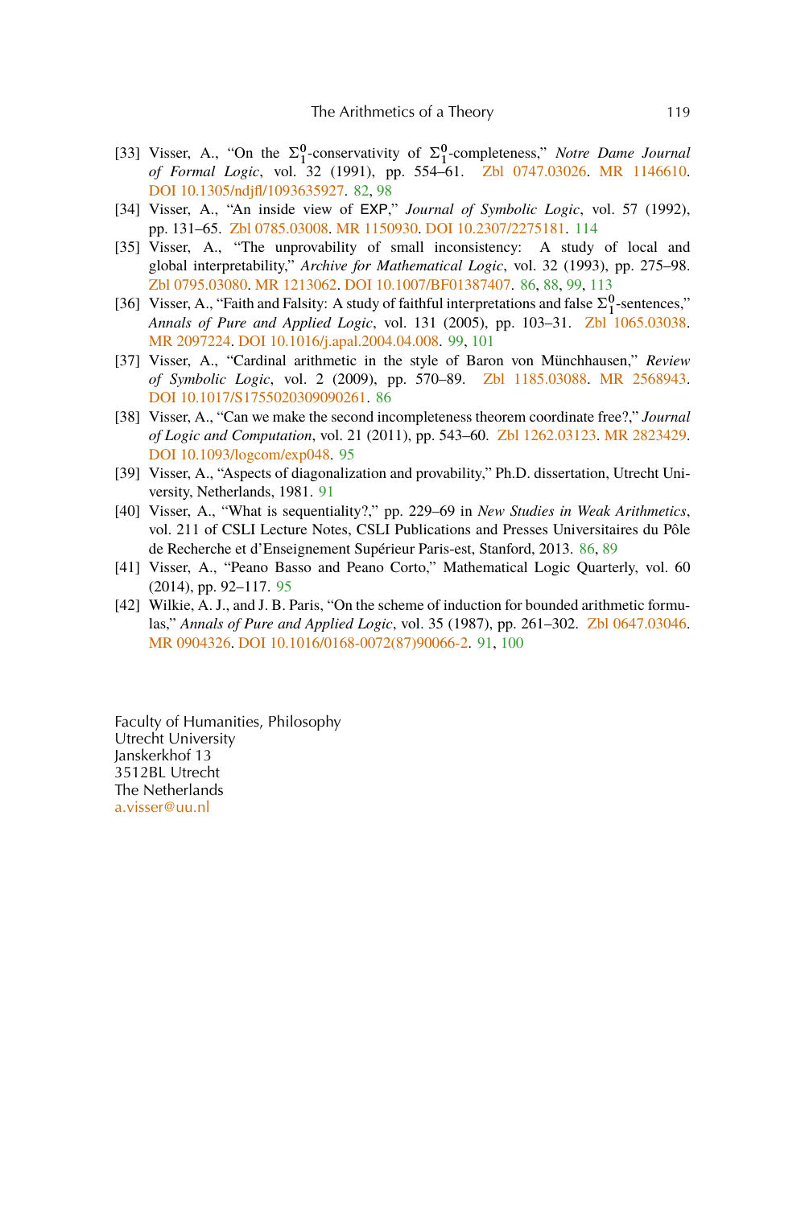[33] Visser, A., "On the $\Sigma^0_1$-conservativity of $\Sigma^0_1$-completeness," *Notre Dame Journal of Formal Logic*, vol. 32 (1991), pp. 554–61. Zbl 0747.03026. MR 1146610. DOI 10.1305/ndjfl/1093635927. 82, 98

[34] Visser, A., "An inside view of EXP," *Journal of Symbolic Logic*, vol. 57 (1992), pp. 131–65. Zbl 0785.03008. MR 1150930. DOI 10.2307/2275181. 114

[35] Visser, A., "The unprovability of small inconsistency: A study of local and global interpretability," *Archive for Mathematical Logic*, vol. 32 (1993), pp. 275–98. Zbl 0795.03080. MR 1213062. DOI 10.1007/BF01387407. 86, 88, 99, 113

[36] Visser, A., "Faith and Falsity: A study of faithful interpretations and false $\Sigma^0_1$-sentences," *Annals of Pure and Applied Logic*, vol. 131 (2005), pp. 103–31. Zbl 1065.03038. MR 2097224. DOI 10.1016/j.apal.2004.04.008. 99, 101

[37] Visser, A., "Cardinal arithmetic in the style of Baron von Münchhausen," *Review of Symbolic Logic*, vol. 2 (2009), pp. 570–89. Zbl 1185.03088. MR 2568943. DOI 10.1017/S1755020309090261. 86

[38] Visser, A., "Can we make the second incompleteness theorem coordinate free?," *Journal of Logic and Computation*, vol. 21 (2011), pp. 543–60. Zbl 1262.03123. MR 2823429. DOI 10.1093/logcom/exp048. 95

[39] Visser, A., "Aspects of diagonalization and provability," Ph.D. dissertation, Utrecht University, Netherlands, 1981. 91

[40] Visser, A., "What is sequentiality?," pp. 229–69 in *New Studies in Weak Arithmetics*, vol. 211 of CSLI Lecture Notes, CSLI Publications and Presses Universitaires du Pôle de Recherche et d'Enseignement Supérieur Paris-est, Stanford, 2013. 86, 89

[41] Visser, A., "Peano Basso and Peano Corto," Mathematical Logic Quarterly, vol. 60 (2014), pp. 92–117. 95

[42] Wilkie, A. J., and J. B. Paris, "On the scheme of induction for bounded arithmetic formulas," *Annals of Pure and Applied Logic*, vol. 35 (1987), pp. 261–302. Zbl 0647.03046. MR 0904326. DOI 10.1016/0168-0072(87)90066-2. 91, 100

Faculty of Humanities, Philosophy
Utrecht University
Janskerkhof 13
3512BL Utrecht
The Netherlands
a.visser@uu.nl